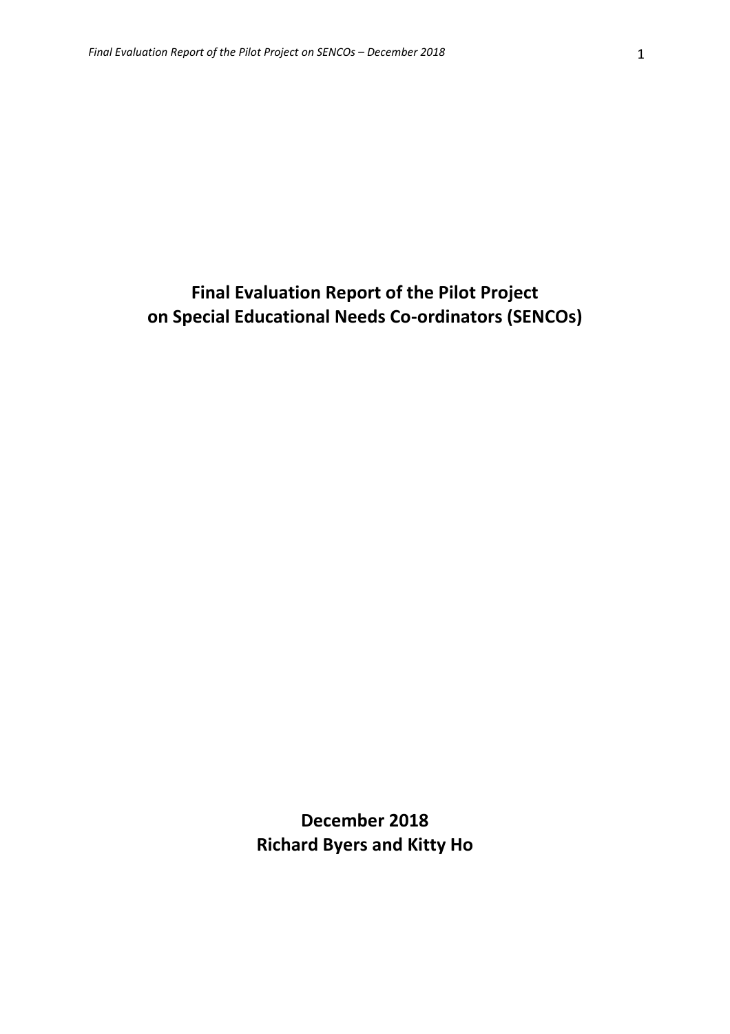# Final Evaluation Report of the Pilot Project on Special Educational Needs Co-ordinators (SENCOs)

**December 2018**
**Richard Byers and Kitty Ho**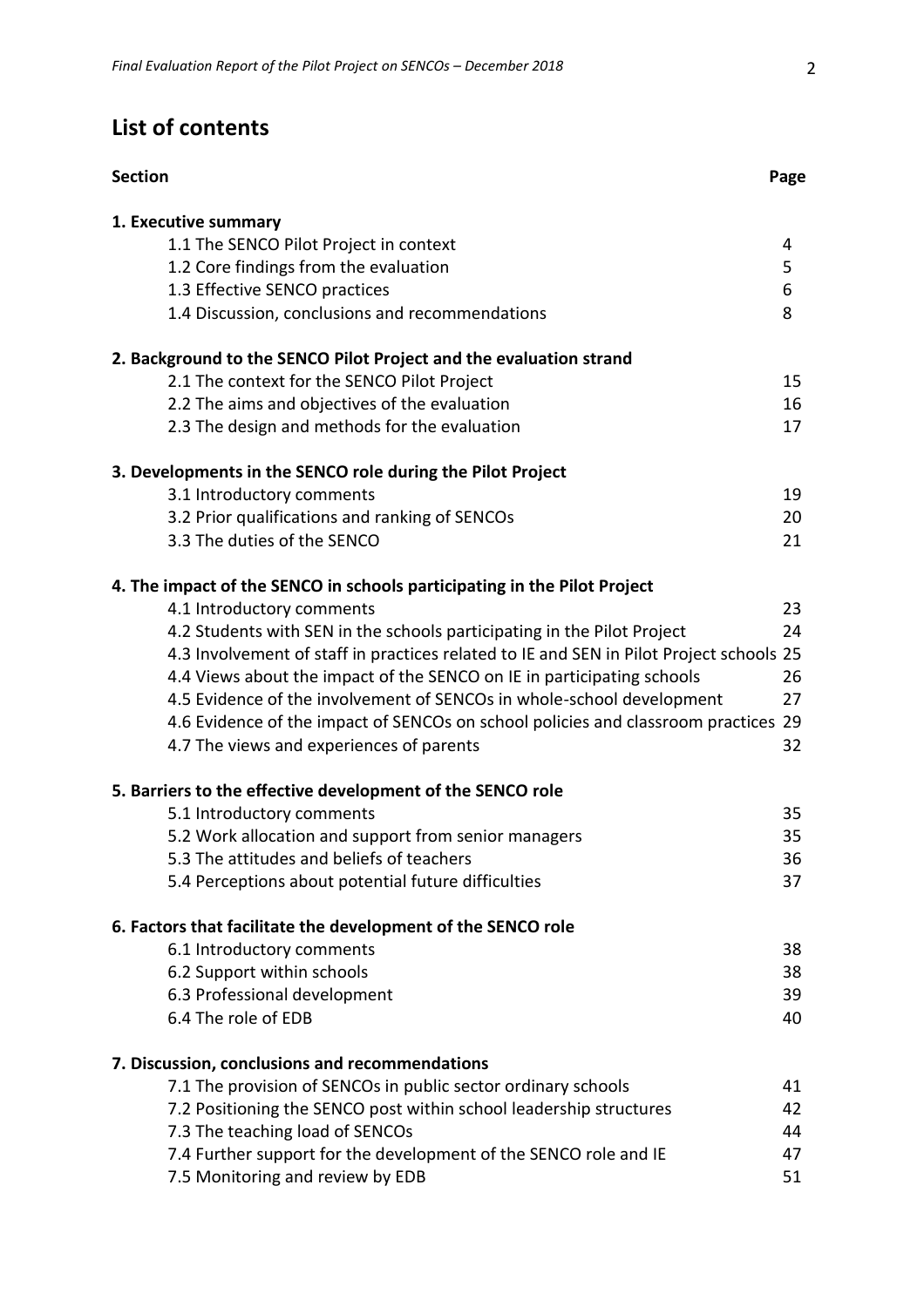# List of contents

| Section | Page |
|---|---|
| **1. Executive summary** | |
| 1.1 The SENCO Pilot Project in context | 4 |
| 1.2 Core findings from the evaluation | 5 |
| 1.3 Effective SENCO practices | 6 |
| 1.4 Discussion, conclusions and recommendations | 8 |
| **2. Background to the SENCO Pilot Project and the evaluation strand** | |
| 2.1 The context for the SENCO Pilot Project | 15 |
| 2.2 The aims and objectives of the evaluation | 16 |
| 2.3 The design and methods for the evaluation | 17 |
| **3. Developments in the SENCO role during the Pilot Project** | |
| 3.1 Introductory comments | 19 |
| 3.2 Prior qualifications and ranking of SENCOs | 20 |
| 3.3 The duties of the SENCO | 21 |
| **4. The impact of the SENCO in schools participating in the Pilot Project** | |
| 4.1 Introductory comments | 23 |
| 4.2 Students with SEN in the schools participating in the Pilot Project | 24 |
| 4.3 Involvement of staff in practices related to IE and SEN in Pilot Project schools | 25 |
| 4.4 Views about the impact of the SENCO on IE in participating schools | 26 |
| 4.5 Evidence of the involvement of SENCOs in whole-school development | 27 |
| 4.6 Evidence of the impact of SENCOs on school policies and classroom practices | 29 |
| 4.7 The views and experiences of parents | 32 |
| **5. Barriers to the effective development of the SENCO role** | |
| 5.1 Introductory comments | 35 |
| 5.2 Work allocation and support from senior managers | 35 |
| 5.3 The attitudes and beliefs of teachers | 36 |
| 5.4 Perceptions about potential future difficulties | 37 |
| **6. Factors that facilitate the development of the SENCO role** | |
| 6.1 Introductory comments | 38 |
| 6.2 Support within schools | 38 |
| 6.3 Professional development | 39 |
| 6.4 The role of EDB | 40 |
| **7. Discussion, conclusions and recommendations** | |
| 7.1 The provision of SENCOs in public sector ordinary schools | 41 |
| 7.2 Positioning the SENCO post within school leadership structures | 42 |
| 7.3 The teaching load of SENCOs | 44 |
| 7.4 Further support for the development of the SENCO role and IE | 47 |
| 7.5 Monitoring and review by EDB | 51 |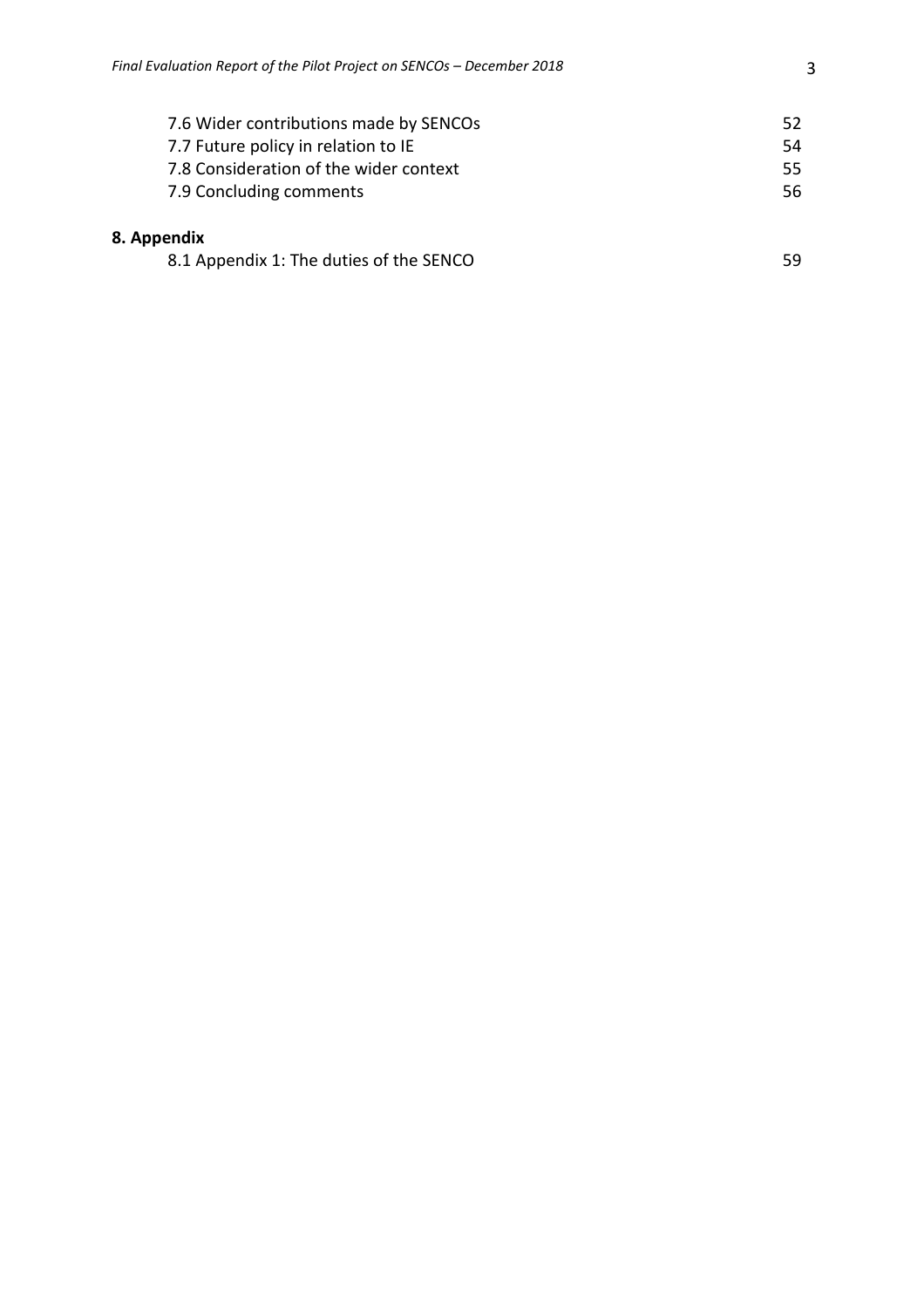| | |
|---|---|
| 7.6 Wider contributions made by SENCOs | 52 |
| 7.7 Future policy in relation to IE | 54 |
| 7.8 Consideration of the wider context | 55 |
| 7.9 Concluding comments | 56 |

**8. Appendix**

| | |
|---|---|
| 8.1 Appendix 1: The duties of the SENCO | 59 |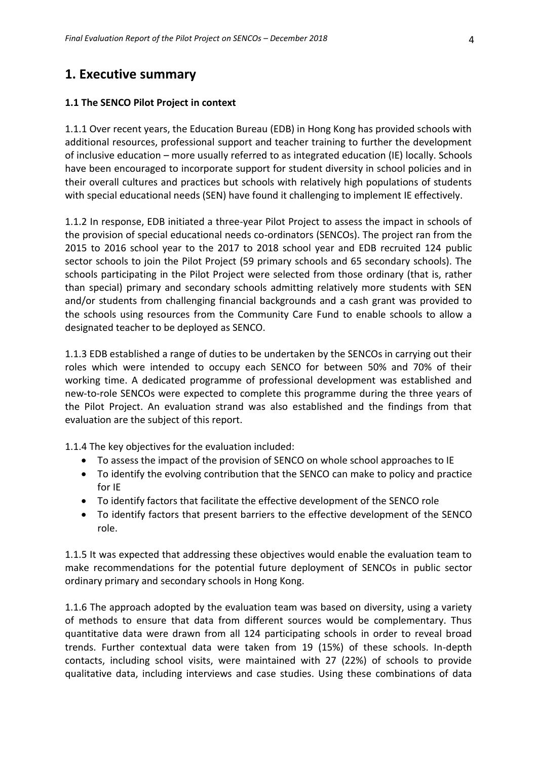# 1. Executive summary

### 1.1 The SENCO Pilot Project in context

1.1.1 Over recent years, the Education Bureau (EDB) in Hong Kong has provided schools with additional resources, professional support and teacher training to further the development of inclusive education – more usually referred to as integrated education (IE) locally. Schools have been encouraged to incorporate support for student diversity in school policies and in their overall cultures and practices but schools with relatively high populations of students with special educational needs (SEN) have found it challenging to implement IE effectively.

1.1.2 In response, EDB initiated a three-year Pilot Project to assess the impact in schools of the provision of special educational needs co-ordinators (SENCOs). The project ran from the 2015 to 2016 school year to the 2017 to 2018 school year and EDB recruited 124 public sector schools to join the Pilot Project (59 primary schools and 65 secondary schools). The schools participating in the Pilot Project were selected from those ordinary (that is, rather than special) primary and secondary schools admitting relatively more students with SEN and/or students from challenging financial backgrounds and a cash grant was provided to the schools using resources from the Community Care Fund to enable schools to allow a designated teacher to be deployed as SENCO.

1.1.3 EDB established a range of duties to be undertaken by the SENCOs in carrying out their roles which were intended to occupy each SENCO for between 50% and 70% of their working time. A dedicated programme of professional development was established and new-to-role SENCOs were expected to complete this programme during the three years of the Pilot Project. An evaluation strand was also established and the findings from that evaluation are the subject of this report.

1.1.4 The key objectives for the evaluation included:

- To assess the impact of the provision of SENCO on whole school approaches to IE
- To identify the evolving contribution that the SENCO can make to policy and practice for IE
- To identify factors that facilitate the effective development of the SENCO role
- To identify factors that present barriers to the effective development of the SENCO role.

1.1.5 It was expected that addressing these objectives would enable the evaluation team to make recommendations for the potential future deployment of SENCOs in public sector ordinary primary and secondary schools in Hong Kong.

1.1.6 The approach adopted by the evaluation team was based on diversity, using a variety of methods to ensure that data from different sources would be complementary. Thus quantitative data were drawn from all 124 participating schools in order to reveal broad trends. Further contextual data were taken from 19 (15%) of these schools. In-depth contacts, including school visits, were maintained with 27 (22%) of schools to provide qualitative data, including interviews and case studies. Using these combinations of data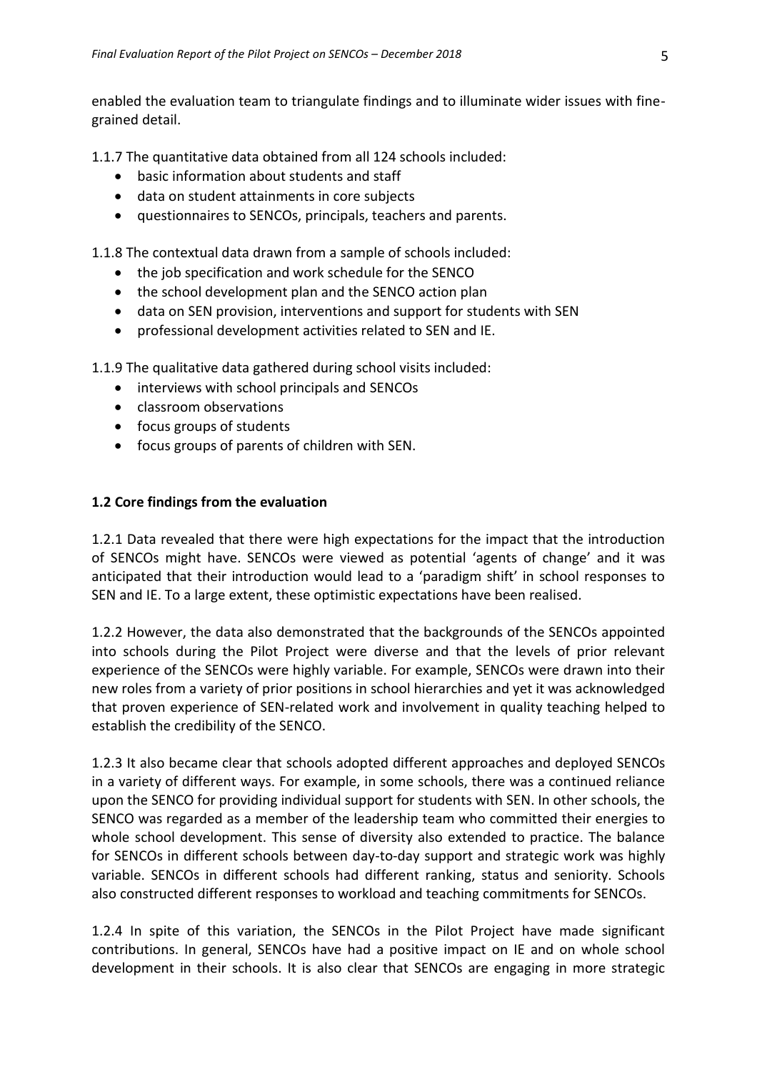enabled the evaluation team to triangulate findings and to illuminate wider issues with fine-grained detail.

1.1.7 The quantitative data obtained from all 124 schools included:

- basic information about students and staff
- data on student attainments in core subjects
- questionnaires to SENCOs, principals, teachers and parents.

1.1.8 The contextual data drawn from a sample of schools included:

- the job specification and work schedule for the SENCO
- the school development plan and the SENCO action plan
- data on SEN provision, interventions and support for students with SEN
- professional development activities related to SEN and IE.

1.1.9 The qualitative data gathered during school visits included:

- interviews with school principals and SENCOs
- classroom observations
- focus groups of students
- focus groups of parents of children with SEN.

### 1.2 Core findings from the evaluation

1.2.1 Data revealed that there were high expectations for the impact that the introduction of SENCOs might have. SENCOs were viewed as potential 'agents of change' and it was anticipated that their introduction would lead to a 'paradigm shift' in school responses to SEN and IE. To a large extent, these optimistic expectations have been realised.

1.2.2 However, the data also demonstrated that the backgrounds of the SENCOs appointed into schools during the Pilot Project were diverse and that the levels of prior relevant experience of the SENCOs were highly variable. For example, SENCOs were drawn into their new roles from a variety of prior positions in school hierarchies and yet it was acknowledged that proven experience of SEN-related work and involvement in quality teaching helped to establish the credibility of the SENCO.

1.2.3 It also became clear that schools adopted different approaches and deployed SENCOs in a variety of different ways. For example, in some schools, there was a continued reliance upon the SENCO for providing individual support for students with SEN. In other schools, the SENCO was regarded as a member of the leadership team who committed their energies to whole school development. This sense of diversity also extended to practice. The balance for SENCOs in different schools between day-to-day support and strategic work was highly variable. SENCOs in different schools had different ranking, status and seniority. Schools also constructed different responses to workload and teaching commitments for SENCOs.

1.2.4 In spite of this variation, the SENCOs in the Pilot Project have made significant contributions. In general, SENCOs have had a positive impact on IE and on whole school development in their schools. It is also clear that SENCOs are engaging in more strategic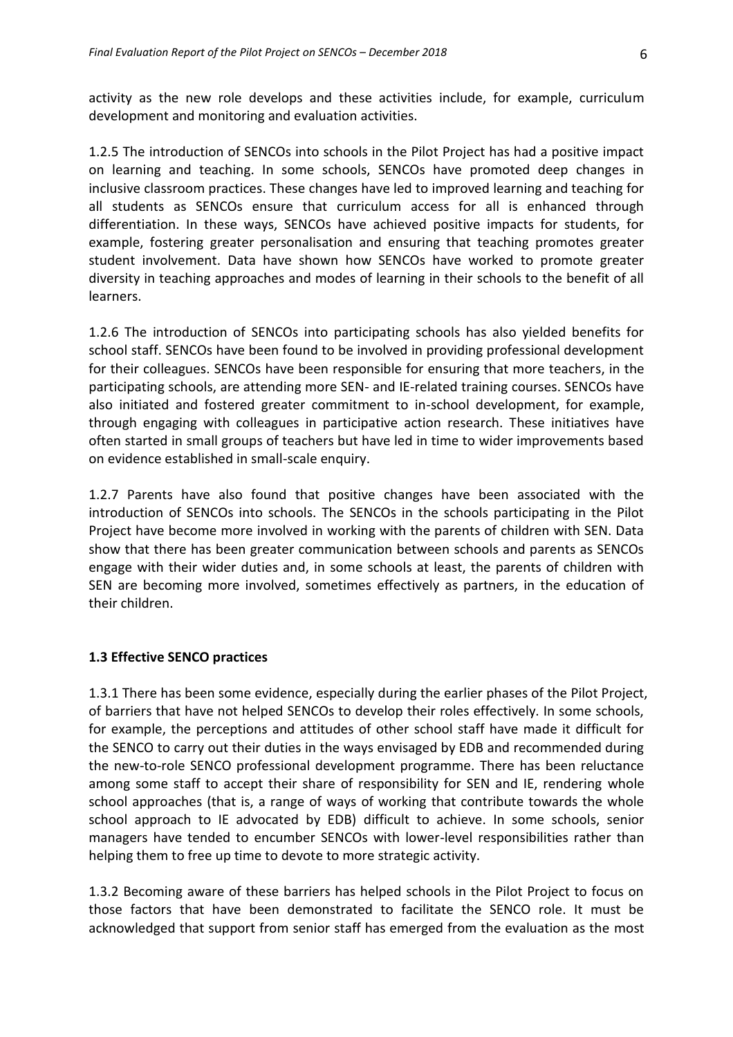activity as the new role develops and these activities include, for example, curriculum development and monitoring and evaluation activities.

1.2.5 The introduction of SENCOs into schools in the Pilot Project has had a positive impact on learning and teaching. In some schools, SENCOs have promoted deep changes in inclusive classroom practices. These changes have led to improved learning and teaching for all students as SENCOs ensure that curriculum access for all is enhanced through differentiation. In these ways, SENCOs have achieved positive impacts for students, for example, fostering greater personalisation and ensuring that teaching promotes greater student involvement. Data have shown how SENCOs have worked to promote greater diversity in teaching approaches and modes of learning in their schools to the benefit of all learners.

1.2.6 The introduction of SENCOs into participating schools has also yielded benefits for school staff. SENCOs have been found to be involved in providing professional development for their colleagues. SENCOs have been responsible for ensuring that more teachers, in the participating schools, are attending more SEN- and IE-related training courses. SENCOs have also initiated and fostered greater commitment to in-school development, for example, through engaging with colleagues in participative action research. These initiatives have often started in small groups of teachers but have led in time to wider improvements based on evidence established in small-scale enquiry.

1.2.7 Parents have also found that positive changes have been associated with the introduction of SENCOs into schools. The SENCOs in the schools participating in the Pilot Project have become more involved in working with the parents of children with SEN. Data show that there has been greater communication between schools and parents as SENCOs engage with their wider duties and, in some schools at least, the parents of children with SEN are becoming more involved, sometimes effectively as partners, in the education of their children.

### 1.3 Effective SENCO practices

1.3.1 There has been some evidence, especially during the earlier phases of the Pilot Project, of barriers that have not helped SENCOs to develop their roles effectively. In some schools, for example, the perceptions and attitudes of other school staff have made it difficult for the SENCO to carry out their duties in the ways envisaged by EDB and recommended during the new-to-role SENCO professional development programme. There has been reluctance among some staff to accept their share of responsibility for SEN and IE, rendering whole school approaches (that is, a range of ways of working that contribute towards the whole school approach to IE advocated by EDB) difficult to achieve. In some schools, senior managers have tended to encumber SENCOs with lower-level responsibilities rather than helping them to free up time to devote to more strategic activity.

1.3.2 Becoming aware of these barriers has helped schools in the Pilot Project to focus on those factors that have been demonstrated to facilitate the SENCO role. It must be acknowledged that support from senior staff has emerged from the evaluation as the most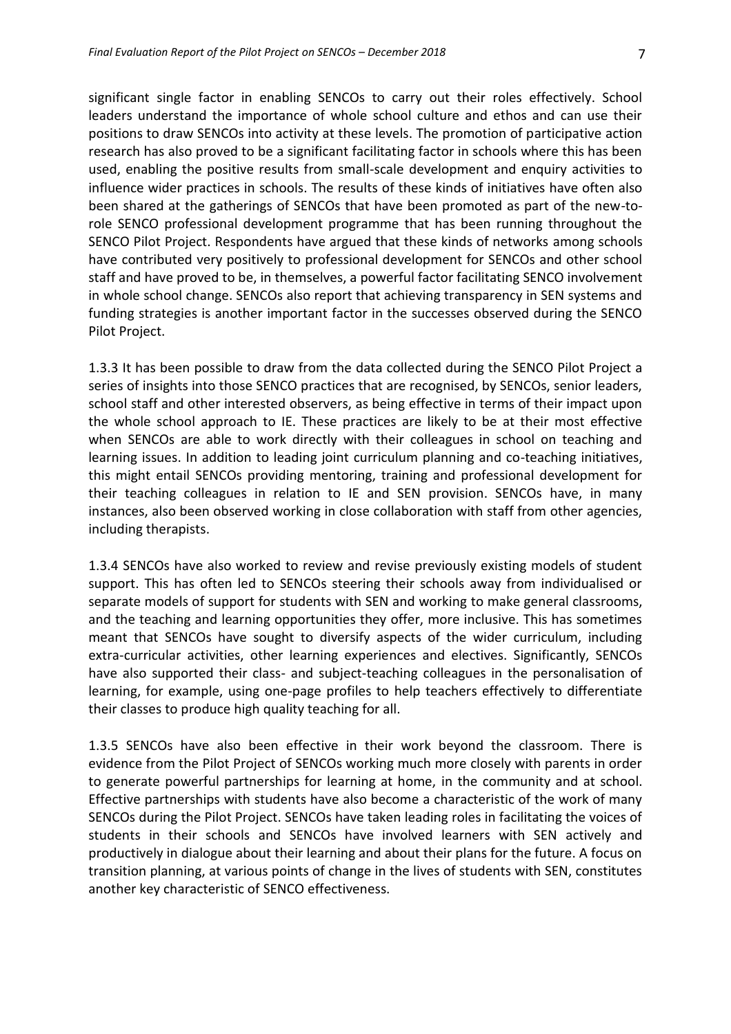significant single factor in enabling SENCOs to carry out their roles effectively. School leaders understand the importance of whole school culture and ethos and can use their positions to draw SENCOs into activity at these levels. The promotion of participative action research has also proved to be a significant facilitating factor in schools where this has been used, enabling the positive results from small-scale development and enquiry activities to influence wider practices in schools. The results of these kinds of initiatives have often also been shared at the gatherings of SENCOs that have been promoted as part of the new-to-role SENCO professional development programme that has been running throughout the SENCO Pilot Project. Respondents have argued that these kinds of networks among schools have contributed very positively to professional development for SENCOs and other school staff and have proved to be, in themselves, a powerful factor facilitating SENCO involvement in whole school change. SENCOs also report that achieving transparency in SEN systems and funding strategies is another important factor in the successes observed during the SENCO Pilot Project.

1.3.3 It has been possible to draw from the data collected during the SENCO Pilot Project a series of insights into those SENCO practices that are recognised, by SENCOs, senior leaders, school staff and other interested observers, as being effective in terms of their impact upon the whole school approach to IE. These practices are likely to be at their most effective when SENCOs are able to work directly with their colleagues in school on teaching and learning issues. In addition to leading joint curriculum planning and co-teaching initiatives, this might entail SENCOs providing mentoring, training and professional development for their teaching colleagues in relation to IE and SEN provision. SENCOs have, in many instances, also been observed working in close collaboration with staff from other agencies, including therapists.

1.3.4 SENCOs have also worked to review and revise previously existing models of student support. This has often led to SENCOs steering their schools away from individualised or separate models of support for students with SEN and working to make general classrooms, and the teaching and learning opportunities they offer, more inclusive. This has sometimes meant that SENCOs have sought to diversify aspects of the wider curriculum, including extra-curricular activities, other learning experiences and electives. Significantly, SENCOs have also supported their class- and subject-teaching colleagues in the personalisation of learning, for example, using one-page profiles to help teachers effectively to differentiate their classes to produce high quality teaching for all.

1.3.5 SENCOs have also been effective in their work beyond the classroom. There is evidence from the Pilot Project of SENCOs working much more closely with parents in order to generate powerful partnerships for learning at home, in the community and at school. Effective partnerships with students have also become a characteristic of the work of many SENCOs during the Pilot Project. SENCOs have taken leading roles in facilitating the voices of students in their schools and SENCOs have involved learners with SEN actively and productively in dialogue about their learning and about their plans for the future. A focus on transition planning, at various points of change in the lives of students with SEN, constitutes another key characteristic of SENCO effectiveness.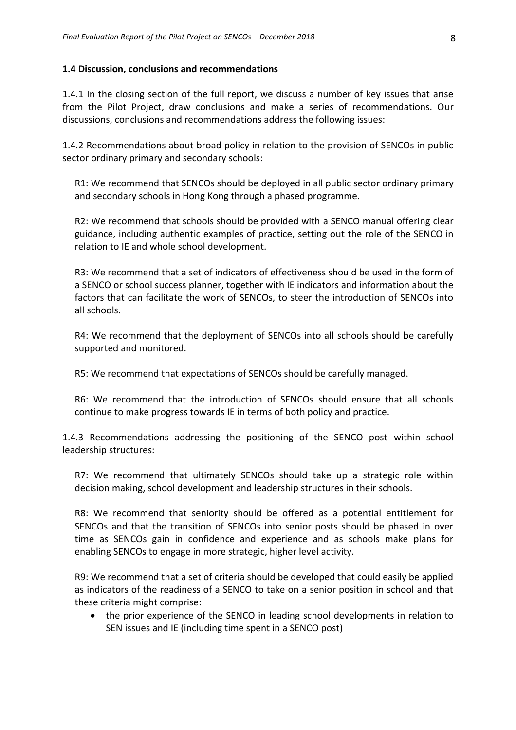### 1.4 Discussion, conclusions and recommendations

1.4.1 In the closing section of the full report, we discuss a number of key issues that arise from the Pilot Project, draw conclusions and make a series of recommendations. Our discussions, conclusions and recommendations address the following issues:

1.4.2 Recommendations about broad policy in relation to the provision of SENCOs in public sector ordinary primary and secondary schools:

R1: We recommend that SENCOs should be deployed in all public sector ordinary primary and secondary schools in Hong Kong through a phased programme.

R2: We recommend that schools should be provided with a SENCO manual offering clear guidance, including authentic examples of practice, setting out the role of the SENCO in relation to IE and whole school development.

R3: We recommend that a set of indicators of effectiveness should be used in the form of a SENCO or school success planner, together with IE indicators and information about the factors that can facilitate the work of SENCOs, to steer the introduction of SENCOs into all schools.

R4: We recommend that the deployment of SENCOs into all schools should be carefully supported and monitored.

R5: We recommend that expectations of SENCOs should be carefully managed.

R6: We recommend that the introduction of SENCOs should ensure that all schools continue to make progress towards IE in terms of both policy and practice.

1.4.3 Recommendations addressing the positioning of the SENCO post within school leadership structures:

R7: We recommend that ultimately SENCOs should take up a strategic role within decision making, school development and leadership structures in their schools.

R8: We recommend that seniority should be offered as a potential entitlement for SENCOs and that the transition of SENCOs into senior posts should be phased in over time as SENCOs gain in confidence and experience and as schools make plans for enabling SENCOs to engage in more strategic, higher level activity.

R9: We recommend that a set of criteria should be developed that could easily be applied as indicators of the readiness of a SENCO to take on a senior position in school and that these criteria might comprise:

- the prior experience of the SENCO in leading school developments in relation to SEN issues and IE (including time spent in a SENCO post)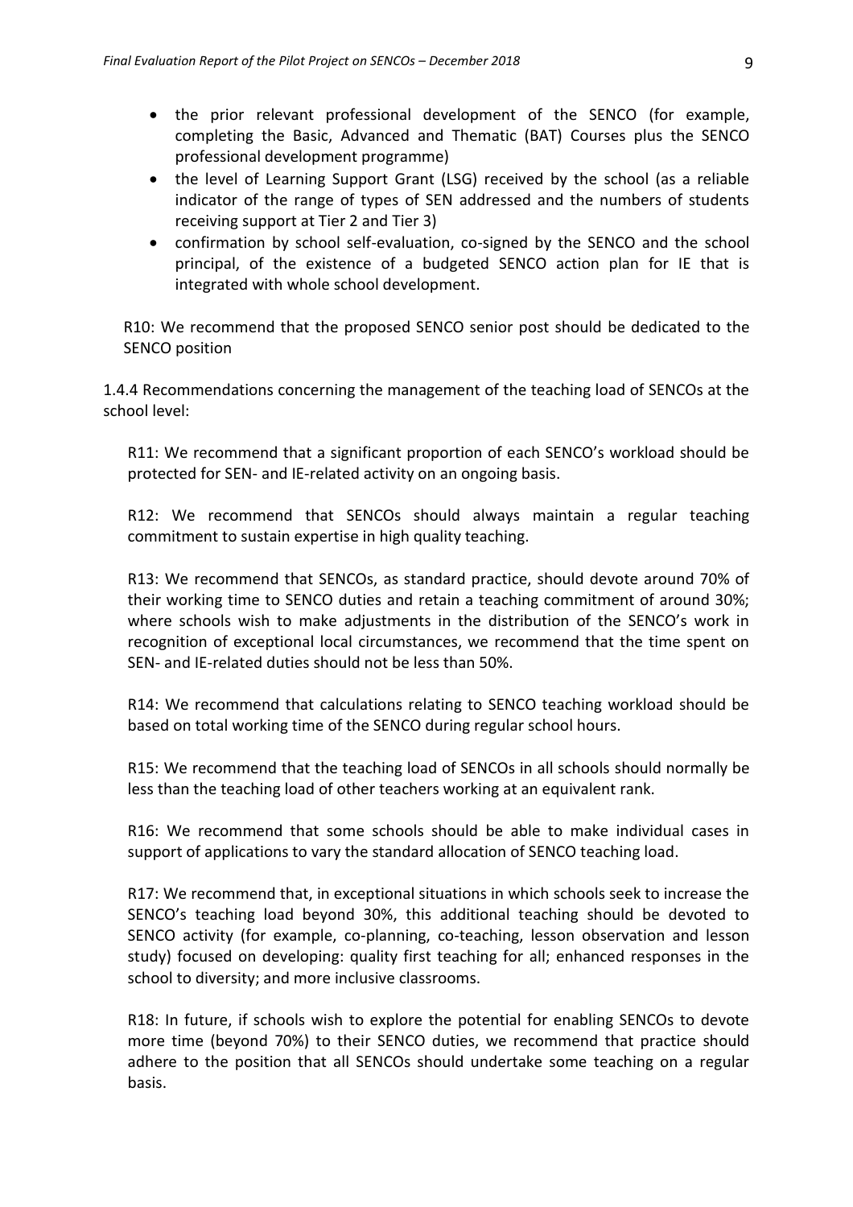- the prior relevant professional development of the SENCO (for example, completing the Basic, Advanced and Thematic (BAT) Courses plus the SENCO professional development programme)
- the level of Learning Support Grant (LSG) received by the school (as a reliable indicator of the range of types of SEN addressed and the numbers of students receiving support at Tier 2 and Tier 3)
- confirmation by school self-evaluation, co-signed by the SENCO and the school principal, of the existence of a budgeted SENCO action plan for IE that is integrated with whole school development.

R10: We recommend that the proposed SENCO senior post should be dedicated to the SENCO position

1.4.4 Recommendations concerning the management of the teaching load of SENCOs at the school level:

R11: We recommend that a significant proportion of each SENCO's workload should be protected for SEN- and IE-related activity on an ongoing basis.

R12: We recommend that SENCOs should always maintain a regular teaching commitment to sustain expertise in high quality teaching.

R13: We recommend that SENCOs, as standard practice, should devote around 70% of their working time to SENCO duties and retain a teaching commitment of around 30%; where schools wish to make adjustments in the distribution of the SENCO's work in recognition of exceptional local circumstances, we recommend that the time spent on SEN- and IE-related duties should not be less than 50%.

R14: We recommend that calculations relating to SENCO teaching workload should be based on total working time of the SENCO during regular school hours.

R15: We recommend that the teaching load of SENCOs in all schools should normally be less than the teaching load of other teachers working at an equivalent rank.

R16: We recommend that some schools should be able to make individual cases in support of applications to vary the standard allocation of SENCO teaching load.

R17: We recommend that, in exceptional situations in which schools seek to increase the SENCO's teaching load beyond 30%, this additional teaching should be devoted to SENCO activity (for example, co-planning, co-teaching, lesson observation and lesson study) focused on developing: quality first teaching for all; enhanced responses in the school to diversity; and more inclusive classrooms.

R18: In future, if schools wish to explore the potential for enabling SENCOs to devote more time (beyond 70%) to their SENCO duties, we recommend that practice should adhere to the position that all SENCOs should undertake some teaching on a regular basis.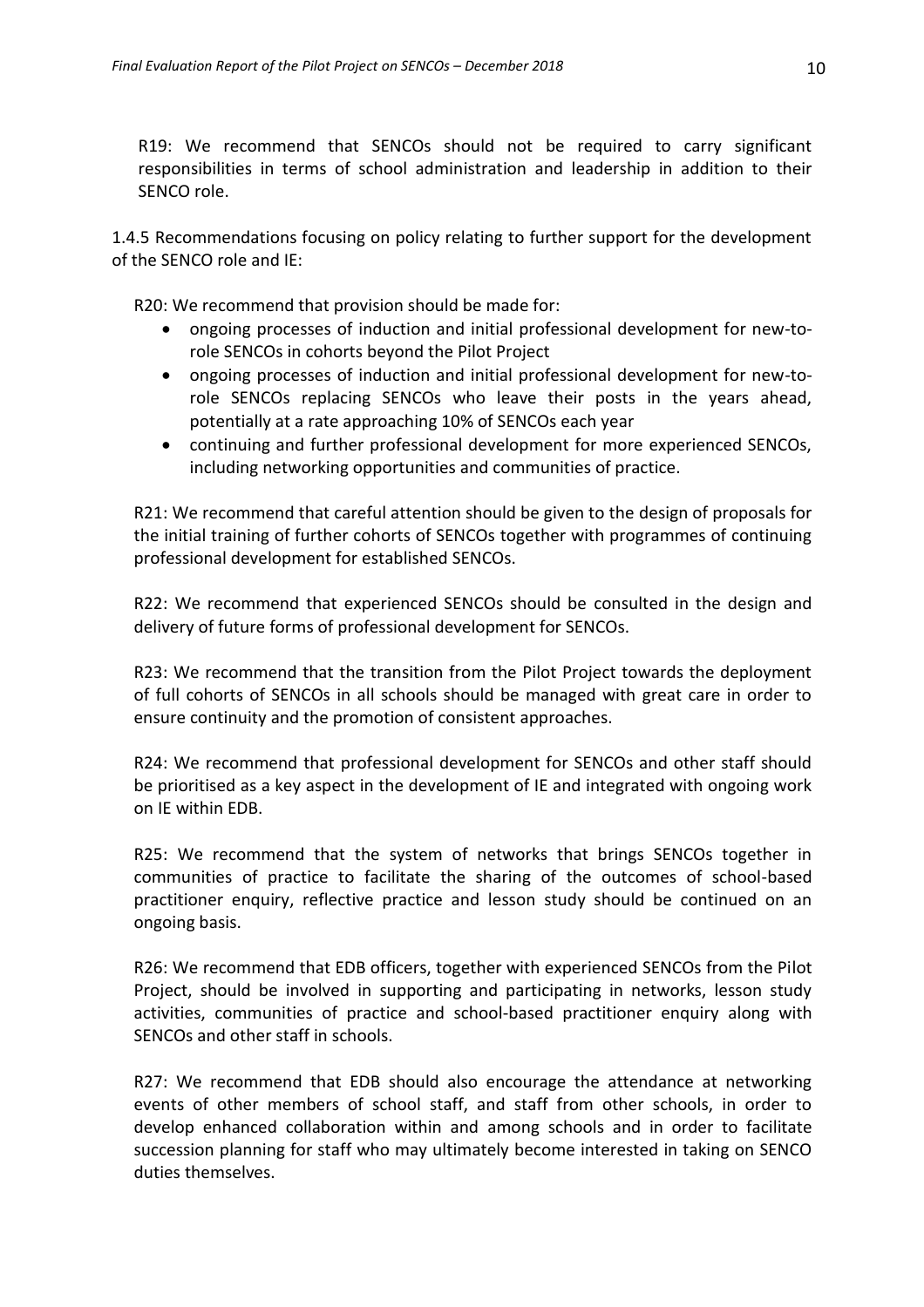R19: We recommend that SENCOs should not be required to carry significant responsibilities in terms of school administration and leadership in addition to their SENCO role.

1.4.5 Recommendations focusing on policy relating to further support for the development of the SENCO role and IE:

R20: We recommend that provision should be made for:

- ongoing processes of induction and initial professional development for new-to-role SENCOs in cohorts beyond the Pilot Project
- ongoing processes of induction and initial professional development for new-to-role SENCOs replacing SENCOs who leave their posts in the years ahead, potentially at a rate approaching 10% of SENCOs each year
- continuing and further professional development for more experienced SENCOs, including networking opportunities and communities of practice.

R21: We recommend that careful attention should be given to the design of proposals for the initial training of further cohorts of SENCOs together with programmes of continuing professional development for established SENCOs.

R22: We recommend that experienced SENCOs should be consulted in the design and delivery of future forms of professional development for SENCOs.

R23: We recommend that the transition from the Pilot Project towards the deployment of full cohorts of SENCOs in all schools should be managed with great care in order to ensure continuity and the promotion of consistent approaches.

R24: We recommend that professional development for SENCOs and other staff should be prioritised as a key aspect in the development of IE and integrated with ongoing work on IE within EDB.

R25: We recommend that the system of networks that brings SENCOs together in communities of practice to facilitate the sharing of the outcomes of school-based practitioner enquiry, reflective practice and lesson study should be continued on an ongoing basis.

R26: We recommend that EDB officers, together with experienced SENCOs from the Pilot Project, should be involved in supporting and participating in networks, lesson study activities, communities of practice and school-based practitioner enquiry along with SENCOs and other staff in schools.

R27: We recommend that EDB should also encourage the attendance at networking events of other members of school staff, and staff from other schools, in order to develop enhanced collaboration within and among schools and in order to facilitate succession planning for staff who may ultimately become interested in taking on SENCO duties themselves.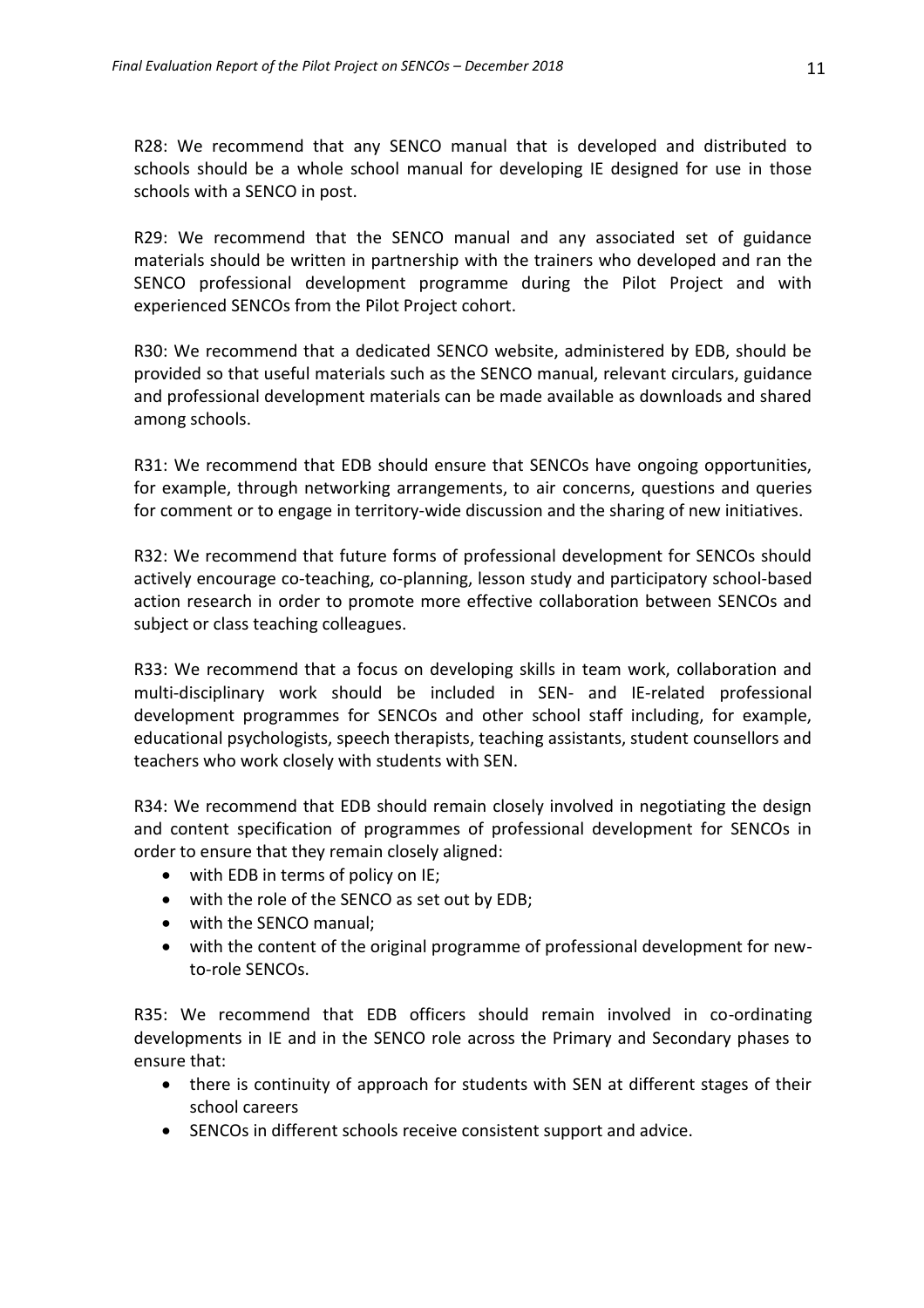R28: We recommend that any SENCO manual that is developed and distributed to schools should be a whole school manual for developing IE designed for use in those schools with a SENCO in post.

R29: We recommend that the SENCO manual and any associated set of guidance materials should be written in partnership with the trainers who developed and ran the SENCO professional development programme during the Pilot Project and with experienced SENCOs from the Pilot Project cohort.

R30: We recommend that a dedicated SENCO website, administered by EDB, should be provided so that useful materials such as the SENCO manual, relevant circulars, guidance and professional development materials can be made available as downloads and shared among schools.

R31: We recommend that EDB should ensure that SENCOs have ongoing opportunities, for example, through networking arrangements, to air concerns, questions and queries for comment or to engage in territory-wide discussion and the sharing of new initiatives.

R32: We recommend that future forms of professional development for SENCOs should actively encourage co-teaching, co-planning, lesson study and participatory school-based action research in order to promote more effective collaboration between SENCOs and subject or class teaching colleagues.

R33: We recommend that a focus on developing skills in team work, collaboration and multi-disciplinary work should be included in SEN- and IE-related professional development programmes for SENCOs and other school staff including, for example, educational psychologists, speech therapists, teaching assistants, student counsellors and teachers who work closely with students with SEN.

R34: We recommend that EDB should remain closely involved in negotiating the design and content specification of programmes of professional development for SENCOs in order to ensure that they remain closely aligned:

- with EDB in terms of policy on IE;
- with the role of the SENCO as set out by EDB;
- with the SENCO manual;
- with the content of the original programme of professional development for new-to-role SENCOs.

R35: We recommend that EDB officers should remain involved in co-ordinating developments in IE and in the SENCO role across the Primary and Secondary phases to ensure that:

- there is continuity of approach for students with SEN at different stages of their school careers
- SENCOs in different schools receive consistent support and advice.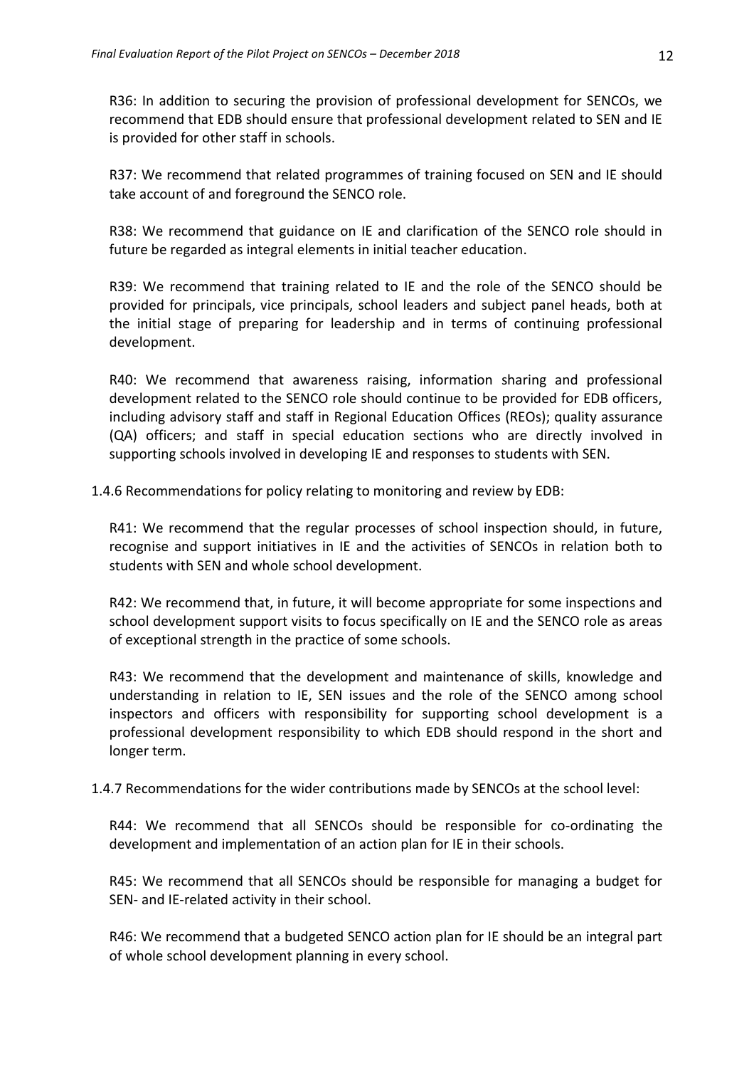R36: In addition to securing the provision of professional development for SENCOs, we recommend that EDB should ensure that professional development related to SEN and IE is provided for other staff in schools.

R37: We recommend that related programmes of training focused on SEN and IE should take account of and foreground the SENCO role.

R38: We recommend that guidance on IE and clarification of the SENCO role should in future be regarded as integral elements in initial teacher education.

R39: We recommend that training related to IE and the role of the SENCO should be provided for principals, vice principals, school leaders and subject panel heads, both at the initial stage of preparing for leadership and in terms of continuing professional development.

R40: We recommend that awareness raising, information sharing and professional development related to the SENCO role should continue to be provided for EDB officers, including advisory staff and staff in Regional Education Offices (REOs); quality assurance (QA) officers; and staff in special education sections who are directly involved in supporting schools involved in developing IE and responses to students with SEN.

1.4.6 Recommendations for policy relating to monitoring and review by EDB:

R41: We recommend that the regular processes of school inspection should, in future, recognise and support initiatives in IE and the activities of SENCOs in relation both to students with SEN and whole school development.

R42: We recommend that, in future, it will become appropriate for some inspections and school development support visits to focus specifically on IE and the SENCO role as areas of exceptional strength in the practice of some schools.

R43: We recommend that the development and maintenance of skills, knowledge and understanding in relation to IE, SEN issues and the role of the SENCO among school inspectors and officers with responsibility for supporting school development is a professional development responsibility to which EDB should respond in the short and longer term.

1.4.7 Recommendations for the wider contributions made by SENCOs at the school level:

R44: We recommend that all SENCOs should be responsible for co-ordinating the development and implementation of an action plan for IE in their schools.

R45: We recommend that all SENCOs should be responsible for managing a budget for SEN- and IE-related activity in their school.

R46: We recommend that a budgeted SENCO action plan for IE should be an integral part of whole school development planning in every school.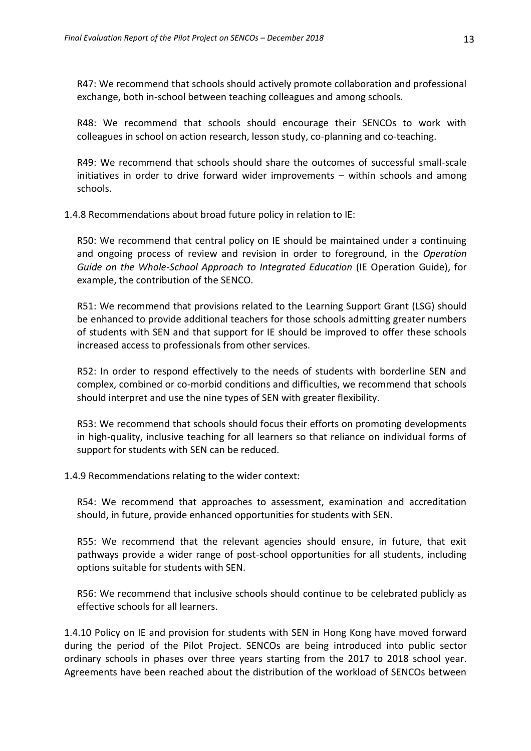R47: We recommend that schools should actively promote collaboration and professional exchange, both in-school between teaching colleagues and among schools.

R48: We recommend that schools should encourage their SENCOs to work with colleagues in school on action research, lesson study, co-planning and co-teaching.

R49: We recommend that schools should share the outcomes of successful small-scale initiatives in order to drive forward wider improvements – within schools and among schools.

1.4.8 Recommendations about broad future policy in relation to IE:

R50: We recommend that central policy on IE should be maintained under a continuing and ongoing process of review and revision in order to foreground, in the *Operation Guide on the Whole-School Approach to Integrated Education* (IE Operation Guide), for example, the contribution of the SENCO.

R51: We recommend that provisions related to the Learning Support Grant (LSG) should be enhanced to provide additional teachers for those schools admitting greater numbers of students with SEN and that support for IE should be improved to offer these schools increased access to professionals from other services.

R52: In order to respond effectively to the needs of students with borderline SEN and complex, combined or co-morbid conditions and difficulties, we recommend that schools should interpret and use the nine types of SEN with greater flexibility.

R53: We recommend that schools should focus their efforts on promoting developments in high-quality, inclusive teaching for all learners so that reliance on individual forms of support for students with SEN can be reduced.

1.4.9 Recommendations relating to the wider context:

R54: We recommend that approaches to assessment, examination and accreditation should, in future, provide enhanced opportunities for students with SEN.

R55: We recommend that the relevant agencies should ensure, in future, that exit pathways provide a wider range of post-school opportunities for all students, including options suitable for students with SEN.

R56: We recommend that inclusive schools should continue to be celebrated publicly as effective schools for all learners.

1.4.10 Policy on IE and provision for students with SEN in Hong Kong have moved forward during the period of the Pilot Project. SENCOs are being introduced into public sector ordinary schools in phases over three years starting from the 2017 to 2018 school year. Agreements have been reached about the distribution of the workload of SENCOs between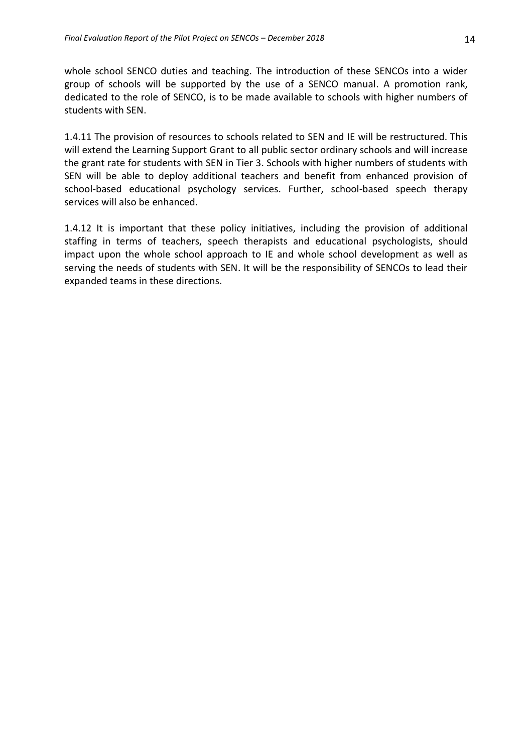whole school SENCO duties and teaching. The introduction of these SENCOs into a wider group of schools will be supported by the use of a SENCO manual. A promotion rank, dedicated to the role of SENCO, is to be made available to schools with higher numbers of students with SEN.

1.4.11 The provision of resources to schools related to SEN and IE will be restructured. This will extend the Learning Support Grant to all public sector ordinary schools and will increase the grant rate for students with SEN in Tier 3. Schools with higher numbers of students with SEN will be able to deploy additional teachers and benefit from enhanced provision of school-based educational psychology services. Further, school-based speech therapy services will also be enhanced.

1.4.12 It is important that these policy initiatives, including the provision of additional staffing in terms of teachers, speech therapists and educational psychologists, should impact upon the whole school approach to IE and whole school development as well as serving the needs of students with SEN. It will be the responsibility of SENCOs to lead their expanded teams in these directions.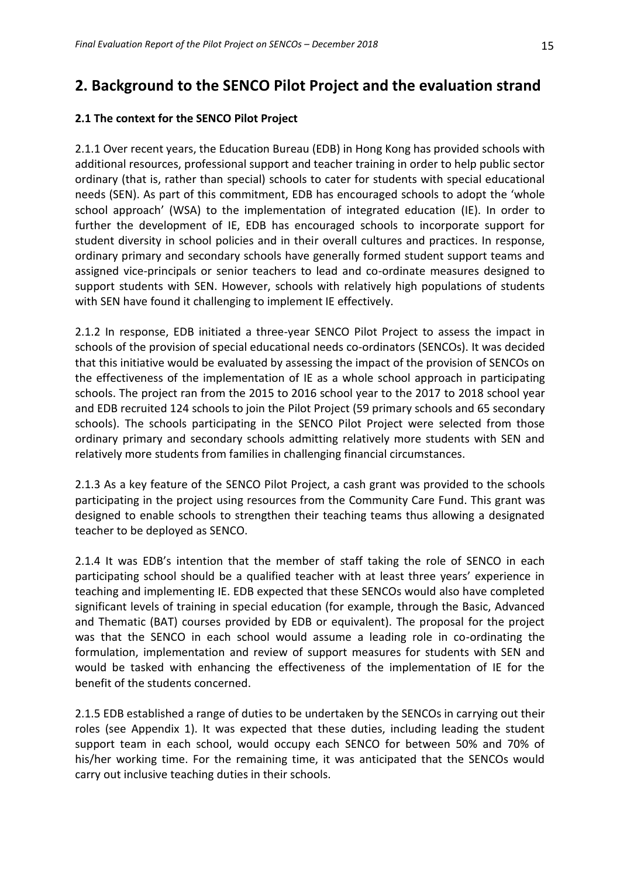## 2. Background to the SENCO Pilot Project and the evaluation strand

### 2.1 The context for the SENCO Pilot Project

2.1.1 Over recent years, the Education Bureau (EDB) in Hong Kong has provided schools with additional resources, professional support and teacher training in order to help public sector ordinary (that is, rather than special) schools to cater for students with special educational needs (SEN). As part of this commitment, EDB has encouraged schools to adopt the 'whole school approach' (WSA) to the implementation of integrated education (IE). In order to further the development of IE, EDB has encouraged schools to incorporate support for student diversity in school policies and in their overall cultures and practices. In response, ordinary primary and secondary schools have generally formed student support teams and assigned vice-principals or senior teachers to lead and co-ordinate measures designed to support students with SEN. However, schools with relatively high populations of students with SEN have found it challenging to implement IE effectively.

2.1.2 In response, EDB initiated a three-year SENCO Pilot Project to assess the impact in schools of the provision of special educational needs co-ordinators (SENCOs). It was decided that this initiative would be evaluated by assessing the impact of the provision of SENCOs on the effectiveness of the implementation of IE as a whole school approach in participating schools. The project ran from the 2015 to 2016 school year to the 2017 to 2018 school year and EDB recruited 124 schools to join the Pilot Project (59 primary schools and 65 secondary schools). The schools participating in the SENCO Pilot Project were selected from those ordinary primary and secondary schools admitting relatively more students with SEN and relatively more students from families in challenging financial circumstances.

2.1.3 As a key feature of the SENCO Pilot Project, a cash grant was provided to the schools participating in the project using resources from the Community Care Fund. This grant was designed to enable schools to strengthen their teaching teams thus allowing a designated teacher to be deployed as SENCO.

2.1.4 It was EDB's intention that the member of staff taking the role of SENCO in each participating school should be a qualified teacher with at least three years' experience in teaching and implementing IE. EDB expected that these SENCOs would also have completed significant levels of training in special education (for example, through the Basic, Advanced and Thematic (BAT) courses provided by EDB or equivalent). The proposal for the project was that the SENCO in each school would assume a leading role in co-ordinating the formulation, implementation and review of support measures for students with SEN and would be tasked with enhancing the effectiveness of the implementation of IE for the benefit of the students concerned.

2.1.5 EDB established a range of duties to be undertaken by the SENCOs in carrying out their roles (see Appendix 1). It was expected that these duties, including leading the student support team in each school, would occupy each SENCO for between 50% and 70% of his/her working time. For the remaining time, it was anticipated that the SENCOs would carry out inclusive teaching duties in their schools.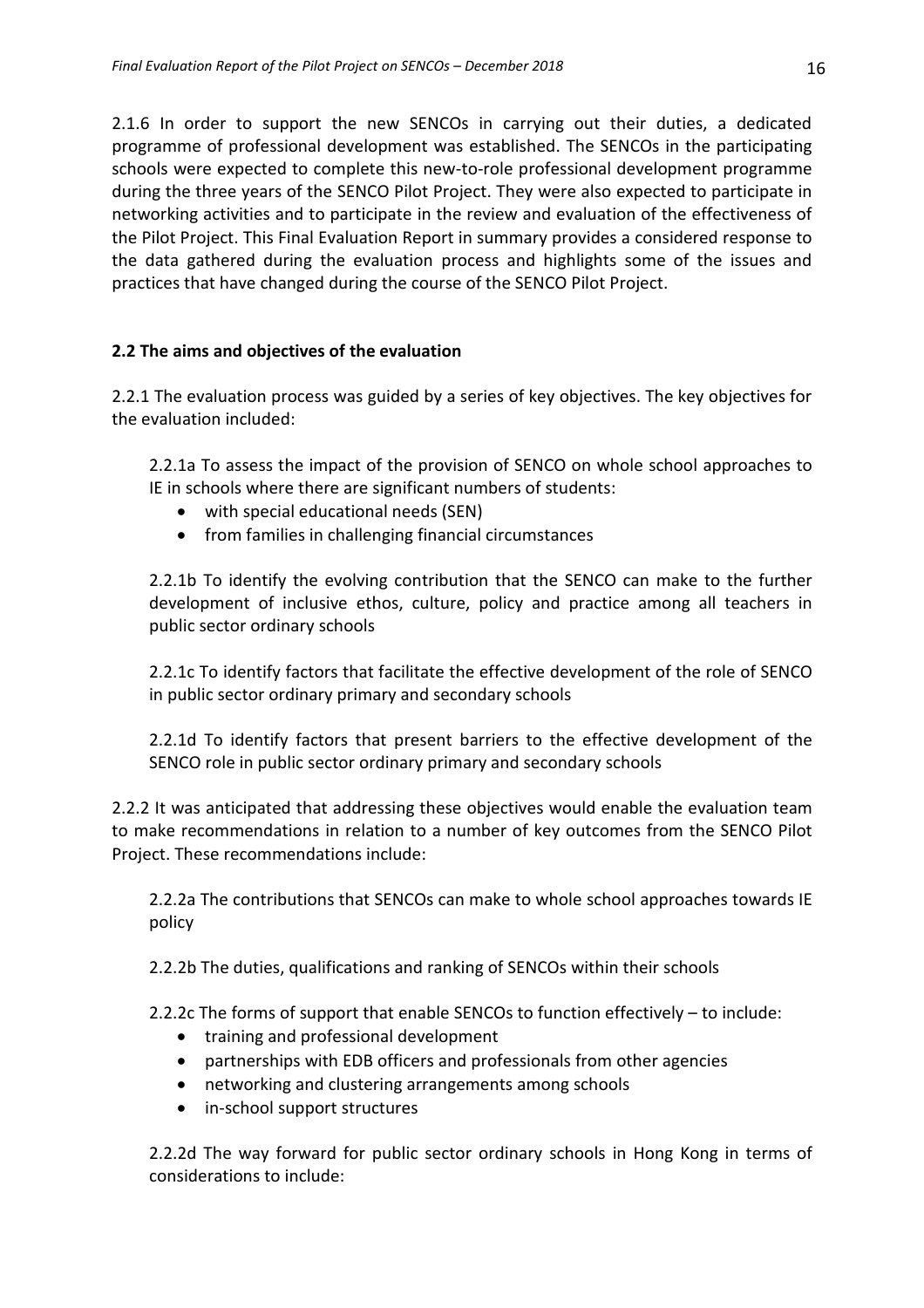2.1.6 In order to support the new SENCOs in carrying out their duties, a dedicated programme of professional development was established. The SENCOs in the participating schools were expected to complete this new-to-role professional development programme during the three years of the SENCO Pilot Project. They were also expected to participate in networking activities and to participate in the review and evaluation of the effectiveness of the Pilot Project. This Final Evaluation Report in summary provides a considered response to the data gathered during the evaluation process and highlights some of the issues and practices that have changed during the course of the SENCO Pilot Project.

## 2.2 The aims and objectives of the evaluation

2.2.1 The evaluation process was guided by a series of key objectives. The key objectives for the evaluation included:

2.2.1a To assess the impact of the provision of SENCO on whole school approaches to IE in schools where there are significant numbers of students:

- with special educational needs (SEN)
- from families in challenging financial circumstances

2.2.1b To identify the evolving contribution that the SENCO can make to the further development of inclusive ethos, culture, policy and practice among all teachers in public sector ordinary schools

2.2.1c To identify factors that facilitate the effective development of the role of SENCO in public sector ordinary primary and secondary schools

2.2.1d To identify factors that present barriers to the effective development of the SENCO role in public sector ordinary primary and secondary schools

2.2.2 It was anticipated that addressing these objectives would enable the evaluation team to make recommendations in relation to a number of key outcomes from the SENCO Pilot Project. These recommendations include:

2.2.2a The contributions that SENCOs can make to whole school approaches towards IE policy

2.2.2b The duties, qualifications and ranking of SENCOs within their schools

2.2.2c The forms of support that enable SENCOs to function effectively – to include:

- training and professional development
- partnerships with EDB officers and professionals from other agencies
- networking and clustering arrangements among schools
- in-school support structures

2.2.2d The way forward for public sector ordinary schools in Hong Kong in terms of considerations to include: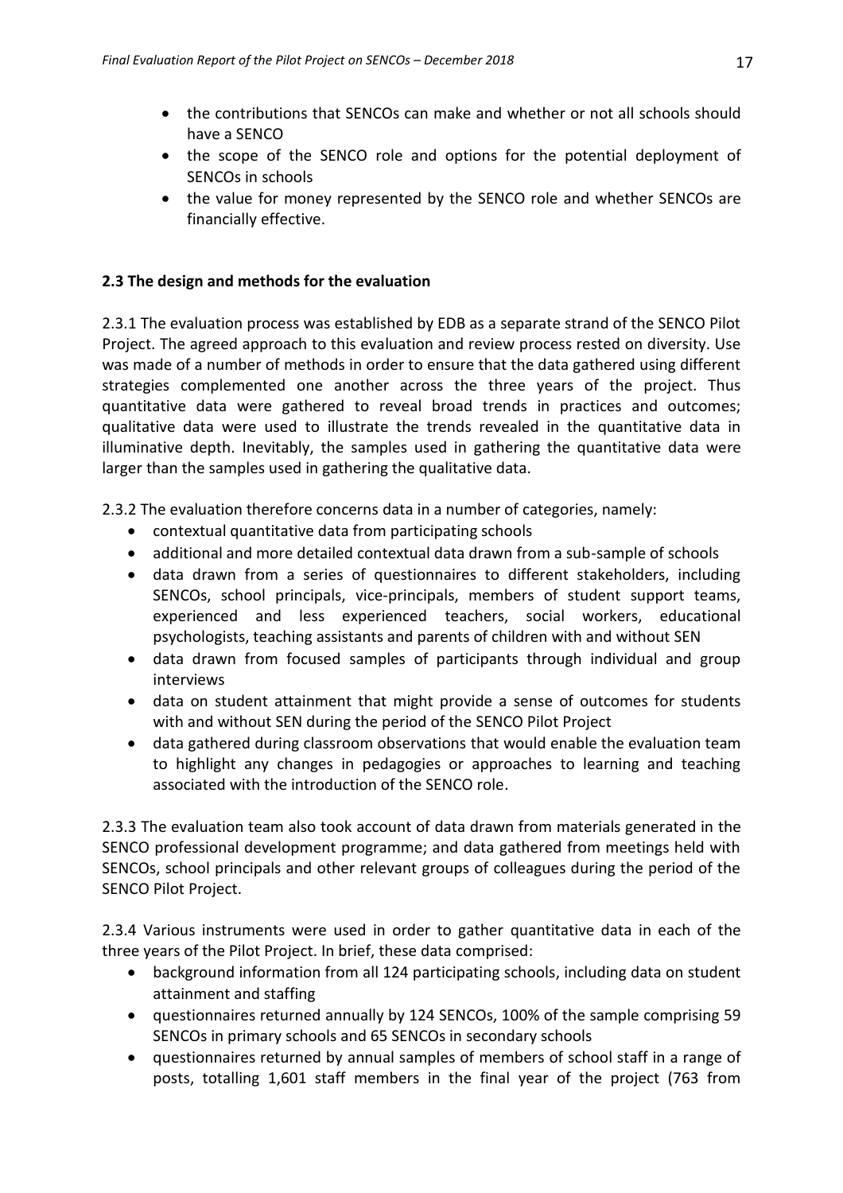- the contributions that SENCOs can make and whether or not all schools should have a SENCO
- the scope of the SENCO role and options for the potential deployment of SENCOs in schools
- the value for money represented by the SENCO role and whether SENCOs are financially effective.

### 2.3 The design and methods for the evaluation

2.3.1 The evaluation process was established by EDB as a separate strand of the SENCO Pilot Project. The agreed approach to this evaluation and review process rested on diversity. Use was made of a number of methods in order to ensure that the data gathered using different strategies complemented one another across the three years of the project. Thus quantitative data were gathered to reveal broad trends in practices and outcomes; qualitative data were used to illustrate the trends revealed in the quantitative data in illuminative depth. Inevitably, the samples used in gathering the quantitative data were larger than the samples used in gathering the qualitative data.

2.3.2 The evaluation therefore concerns data in a number of categories, namely:

- contextual quantitative data from participating schools
- additional and more detailed contextual data drawn from a sub-sample of schools
- data drawn from a series of questionnaires to different stakeholders, including SENCOs, school principals, vice-principals, members of student support teams, experienced and less experienced teachers, social workers, educational psychologists, teaching assistants and parents of children with and without SEN
- data drawn from focused samples of participants through individual and group interviews
- data on student attainment that might provide a sense of outcomes for students with and without SEN during the period of the SENCO Pilot Project
- data gathered during classroom observations that would enable the evaluation team to highlight any changes in pedagogies or approaches to learning and teaching associated with the introduction of the SENCO role.

2.3.3 The evaluation team also took account of data drawn from materials generated in the SENCO professional development programme; and data gathered from meetings held with SENCOs, school principals and other relevant groups of colleagues during the period of the SENCO Pilot Project.

2.3.4 Various instruments were used in order to gather quantitative data in each of the three years of the Pilot Project. In brief, these data comprised:

- background information from all 124 participating schools, including data on student attainment and staffing
- questionnaires returned annually by 124 SENCOs, 100% of the sample comprising 59 SENCOs in primary schools and 65 SENCOs in secondary schools
- questionnaires returned by annual samples of members of school staff in a range of posts, totalling 1,601 staff members in the final year of the project (763 from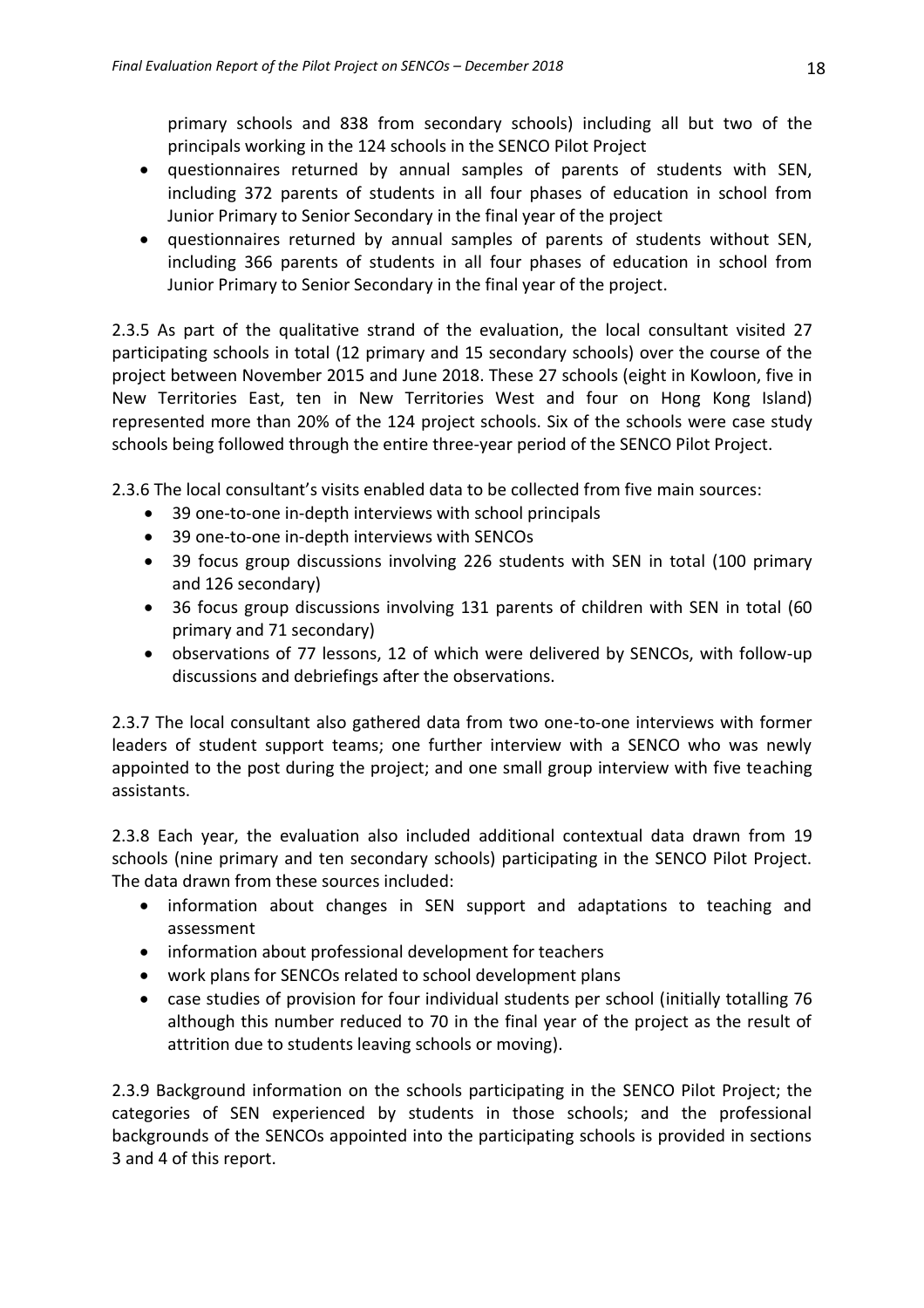primary schools and 838 from secondary schools) including all but two of the principals working in the 124 schools in the SENCO Pilot Project

- questionnaires returned by annual samples of parents of students with SEN, including 372 parents of students in all four phases of education in school from Junior Primary to Senior Secondary in the final year of the project
- questionnaires returned by annual samples of parents of students without SEN, including 366 parents of students in all four phases of education in school from Junior Primary to Senior Secondary in the final year of the project.

2.3.5 As part of the qualitative strand of the evaluation, the local consultant visited 27 participating schools in total (12 primary and 15 secondary schools) over the course of the project between November 2015 and June 2018. These 27 schools (eight in Kowloon, five in New Territories East, ten in New Territories West and four on Hong Kong Island) represented more than 20% of the 124 project schools. Six of the schools were case study schools being followed through the entire three-year period of the SENCO Pilot Project.

2.3.6 The local consultant's visits enabled data to be collected from five main sources:

- 39 one-to-one in-depth interviews with school principals
- 39 one-to-one in-depth interviews with SENCOs
- 39 focus group discussions involving 226 students with SEN in total (100 primary and 126 secondary)
- 36 focus group discussions involving 131 parents of children with SEN in total (60 primary and 71 secondary)
- observations of 77 lessons, 12 of which were delivered by SENCOs, with follow-up discussions and debriefings after the observations.

2.3.7 The local consultant also gathered data from two one-to-one interviews with former leaders of student support teams; one further interview with a SENCO who was newly appointed to the post during the project; and one small group interview with five teaching assistants.

2.3.8 Each year, the evaluation also included additional contextual data drawn from 19 schools (nine primary and ten secondary schools) participating in the SENCO Pilot Project. The data drawn from these sources included:

- information about changes in SEN support and adaptations to teaching and assessment
- information about professional development for teachers
- work plans for SENCOs related to school development plans
- case studies of provision for four individual students per school (initially totalling 76 although this number reduced to 70 in the final year of the project as the result of attrition due to students leaving schools or moving).

2.3.9 Background information on the schools participating in the SENCO Pilot Project; the categories of SEN experienced by students in those schools; and the professional backgrounds of the SENCOs appointed into the participating schools is provided in sections 3 and 4 of this report.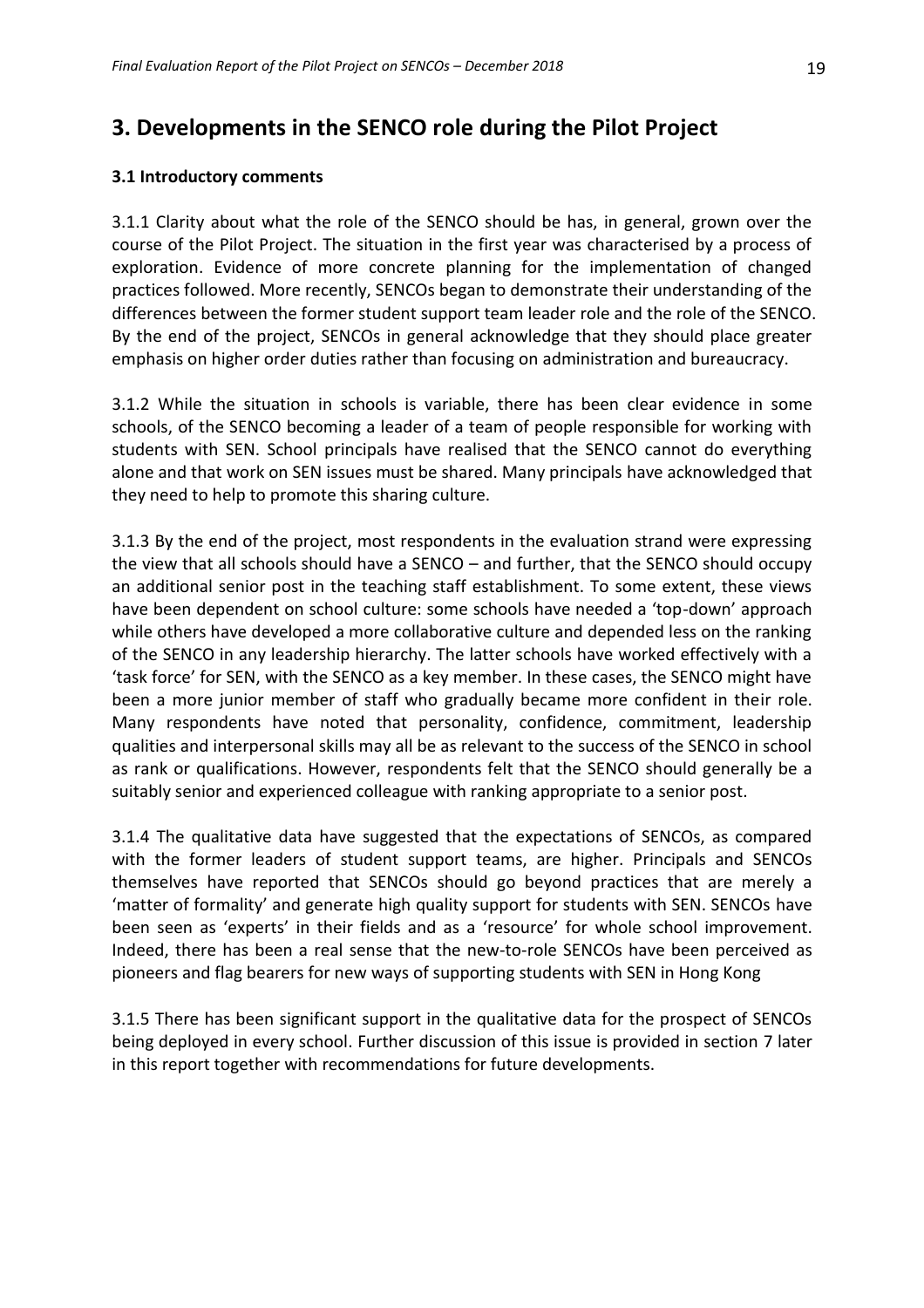## 3. Developments in the SENCO role during the Pilot Project

### 3.1 Introductory comments

3.1.1 Clarity about what the role of the SENCO should be has, in general, grown over the course of the Pilot Project. The situation in the first year was characterised by a process of exploration. Evidence of more concrete planning for the implementation of changed practices followed. More recently, SENCOs began to demonstrate their understanding of the differences between the former student support team leader role and the role of the SENCO. By the end of the project, SENCOs in general acknowledge that they should place greater emphasis on higher order duties rather than focusing on administration and bureaucracy.

3.1.2 While the situation in schools is variable, there has been clear evidence in some schools, of the SENCO becoming a leader of a team of people responsible for working with students with SEN. School principals have realised that the SENCO cannot do everything alone and that work on SEN issues must be shared. Many principals have acknowledged that they need to help to promote this sharing culture.

3.1.3 By the end of the project, most respondents in the evaluation strand were expressing the view that all schools should have a SENCO – and further, that the SENCO should occupy an additional senior post in the teaching staff establishment. To some extent, these views have been dependent on school culture: some schools have needed a 'top-down' approach while others have developed a more collaborative culture and depended less on the ranking of the SENCO in any leadership hierarchy. The latter schools have worked effectively with a 'task force' for SEN, with the SENCO as a key member. In these cases, the SENCO might have been a more junior member of staff who gradually became more confident in their role. Many respondents have noted that personality, confidence, commitment, leadership qualities and interpersonal skills may all be as relevant to the success of the SENCO in school as rank or qualifications. However, respondents felt that the SENCO should generally be a suitably senior and experienced colleague with ranking appropriate to a senior post.

3.1.4 The qualitative data have suggested that the expectations of SENCOs, as compared with the former leaders of student support teams, are higher. Principals and SENCOs themselves have reported that SENCOs should go beyond practices that are merely a 'matter of formality' and generate high quality support for students with SEN. SENCOs have been seen as 'experts' in their fields and as a 'resource' for whole school improvement. Indeed, there has been a real sense that the new-to-role SENCOs have been perceived as pioneers and flag bearers for new ways of supporting students with SEN in Hong Kong

3.1.5 There has been significant support in the qualitative data for the prospect of SENCOs being deployed in every school. Further discussion of this issue is provided in section 7 later in this report together with recommendations for future developments.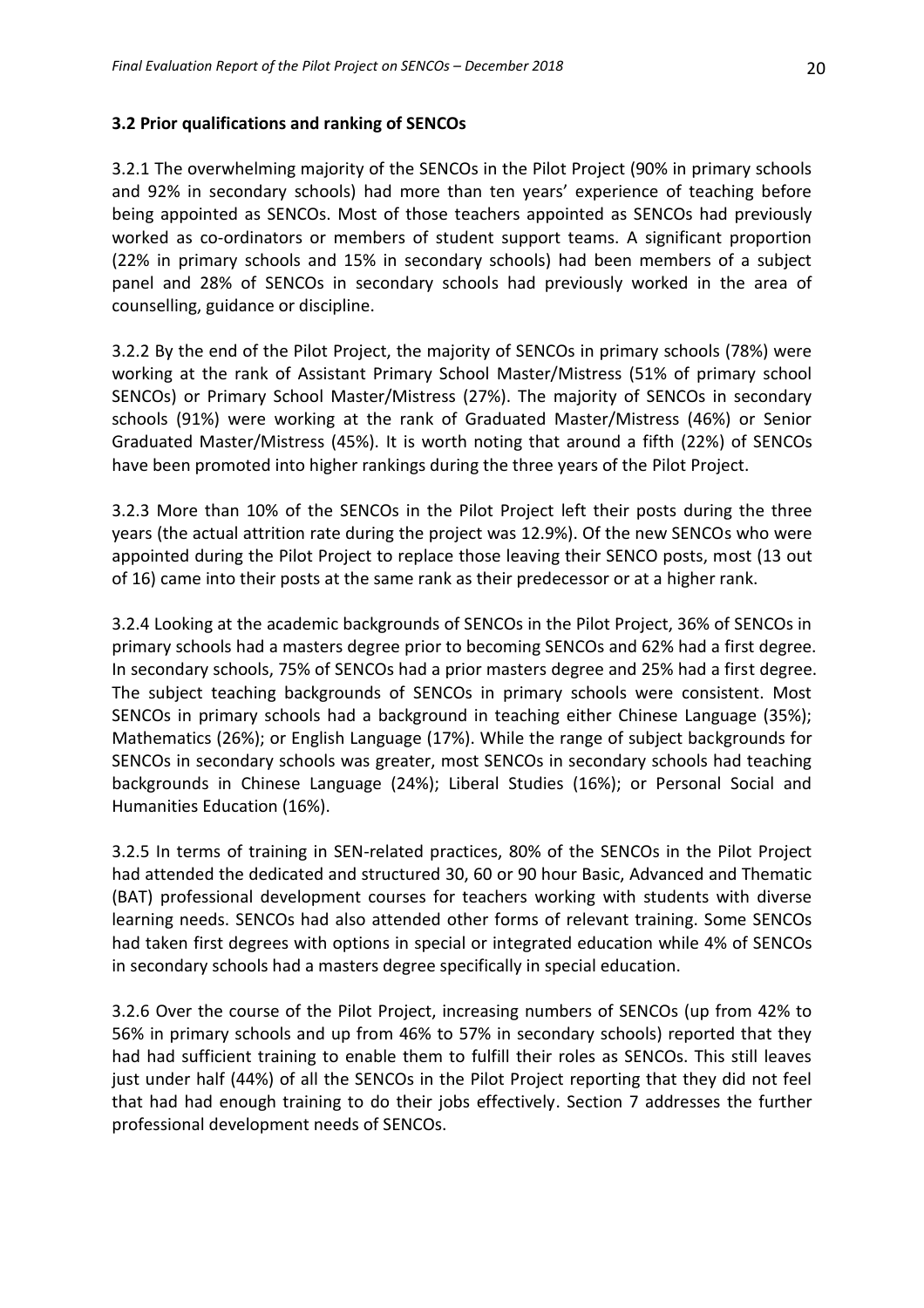### 3.2 Prior qualifications and ranking of SENCOs

3.2.1 The overwhelming majority of the SENCOs in the Pilot Project (90% in primary schools and 92% in secondary schools) had more than ten years' experience of teaching before being appointed as SENCOs. Most of those teachers appointed as SENCOs had previously worked as co-ordinators or members of student support teams. A significant proportion (22% in primary schools and 15% in secondary schools) had been members of a subject panel and 28% of SENCOs in secondary schools had previously worked in the area of counselling, guidance or discipline.

3.2.2 By the end of the Pilot Project, the majority of SENCOs in primary schools (78%) were working at the rank of Assistant Primary School Master/Mistress (51% of primary school SENCOs) or Primary School Master/Mistress (27%). The majority of SENCOs in secondary schools (91%) were working at the rank of Graduated Master/Mistress (46%) or Senior Graduated Master/Mistress (45%). It is worth noting that around a fifth (22%) of SENCOs have been promoted into higher rankings during the three years of the Pilot Project.

3.2.3 More than 10% of the SENCOs in the Pilot Project left their posts during the three years (the actual attrition rate during the project was 12.9%). Of the new SENCOs who were appointed during the Pilot Project to replace those leaving their SENCO posts, most (13 out of 16) came into their posts at the same rank as their predecessor or at a higher rank.

3.2.4 Looking at the academic backgrounds of SENCOs in the Pilot Project, 36% of SENCOs in primary schools had a masters degree prior to becoming SENCOs and 62% had a first degree. In secondary schools, 75% of SENCOs had a prior masters degree and 25% had a first degree. The subject teaching backgrounds of SENCOs in primary schools were consistent. Most SENCOs in primary schools had a background in teaching either Chinese Language (35%); Mathematics (26%); or English Language (17%). While the range of subject backgrounds for SENCOs in secondary schools was greater, most SENCOs in secondary schools had teaching backgrounds in Chinese Language (24%); Liberal Studies (16%); or Personal Social and Humanities Education (16%).

3.2.5 In terms of training in SEN-related practices, 80% of the SENCOs in the Pilot Project had attended the dedicated and structured 30, 60 or 90 hour Basic, Advanced and Thematic (BAT) professional development courses for teachers working with students with diverse learning needs. SENCOs had also attended other forms of relevant training. Some SENCOs had taken first degrees with options in special or integrated education while 4% of SENCOs in secondary schools had a masters degree specifically in special education.

3.2.6 Over the course of the Pilot Project, increasing numbers of SENCOs (up from 42% to 56% in primary schools and up from 46% to 57% in secondary schools) reported that they had had sufficient training to enable them to fulfill their roles as SENCOs. This still leaves just under half (44%) of all the SENCOs in the Pilot Project reporting that they did not feel that had had enough training to do their jobs effectively. Section 7 addresses the further professional development needs of SENCOs.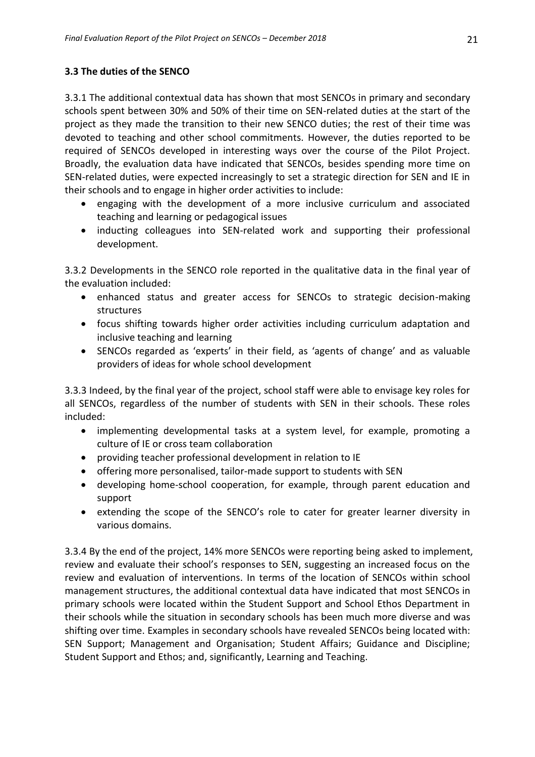### 3.3 The duties of the SENCO

3.3.1 The additional contextual data has shown that most SENCOs in primary and secondary schools spent between 30% and 50% of their time on SEN-related duties at the start of the project as they made the transition to their new SENCO duties; the rest of their time was devoted to teaching and other school commitments. However, the duties reported to be required of SENCOs developed in interesting ways over the course of the Pilot Project. Broadly, the evaluation data have indicated that SENCOs, besides spending more time on SEN-related duties, were expected increasingly to set a strategic direction for SEN and IE in their schools and to engage in higher order activities to include:

- engaging with the development of a more inclusive curriculum and associated teaching and learning or pedagogical issues
- inducting colleagues into SEN-related work and supporting their professional development.

3.3.2 Developments in the SENCO role reported in the qualitative data in the final year of the evaluation included:

- enhanced status and greater access for SENCOs to strategic decision-making structures
- focus shifting towards higher order activities including curriculum adaptation and inclusive teaching and learning
- SENCOs regarded as 'experts' in their field, as 'agents of change' and as valuable providers of ideas for whole school development

3.3.3 Indeed, by the final year of the project, school staff were able to envisage key roles for all SENCOs, regardless of the number of students with SEN in their schools. These roles included:

- implementing developmental tasks at a system level, for example, promoting a culture of IE or cross team collaboration
- providing teacher professional development in relation to IE
- offering more personalised, tailor-made support to students with SEN
- developing home-school cooperation, for example, through parent education and support
- extending the scope of the SENCO's role to cater for greater learner diversity in various domains.

3.3.4 By the end of the project, 14% more SENCOs were reporting being asked to implement, review and evaluate their school's responses to SEN, suggesting an increased focus on the review and evaluation of interventions. In terms of the location of SENCOs within school management structures, the additional contextual data have indicated that most SENCOs in primary schools were located within the Student Support and School Ethos Department in their schools while the situation in secondary schools has been much more diverse and was shifting over time. Examples in secondary schools have revealed SENCOs being located with: SEN Support; Management and Organisation; Student Affairs; Guidance and Discipline; Student Support and Ethos; and, significantly, Learning and Teaching.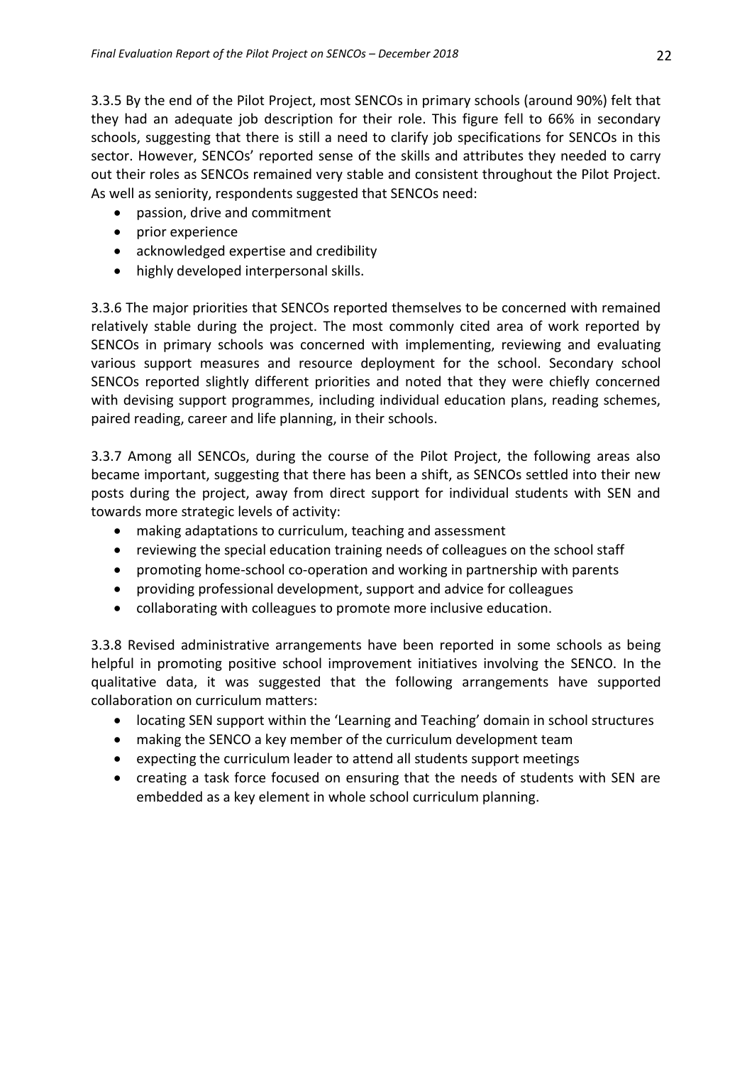3.3.5 By the end of the Pilot Project, most SENCOs in primary schools (around 90%) felt that they had an adequate job description for their role. This figure fell to 66% in secondary schools, suggesting that there is still a need to clarify job specifications for SENCOs in this sector. However, SENCOs' reported sense of the skills and attributes they needed to carry out their roles as SENCOs remained very stable and consistent throughout the Pilot Project. As well as seniority, respondents suggested that SENCOs need:

- passion, drive and commitment
- prior experience
- acknowledged expertise and credibility
- highly developed interpersonal skills.

3.3.6 The major priorities that SENCOs reported themselves to be concerned with remained relatively stable during the project. The most commonly cited area of work reported by SENCOs in primary schools was concerned with implementing, reviewing and evaluating various support measures and resource deployment for the school. Secondary school SENCOs reported slightly different priorities and noted that they were chiefly concerned with devising support programmes, including individual education plans, reading schemes, paired reading, career and life planning, in their schools.

3.3.7 Among all SENCOs, during the course of the Pilot Project, the following areas also became important, suggesting that there has been a shift, as SENCOs settled into their new posts during the project, away from direct support for individual students with SEN and towards more strategic levels of activity:

- making adaptations to curriculum, teaching and assessment
- reviewing the special education training needs of colleagues on the school staff
- promoting home-school co-operation and working in partnership with parents
- providing professional development, support and advice for colleagues
- collaborating with colleagues to promote more inclusive education.

3.3.8 Revised administrative arrangements have been reported in some schools as being helpful in promoting positive school improvement initiatives involving the SENCO. In the qualitative data, it was suggested that the following arrangements have supported collaboration on curriculum matters:

- locating SEN support within the 'Learning and Teaching' domain in school structures
- making the SENCO a key member of the curriculum development team
- expecting the curriculum leader to attend all students support meetings
- creating a task force focused on ensuring that the needs of students with SEN are embedded as a key element in whole school curriculum planning.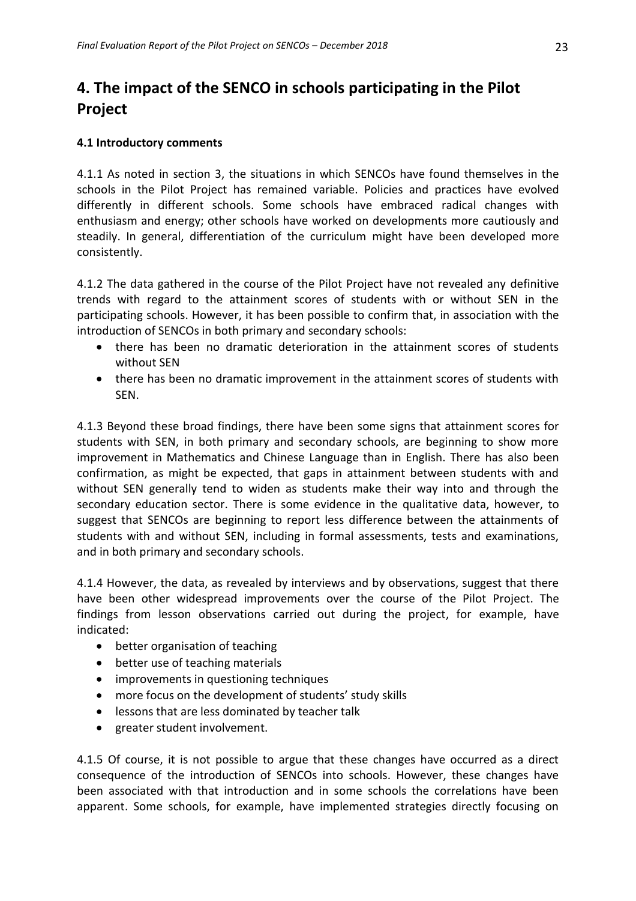# 4. The impact of the SENCO in schools participating in the Pilot Project

### 4.1 Introductory comments

4.1.1 As noted in section 3, the situations in which SENCOs have found themselves in the schools in the Pilot Project has remained variable. Policies and practices have evolved differently in different schools. Some schools have embraced radical changes with enthusiasm and energy; other schools have worked on developments more cautiously and steadily. In general, differentiation of the curriculum might have been developed more consistently.

4.1.2 The data gathered in the course of the Pilot Project have not revealed any definitive trends with regard to the attainment scores of students with or without SEN in the participating schools. However, it has been possible to confirm that, in association with the introduction of SENCOs in both primary and secondary schools:

- there has been no dramatic deterioration in the attainment scores of students without SEN
- there has been no dramatic improvement in the attainment scores of students with SEN.

4.1.3 Beyond these broad findings, there have been some signs that attainment scores for students with SEN, in both primary and secondary schools, are beginning to show more improvement in Mathematics and Chinese Language than in English. There has also been confirmation, as might be expected, that gaps in attainment between students with and without SEN generally tend to widen as students make their way into and through the secondary education sector. There is some evidence in the qualitative data, however, to suggest that SENCOs are beginning to report less difference between the attainments of students with and without SEN, including in formal assessments, tests and examinations, and in both primary and secondary schools.

4.1.4 However, the data, as revealed by interviews and by observations, suggest that there have been other widespread improvements over the course of the Pilot Project. The findings from lesson observations carried out during the project, for example, have indicated:

- better organisation of teaching
- better use of teaching materials
- improvements in questioning techniques
- more focus on the development of students' study skills
- lessons that are less dominated by teacher talk
- greater student involvement.

4.1.5 Of course, it is not possible to argue that these changes have occurred as a direct consequence of the introduction of SENCOs into schools. However, these changes have been associated with that introduction and in some schools the correlations have been apparent. Some schools, for example, have implemented strategies directly focusing on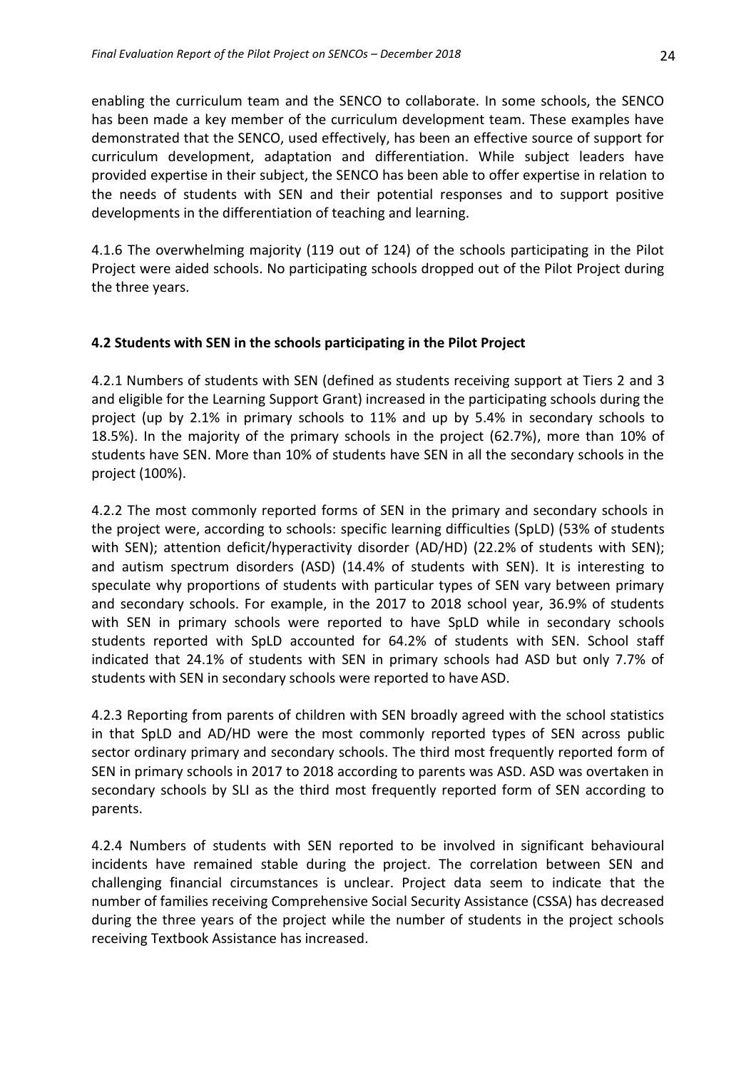enabling the curriculum team and the SENCO to collaborate. In some schools, the SENCO has been made a key member of the curriculum development team. These examples have demonstrated that the SENCO, used effectively, has been an effective source of support for curriculum development, adaptation and differentiation. While subject leaders have provided expertise in their subject, the SENCO has been able to offer expertise in relation to the needs of students with SEN and their potential responses and to support positive developments in the differentiation of teaching and learning.

4.1.6 The overwhelming majority (119 out of 124) of the schools participating in the Pilot Project were aided schools. No participating schools dropped out of the Pilot Project during the three years.

### 4.2 Students with SEN in the schools participating in the Pilot Project

4.2.1 Numbers of students with SEN (defined as students receiving support at Tiers 2 and 3 and eligible for the Learning Support Grant) increased in the participating schools during the project (up by 2.1% in primary schools to 11% and up by 5.4% in secondary schools to 18.5%). In the majority of the primary schools in the project (62.7%), more than 10% of students have SEN. More than 10% of students have SEN in all the secondary schools in the project (100%).

4.2.2 The most commonly reported forms of SEN in the primary and secondary schools in the project were, according to schools: specific learning difficulties (SpLD) (53% of students with SEN); attention deficit/hyperactivity disorder (AD/HD) (22.2% of students with SEN); and autism spectrum disorders (ASD) (14.4% of students with SEN). It is interesting to speculate why proportions of students with particular types of SEN vary between primary and secondary schools. For example, in the 2017 to 2018 school year, 36.9% of students with SEN in primary schools were reported to have SpLD while in secondary schools students reported with SpLD accounted for 64.2% of students with SEN. School staff indicated that 24.1% of students with SEN in primary schools had ASD but only 7.7% of students with SEN in secondary schools were reported to have ASD.

4.2.3 Reporting from parents of children with SEN broadly agreed with the school statistics in that SpLD and AD/HD were the most commonly reported types of SEN across public sector ordinary primary and secondary schools. The third most frequently reported form of SEN in primary schools in 2017 to 2018 according to parents was ASD. ASD was overtaken in secondary schools by SLI as the third most frequently reported form of SEN according to parents.

4.2.4 Numbers of students with SEN reported to be involved in significant behavioural incidents have remained stable during the project. The correlation between SEN and challenging financial circumstances is unclear. Project data seem to indicate that the number of families receiving Comprehensive Social Security Assistance (CSSA) has decreased during the three years of the project while the number of students in the project schools receiving Textbook Assistance has increased.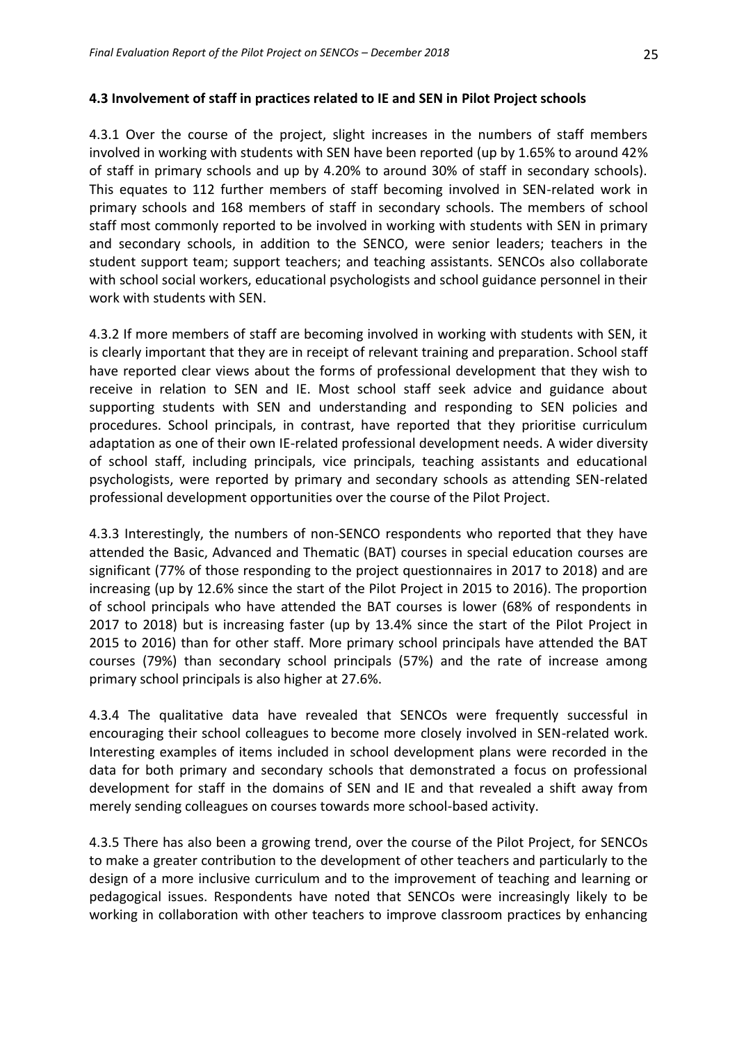### 4.3 Involvement of staff in practices related to IE and SEN in Pilot Project schools

4.3.1 Over the course of the project, slight increases in the numbers of staff members involved in working with students with SEN have been reported (up by 1.65% to around 42% of staff in primary schools and up by 4.20% to around 30% of staff in secondary schools). This equates to 112 further members of staff becoming involved in SEN-related work in primary schools and 168 members of staff in secondary schools. The members of school staff most commonly reported to be involved in working with students with SEN in primary and secondary schools, in addition to the SENCO, were senior leaders; teachers in the student support team; support teachers; and teaching assistants. SENCOs also collaborate with school social workers, educational psychologists and school guidance personnel in their work with students with SEN.

4.3.2 If more members of staff are becoming involved in working with students with SEN, it is clearly important that they are in receipt of relevant training and preparation. School staff have reported clear views about the forms of professional development that they wish to receive in relation to SEN and IE. Most school staff seek advice and guidance about supporting students with SEN and understanding and responding to SEN policies and procedures. School principals, in contrast, have reported that they prioritise curriculum adaptation as one of their own IE-related professional development needs. A wider diversity of school staff, including principals, vice principals, teaching assistants and educational psychologists, were reported by primary and secondary schools as attending SEN-related professional development opportunities over the course of the Pilot Project.

4.3.3 Interestingly, the numbers of non-SENCO respondents who reported that they have attended the Basic, Advanced and Thematic (BAT) courses in special education courses are significant (77% of those responding to the project questionnaires in 2017 to 2018) and are increasing (up by 12.6% since the start of the Pilot Project in 2015 to 2016). The proportion of school principals who have attended the BAT courses is lower (68% of respondents in 2017 to 2018) but is increasing faster (up by 13.4% since the start of the Pilot Project in 2015 to 2016) than for other staff. More primary school principals have attended the BAT courses (79%) than secondary school principals (57%) and the rate of increase among primary school principals is also higher at 27.6%.

4.3.4 The qualitative data have revealed that SENCOs were frequently successful in encouraging their school colleagues to become more closely involved in SEN-related work. Interesting examples of items included in school development plans were recorded in the data for both primary and secondary schools that demonstrated a focus on professional development for staff in the domains of SEN and IE and that revealed a shift away from merely sending colleagues on courses towards more school-based activity.

4.3.5 There has also been a growing trend, over the course of the Pilot Project, for SENCOs to make a greater contribution to the development of other teachers and particularly to the design of a more inclusive curriculum and to the improvement of teaching and learning or pedagogical issues. Respondents have noted that SENCOs were increasingly likely to be working in collaboration with other teachers to improve classroom practices by enhancing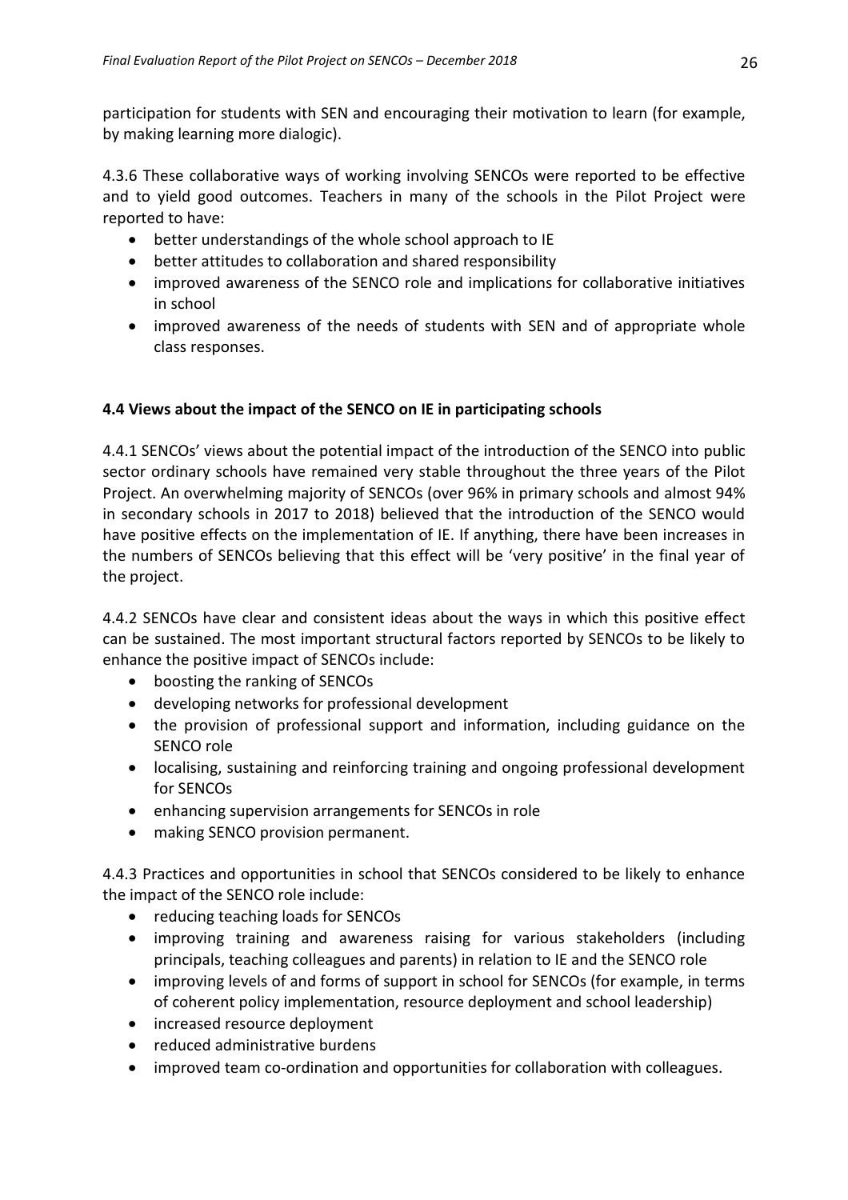participation for students with SEN and encouraging their motivation to learn (for example, by making learning more dialogic).

4.3.6 These collaborative ways of working involving SENCOs were reported to be effective and to yield good outcomes. Teachers in many of the schools in the Pilot Project were reported to have:

- better understandings of the whole school approach to IE
- better attitudes to collaboration and shared responsibility
- improved awareness of the SENCO role and implications for collaborative initiatives in school
- improved awareness of the needs of students with SEN and of appropriate whole class responses.

### 4.4 Views about the impact of the SENCO on IE in participating schools

4.4.1 SENCOs' views about the potential impact of the introduction of the SENCO into public sector ordinary schools have remained very stable throughout the three years of the Pilot Project. An overwhelming majority of SENCOs (over 96% in primary schools and almost 94% in secondary schools in 2017 to 2018) believed that the introduction of the SENCO would have positive effects on the implementation of IE. If anything, there have been increases in the numbers of SENCOs believing that this effect will be 'very positive' in the final year of the project.

4.4.2 SENCOs have clear and consistent ideas about the ways in which this positive effect can be sustained. The most important structural factors reported by SENCOs to be likely to enhance the positive impact of SENCOs include:

- boosting the ranking of SENCOs
- developing networks for professional development
- the provision of professional support and information, including guidance on the SENCO role
- localising, sustaining and reinforcing training and ongoing professional development for SENCOs
- enhancing supervision arrangements for SENCOs in role
- making SENCO provision permanent.

4.4.3 Practices and opportunities in school that SENCOs considered to be likely to enhance the impact of the SENCO role include:

- reducing teaching loads for SENCOs
- improving training and awareness raising for various stakeholders (including principals, teaching colleagues and parents) in relation to IE and the SENCO role
- improving levels of and forms of support in school for SENCOs (for example, in terms of coherent policy implementation, resource deployment and school leadership)
- increased resource deployment
- reduced administrative burdens
- improved team co-ordination and opportunities for collaboration with colleagues.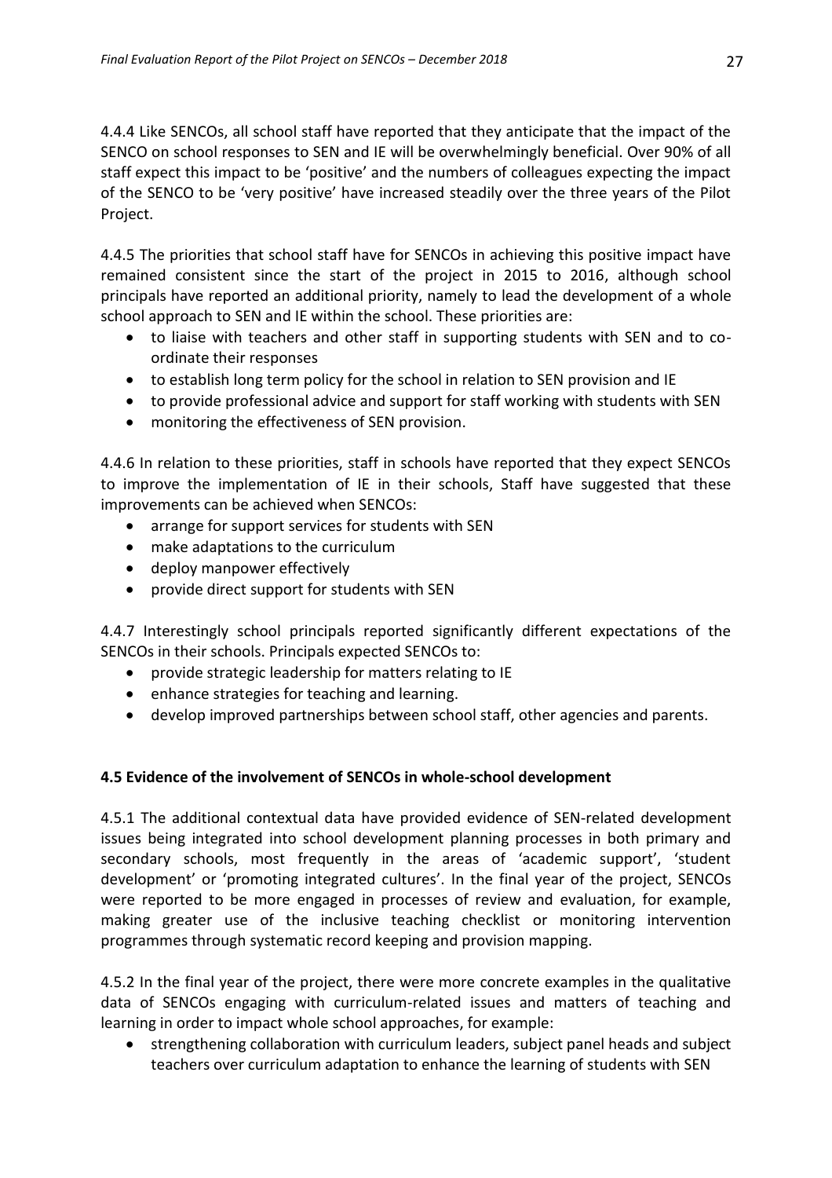4.4.4 Like SENCOs, all school staff have reported that they anticipate that the impact of the SENCO on school responses to SEN and IE will be overwhelmingly beneficial. Over 90% of all staff expect this impact to be 'positive' and the numbers of colleagues expecting the impact of the SENCO to be 'very positive' have increased steadily over the three years of the Pilot Project.

4.4.5 The priorities that school staff have for SENCOs in achieving this positive impact have remained consistent since the start of the project in 2015 to 2016, although school principals have reported an additional priority, namely to lead the development of a whole school approach to SEN and IE within the school. These priorities are:

- to liaise with teachers and other staff in supporting students with SEN and to co-ordinate their responses
- to establish long term policy for the school in relation to SEN provision and IE
- to provide professional advice and support for staff working with students with SEN
- monitoring the effectiveness of SEN provision.

4.4.6 In relation to these priorities, staff in schools have reported that they expect SENCOs to improve the implementation of IE in their schools, Staff have suggested that these improvements can be achieved when SENCOs:

- arrange for support services for students with SEN
- make adaptations to the curriculum
- deploy manpower effectively
- provide direct support for students with SEN

4.4.7 Interestingly school principals reported significantly different expectations of the SENCOs in their schools. Principals expected SENCOs to:

- provide strategic leadership for matters relating to IE
- enhance strategies for teaching and learning.
- develop improved partnerships between school staff, other agencies and parents.

### 4.5 Evidence of the involvement of SENCOs in whole-school development

4.5.1 The additional contextual data have provided evidence of SEN-related development issues being integrated into school development planning processes in both primary and secondary schools, most frequently in the areas of 'academic support', 'student development' or 'promoting integrated cultures'. In the final year of the project, SENCOs were reported to be more engaged in processes of review and evaluation, for example, making greater use of the inclusive teaching checklist or monitoring intervention programmes through systematic record keeping and provision mapping.

4.5.2 In the final year of the project, there were more concrete examples in the qualitative data of SENCOs engaging with curriculum-related issues and matters of teaching and learning in order to impact whole school approaches, for example:

- strengthening collaboration with curriculum leaders, subject panel heads and subject teachers over curriculum adaptation to enhance the learning of students with SEN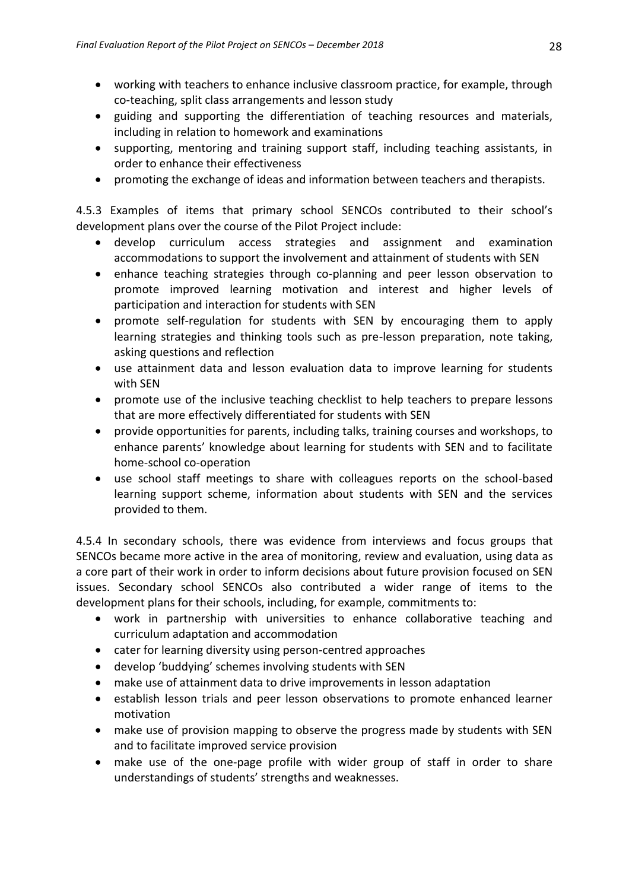- working with teachers to enhance inclusive classroom practice, for example, through co-teaching, split class arrangements and lesson study
- guiding and supporting the differentiation of teaching resources and materials, including in relation to homework and examinations
- supporting, mentoring and training support staff, including teaching assistants, in order to enhance their effectiveness
- promoting the exchange of ideas and information between teachers and therapists.

4.5.3 Examples of items that primary school SENCOs contributed to their school's development plans over the course of the Pilot Project include:

- develop curriculum access strategies and assignment and examination accommodations to support the involvement and attainment of students with SEN
- enhance teaching strategies through co-planning and peer lesson observation to promote improved learning motivation and interest and higher levels of participation and interaction for students with SEN
- promote self-regulation for students with SEN by encouraging them to apply learning strategies and thinking tools such as pre-lesson preparation, note taking, asking questions and reflection
- use attainment data and lesson evaluation data to improve learning for students with SEN
- promote use of the inclusive teaching checklist to help teachers to prepare lessons that are more effectively differentiated for students with SEN
- provide opportunities for parents, including talks, training courses and workshops, to enhance parents' knowledge about learning for students with SEN and to facilitate home-school co-operation
- use school staff meetings to share with colleagues reports on the school-based learning support scheme, information about students with SEN and the services provided to them.

4.5.4 In secondary schools, there was evidence from interviews and focus groups that SENCOs became more active in the area of monitoring, review and evaluation, using data as a core part of their work in order to inform decisions about future provision focused on SEN issues. Secondary school SENCOs also contributed a wider range of items to the development plans for their schools, including, for example, commitments to:

- work in partnership with universities to enhance collaborative teaching and curriculum adaptation and accommodation
- cater for learning diversity using person-centred approaches
- develop 'buddying' schemes involving students with SEN
- make use of attainment data to drive improvements in lesson adaptation
- establish lesson trials and peer lesson observations to promote enhanced learner motivation
- make use of provision mapping to observe the progress made by students with SEN and to facilitate improved service provision
- make use of the one-page profile with wider group of staff in order to share understandings of students' strengths and weaknesses.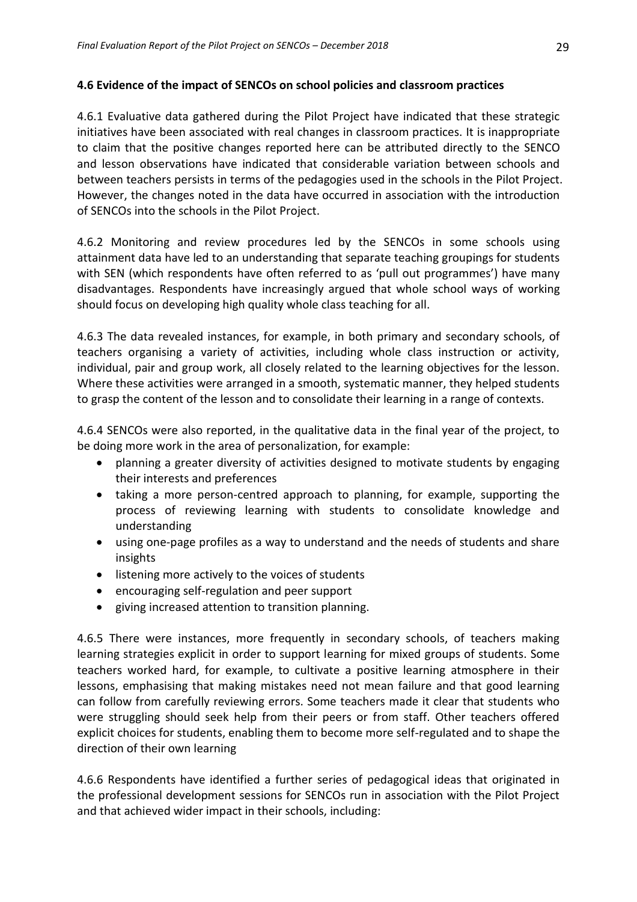### 4.6 Evidence of the impact of SENCOs on school policies and classroom practices

4.6.1 Evaluative data gathered during the Pilot Project have indicated that these strategic initiatives have been associated with real changes in classroom practices. It is inappropriate to claim that the positive changes reported here can be attributed directly to the SENCO and lesson observations have indicated that considerable variation between schools and between teachers persists in terms of the pedagogies used in the schools in the Pilot Project. However, the changes noted in the data have occurred in association with the introduction of SENCOs into the schools in the Pilot Project.

4.6.2 Monitoring and review procedures led by the SENCOs in some schools using attainment data have led to an understanding that separate teaching groupings for students with SEN (which respondents have often referred to as 'pull out programmes') have many disadvantages. Respondents have increasingly argued that whole school ways of working should focus on developing high quality whole class teaching for all.

4.6.3 The data revealed instances, for example, in both primary and secondary schools, of teachers organising a variety of activities, including whole class instruction or activity, individual, pair and group work, all closely related to the learning objectives for the lesson. Where these activities were arranged in a smooth, systematic manner, they helped students to grasp the content of the lesson and to consolidate their learning in a range of contexts.

4.6.4 SENCOs were also reported, in the qualitative data in the final year of the project, to be doing more work in the area of personalization, for example:

- planning a greater diversity of activities designed to motivate students by engaging their interests and preferences
- taking a more person-centred approach to planning, for example, supporting the process of reviewing learning with students to consolidate knowledge and understanding
- using one-page profiles as a way to understand and the needs of students and share insights
- listening more actively to the voices of students
- encouraging self-regulation and peer support
- giving increased attention to transition planning.

4.6.5 There were instances, more frequently in secondary schools, of teachers making learning strategies explicit in order to support learning for mixed groups of students. Some teachers worked hard, for example, to cultivate a positive learning atmosphere in their lessons, emphasising that making mistakes need not mean failure and that good learning can follow from carefully reviewing errors. Some teachers made it clear that students who were struggling should seek help from their peers or from staff. Other teachers offered explicit choices for students, enabling them to become more self-regulated and to shape the direction of their own learning

4.6.6 Respondents have identified a further series of pedagogical ideas that originated in the professional development sessions for SENCOs run in association with the Pilot Project and that achieved wider impact in their schools, including: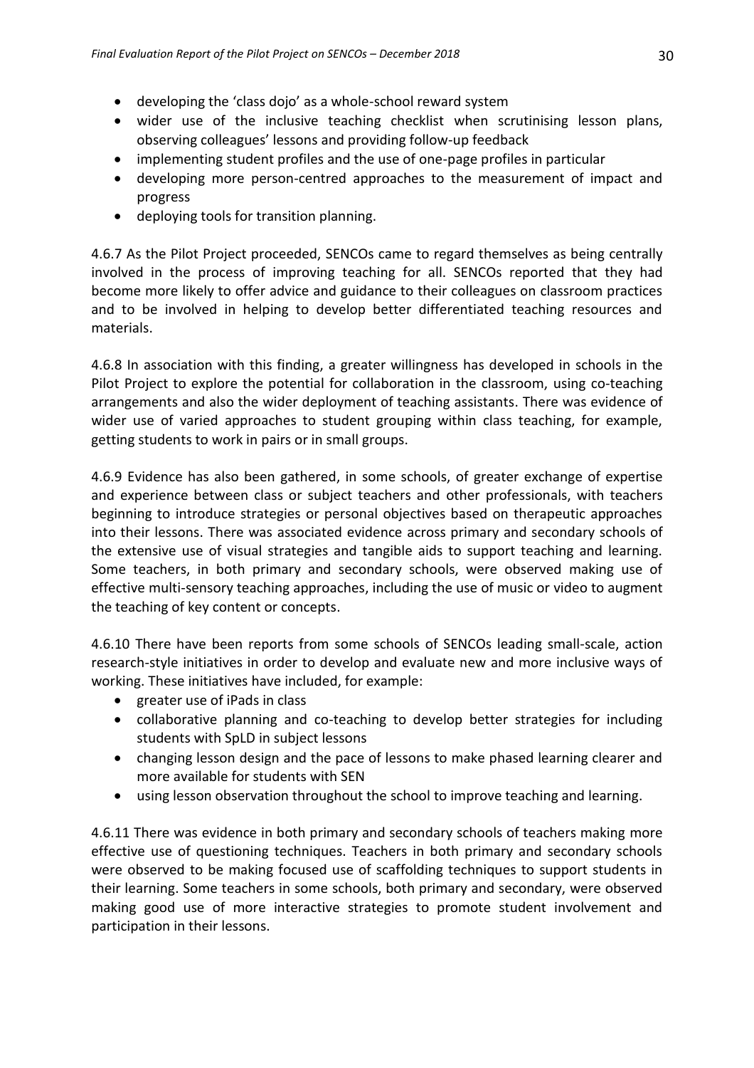- developing the 'class dojo' as a whole-school reward system
- wider use of the inclusive teaching checklist when scrutinising lesson plans, observing colleagues' lessons and providing follow-up feedback
- implementing student profiles and the use of one-page profiles in particular
- developing more person-centred approaches to the measurement of impact and progress
- deploying tools for transition planning.

4.6.7 As the Pilot Project proceeded, SENCOs came to regard themselves as being centrally involved in the process of improving teaching for all. SENCOs reported that they had become more likely to offer advice and guidance to their colleagues on classroom practices and to be involved in helping to develop better differentiated teaching resources and materials.

4.6.8 In association with this finding, a greater willingness has developed in schools in the Pilot Project to explore the potential for collaboration in the classroom, using co-teaching arrangements and also the wider deployment of teaching assistants. There was evidence of wider use of varied approaches to student grouping within class teaching, for example, getting students to work in pairs or in small groups.

4.6.9 Evidence has also been gathered, in some schools, of greater exchange of expertise and experience between class or subject teachers and other professionals, with teachers beginning to introduce strategies or personal objectives based on therapeutic approaches into their lessons. There was associated evidence across primary and secondary schools of the extensive use of visual strategies and tangible aids to support teaching and learning. Some teachers, in both primary and secondary schools, were observed making use of effective multi-sensory teaching approaches, including the use of music or video to augment the teaching of key content or concepts.

4.6.10 There have been reports from some schools of SENCOs leading small-scale, action research-style initiatives in order to develop and evaluate new and more inclusive ways of working. These initiatives have included, for example:

- greater use of iPads in class
- collaborative planning and co-teaching to develop better strategies for including students with SpLD in subject lessons
- changing lesson design and the pace of lessons to make phased learning clearer and more available for students with SEN
- using lesson observation throughout the school to improve teaching and learning.

4.6.11 There was evidence in both primary and secondary schools of teachers making more effective use of questioning techniques. Teachers in both primary and secondary schools were observed to be making focused use of scaffolding techniques to support students in their learning. Some teachers in some schools, both primary and secondary, were observed making good use of more interactive strategies to promote student involvement and participation in their lessons.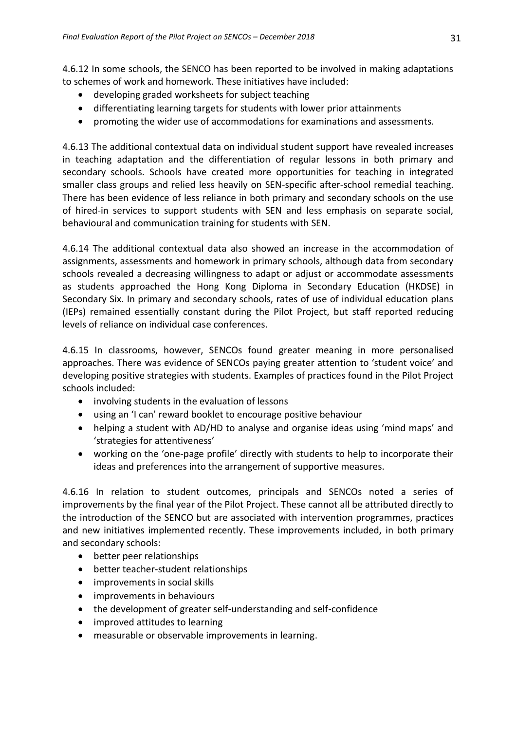4.6.12 In some schools, the SENCO has been reported to be involved in making adaptations to schemes of work and homework. These initiatives have included:

- developing graded worksheets for subject teaching
- differentiating learning targets for students with lower prior attainments
- promoting the wider use of accommodations for examinations and assessments.

4.6.13 The additional contextual data on individual student support have revealed increases in teaching adaptation and the differentiation of regular lessons in both primary and secondary schools. Schools have created more opportunities for teaching in integrated smaller class groups and relied less heavily on SEN-specific after-school remedial teaching. There has been evidence of less reliance in both primary and secondary schools on the use of hired-in services to support students with SEN and less emphasis on separate social, behavioural and communication training for students with SEN.

4.6.14 The additional contextual data also showed an increase in the accommodation of assignments, assessments and homework in primary schools, although data from secondary schools revealed a decreasing willingness to adapt or adjust or accommodate assessments as students approached the Hong Kong Diploma in Secondary Education (HKDSE) in Secondary Six. In primary and secondary schools, rates of use of individual education plans (IEPs) remained essentially constant during the Pilot Project, but staff reported reducing levels of reliance on individual case conferences.

4.6.15 In classrooms, however, SENCOs found greater meaning in more personalised approaches. There was evidence of SENCOs paying greater attention to 'student voice' and developing positive strategies with students. Examples of practices found in the Pilot Project schools included:

- involving students in the evaluation of lessons
- using an 'I can' reward booklet to encourage positive behaviour
- helping a student with AD/HD to analyse and organise ideas using 'mind maps' and 'strategies for attentiveness'
- working on the 'one-page profile' directly with students to help to incorporate their ideas and preferences into the arrangement of supportive measures.

4.6.16 In relation to student outcomes, principals and SENCOs noted a series of improvements by the final year of the Pilot Project. These cannot all be attributed directly to the introduction of the SENCO but are associated with intervention programmes, practices and new initiatives implemented recently. These improvements included, in both primary and secondary schools:

- better peer relationships
- better teacher-student relationships
- improvements in social skills
- improvements in behaviours
- the development of greater self-understanding and self-confidence
- improved attitudes to learning
- measurable or observable improvements in learning.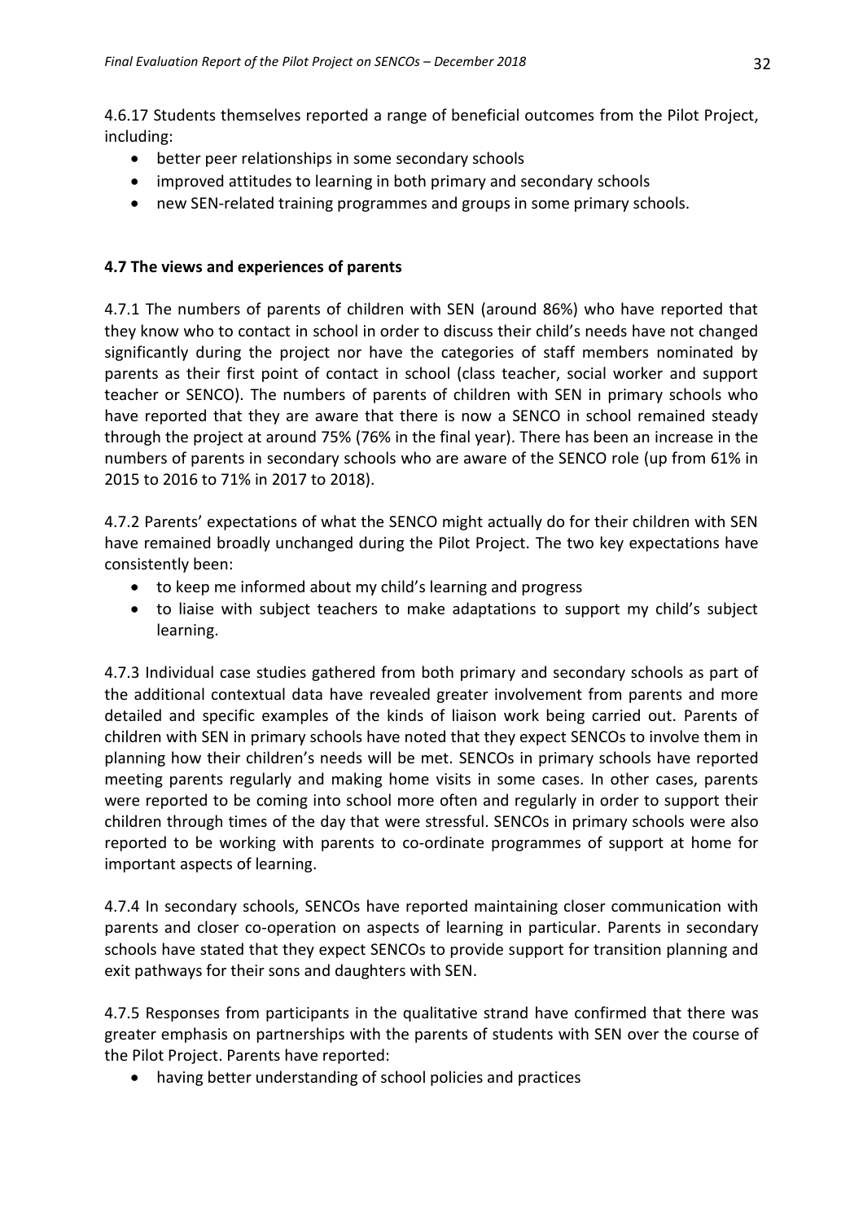4.6.17 Students themselves reported a range of beneficial outcomes from the Pilot Project, including:

- better peer relationships in some secondary schools
- improved attitudes to learning in both primary and secondary schools
- new SEN-related training programmes and groups in some primary schools.

### 4.7 The views and experiences of parents

4.7.1 The numbers of parents of children with SEN (around 86%) who have reported that they know who to contact in school in order to discuss their child's needs have not changed significantly during the project nor have the categories of staff members nominated by parents as their first point of contact in school (class teacher, social worker and support teacher or SENCO). The numbers of parents of children with SEN in primary schools who have reported that they are aware that there is now a SENCO in school remained steady through the project at around 75% (76% in the final year). There has been an increase in the numbers of parents in secondary schools who are aware of the SENCO role (up from 61% in 2015 to 2016 to 71% in 2017 to 2018).

4.7.2 Parents' expectations of what the SENCO might actually do for their children with SEN have remained broadly unchanged during the Pilot Project. The two key expectations have consistently been:

- to keep me informed about my child's learning and progress
- to liaise with subject teachers to make adaptations to support my child's subject learning.

4.7.3 Individual case studies gathered from both primary and secondary schools as part of the additional contextual data have revealed greater involvement from parents and more detailed and specific examples of the kinds of liaison work being carried out. Parents of children with SEN in primary schools have noted that they expect SENCOs to involve them in planning how their children's needs will be met. SENCOs in primary schools have reported meeting parents regularly and making home visits in some cases. In other cases, parents were reported to be coming into school more often and regularly in order to support their children through times of the day that were stressful. SENCOs in primary schools were also reported to be working with parents to co-ordinate programmes of support at home for important aspects of learning.

4.7.4 In secondary schools, SENCOs have reported maintaining closer communication with parents and closer co-operation on aspects of learning in particular. Parents in secondary schools have stated that they expect SENCOs to provide support for transition planning and exit pathways for their sons and daughters with SEN.

4.7.5 Responses from participants in the qualitative strand have confirmed that there was greater emphasis on partnerships with the parents of students with SEN over the course of the Pilot Project. Parents have reported:

- having better understanding of school policies and practices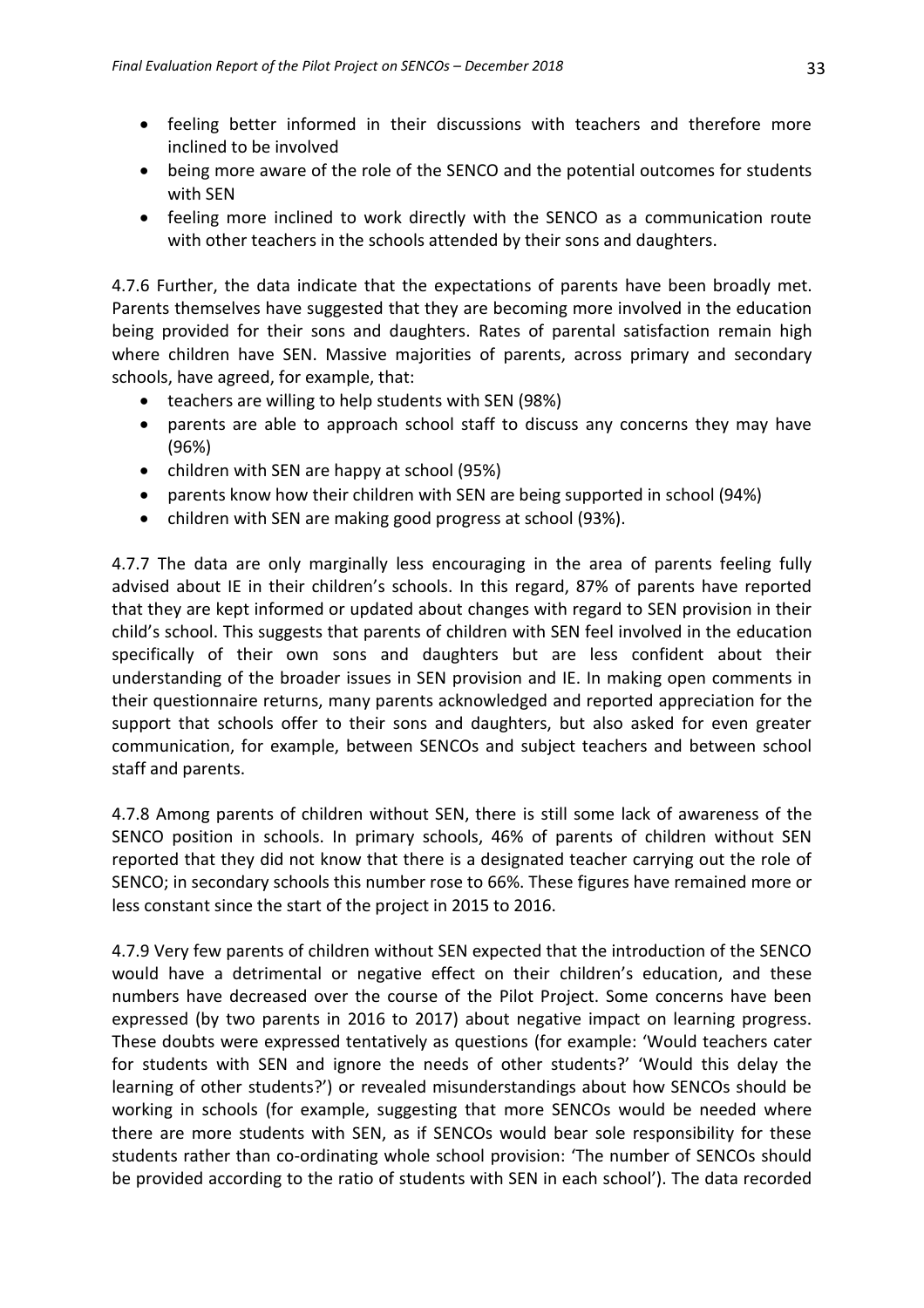- feeling better informed in their discussions with teachers and therefore more inclined to be involved
- being more aware of the role of the SENCO and the potential outcomes for students with SEN
- feeling more inclined to work directly with the SENCO as a communication route with other teachers in the schools attended by their sons and daughters.

4.7.6 Further, the data indicate that the expectations of parents have been broadly met. Parents themselves have suggested that they are becoming more involved in the education being provided for their sons and daughters. Rates of parental satisfaction remain high where children have SEN. Massive majorities of parents, across primary and secondary schools, have agreed, for example, that:

- teachers are willing to help students with SEN (98%)
- parents are able to approach school staff to discuss any concerns they may have (96%)
- children with SEN are happy at school (95%)
- parents know how their children with SEN are being supported in school (94%)
- children with SEN are making good progress at school (93%).

4.7.7 The data are only marginally less encouraging in the area of parents feeling fully advised about IE in their children's schools. In this regard, 87% of parents have reported that they are kept informed or updated about changes with regard to SEN provision in their child's school. This suggests that parents of children with SEN feel involved in the education specifically of their own sons and daughters but are less confident about their understanding of the broader issues in SEN provision and IE. In making open comments in their questionnaire returns, many parents acknowledged and reported appreciation for the support that schools offer to their sons and daughters, but also asked for even greater communication, for example, between SENCOs and subject teachers and between school staff and parents.

4.7.8 Among parents of children without SEN, there is still some lack of awareness of the SENCO position in schools. In primary schools, 46% of parents of children without SEN reported that they did not know that there is a designated teacher carrying out the role of SENCO; in secondary schools this number rose to 66%. These figures have remained more or less constant since the start of the project in 2015 to 2016.

4.7.9 Very few parents of children without SEN expected that the introduction of the SENCO would have a detrimental or negative effect on their children's education, and these numbers have decreased over the course of the Pilot Project. Some concerns have been expressed (by two parents in 2016 to 2017) about negative impact on learning progress. These doubts were expressed tentatively as questions (for example: 'Would teachers cater for students with SEN and ignore the needs of other students?' 'Would this delay the learning of other students?') or revealed misunderstandings about how SENCOs should be working in schools (for example, suggesting that more SENCOs would be needed where there are more students with SEN, as if SENCOs would bear sole responsibility for these students rather than co-ordinating whole school provision: 'The number of SENCOs should be provided according to the ratio of students with SEN in each school'). The data recorded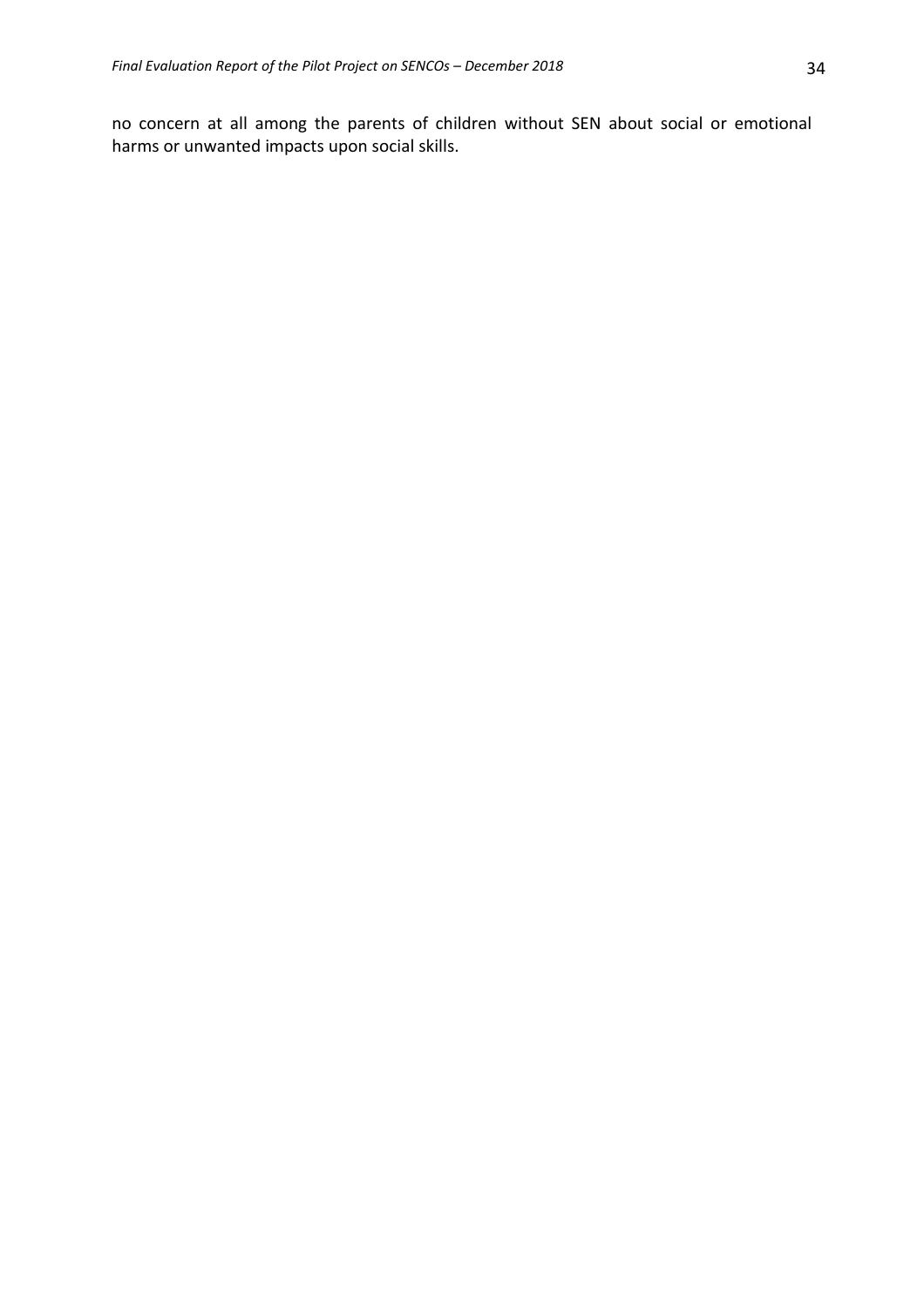no concern at all among the parents of children without SEN about social or emotional harms or unwanted impacts upon social skills.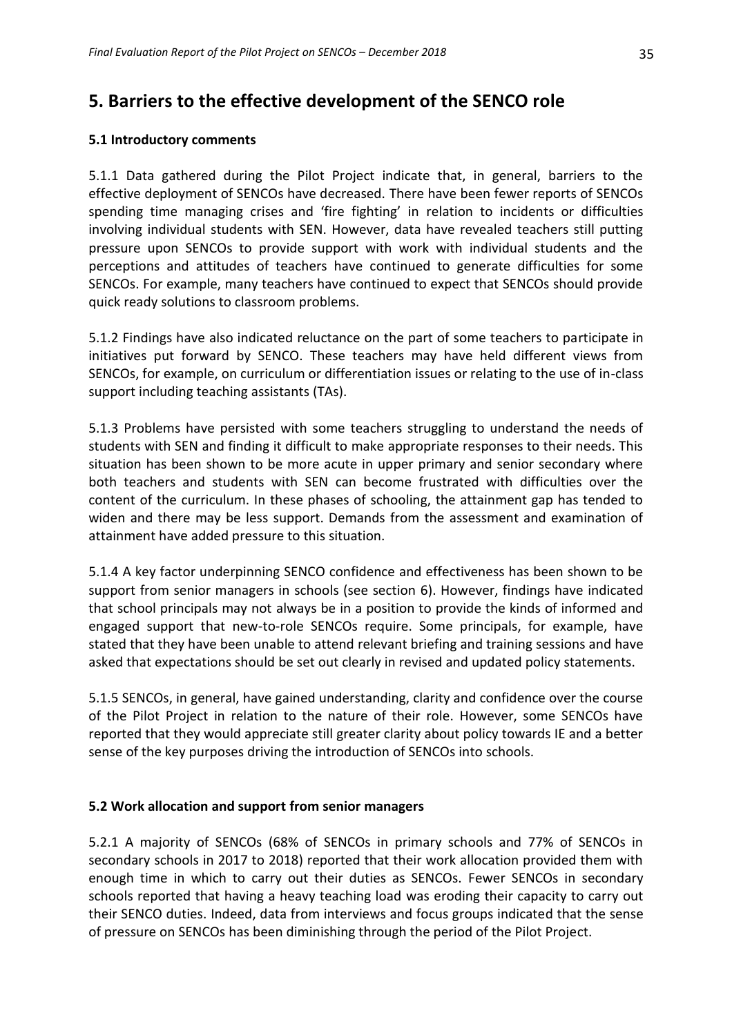# 5. Barriers to the effective development of the SENCO role

### 5.1 Introductory comments

5.1.1 Data gathered during the Pilot Project indicate that, in general, barriers to the effective deployment of SENCOs have decreased. There have been fewer reports of SENCOs spending time managing crises and 'fire fighting' in relation to incidents or difficulties involving individual students with SEN. However, data have revealed teachers still putting pressure upon SENCOs to provide support with work with individual students and the perceptions and attitudes of teachers have continued to generate difficulties for some SENCOs. For example, many teachers have continued to expect that SENCOs should provide quick ready solutions to classroom problems.

5.1.2 Findings have also indicated reluctance on the part of some teachers to participate in initiatives put forward by SENCO. These teachers may have held different views from SENCOs, for example, on curriculum or differentiation issues or relating to the use of in-class support including teaching assistants (TAs).

5.1.3 Problems have persisted with some teachers struggling to understand the needs of students with SEN and finding it difficult to make appropriate responses to their needs. This situation has been shown to be more acute in upper primary and senior secondary where both teachers and students with SEN can become frustrated with difficulties over the content of the curriculum. In these phases of schooling, the attainment gap has tended to widen and there may be less support. Demands from the assessment and examination of attainment have added pressure to this situation.

5.1.4 A key factor underpinning SENCO confidence and effectiveness has been shown to be support from senior managers in schools (see section 6). However, findings have indicated that school principals may not always be in a position to provide the kinds of informed and engaged support that new-to-role SENCOs require. Some principals, for example, have stated that they have been unable to attend relevant briefing and training sessions and have asked that expectations should be set out clearly in revised and updated policy statements.

5.1.5 SENCOs, in general, have gained understanding, clarity and confidence over the course of the Pilot Project in relation to the nature of their role. However, some SENCOs have reported that they would appreciate still greater clarity about policy towards IE and a better sense of the key purposes driving the introduction of SENCOs into schools.

### 5.2 Work allocation and support from senior managers

5.2.1 A majority of SENCOs (68% of SENCOs in primary schools and 77% of SENCOs in secondary schools in 2017 to 2018) reported that their work allocation provided them with enough time in which to carry out their duties as SENCOs. Fewer SENCOs in secondary schools reported that having a heavy teaching load was eroding their capacity to carry out their SENCO duties. Indeed, data from interviews and focus groups indicated that the sense of pressure on SENCOs has been diminishing through the period of the Pilot Project.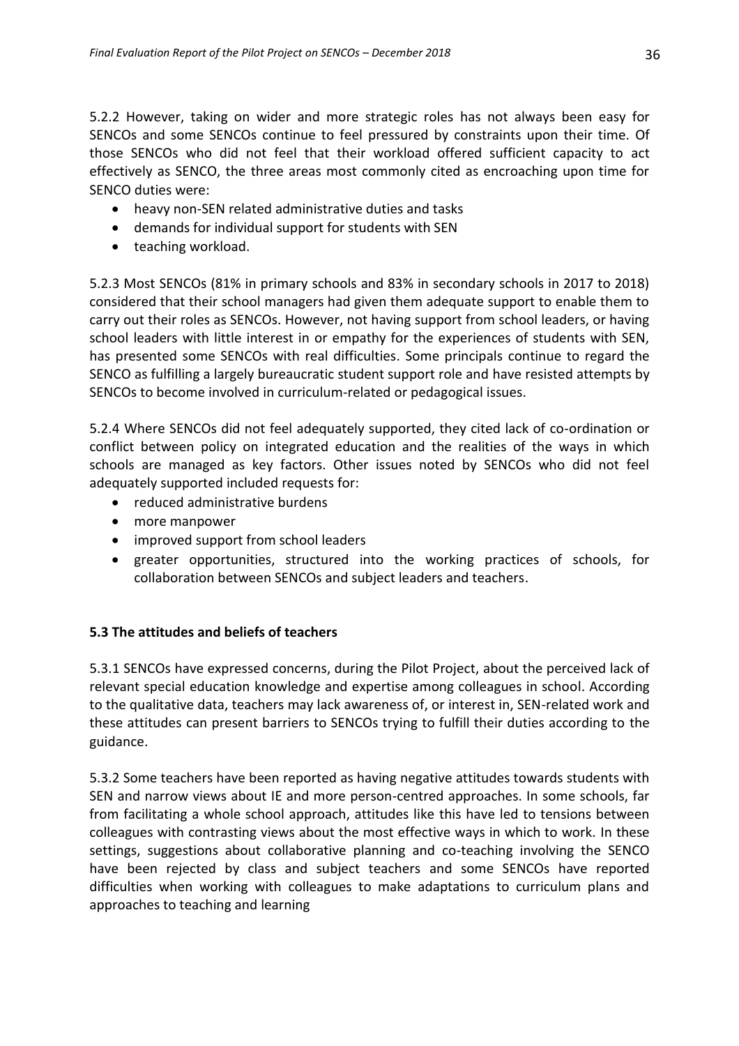5.2.2 However, taking on wider and more strategic roles has not always been easy for SENCOs and some SENCOs continue to feel pressured by constraints upon their time. Of those SENCOs who did not feel that their workload offered sufficient capacity to act effectively as SENCO, the three areas most commonly cited as encroaching upon time for SENCO duties were:

- heavy non-SEN related administrative duties and tasks
- demands for individual support for students with SEN
- teaching workload.

5.2.3 Most SENCOs (81% in primary schools and 83% in secondary schools in 2017 to 2018) considered that their school managers had given them adequate support to enable them to carry out their roles as SENCOs. However, not having support from school leaders, or having school leaders with little interest in or empathy for the experiences of students with SEN, has presented some SENCOs with real difficulties. Some principals continue to regard the SENCO as fulfilling a largely bureaucratic student support role and have resisted attempts by SENCOs to become involved in curriculum-related or pedagogical issues.

5.2.4 Where SENCOs did not feel adequately supported, they cited lack of co-ordination or conflict between policy on integrated education and the realities of the ways in which schools are managed as key factors. Other issues noted by SENCOs who did not feel adequately supported included requests for:

- reduced administrative burdens
- more manpower
- improved support from school leaders
- greater opportunities, structured into the working practices of schools, for collaboration between SENCOs and subject leaders and teachers.

### 5.3 The attitudes and beliefs of teachers

5.3.1 SENCOs have expressed concerns, during the Pilot Project, about the perceived lack of relevant special education knowledge and expertise among colleagues in school. According to the qualitative data, teachers may lack awareness of, or interest in, SEN-related work and these attitudes can present barriers to SENCOs trying to fulfill their duties according to the guidance.

5.3.2 Some teachers have been reported as having negative attitudes towards students with SEN and narrow views about IE and more person-centred approaches. In some schools, far from facilitating a whole school approach, attitudes like this have led to tensions between colleagues with contrasting views about the most effective ways in which to work. In these settings, suggestions about collaborative planning and co-teaching involving the SENCO have been rejected by class and subject teachers and some SENCOs have reported difficulties when working with colleagues to make adaptations to curriculum plans and approaches to teaching and learning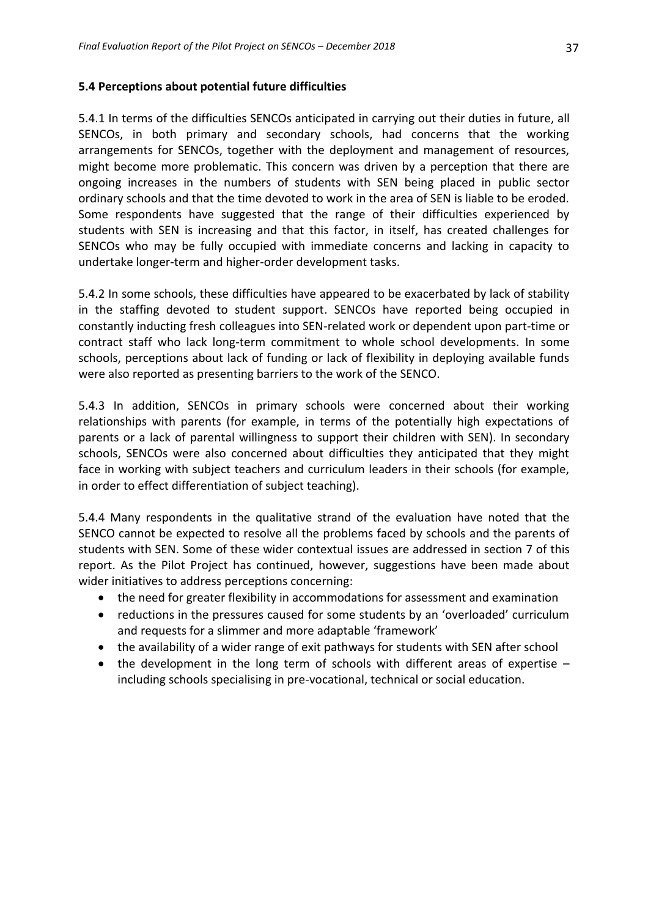### 5.4 Perceptions about potential future difficulties

5.4.1 In terms of the difficulties SENCOs anticipated in carrying out their duties in future, all SENCOs, in both primary and secondary schools, had concerns that the working arrangements for SENCOs, together with the deployment and management of resources, might become more problematic. This concern was driven by a perception that there are ongoing increases in the numbers of students with SEN being placed in public sector ordinary schools and that the time devoted to work in the area of SEN is liable to be eroded. Some respondents have suggested that the range of their difficulties experienced by students with SEN is increasing and that this factor, in itself, has created challenges for SENCOs who may be fully occupied with immediate concerns and lacking in capacity to undertake longer-term and higher-order development tasks.

5.4.2 In some schools, these difficulties have appeared to be exacerbated by lack of stability in the staffing devoted to student support. SENCOs have reported being occupied in constantly inducting fresh colleagues into SEN-related work or dependent upon part-time or contract staff who lack long-term commitment to whole school developments. In some schools, perceptions about lack of funding or lack of flexibility in deploying available funds were also reported as presenting barriers to the work of the SENCO.

5.4.3 In addition, SENCOs in primary schools were concerned about their working relationships with parents (for example, in terms of the potentially high expectations of parents or a lack of parental willingness to support their children with SEN). In secondary schools, SENCOs were also concerned about difficulties they anticipated that they might face in working with subject teachers and curriculum leaders in their schools (for example, in order to effect differentiation of subject teaching).

5.4.4 Many respondents in the qualitative strand of the evaluation have noted that the SENCO cannot be expected to resolve all the problems faced by schools and the parents of students with SEN. Some of these wider contextual issues are addressed in section 7 of this report. As the Pilot Project has continued, however, suggestions have been made about wider initiatives to address perceptions concerning:

- the need for greater flexibility in accommodations for assessment and examination
- reductions in the pressures caused for some students by an 'overloaded' curriculum and requests for a slimmer and more adaptable 'framework'
- the availability of a wider range of exit pathways for students with SEN after school
- the development in the long term of schools with different areas of expertise – including schools specialising in pre-vocational, technical or social education.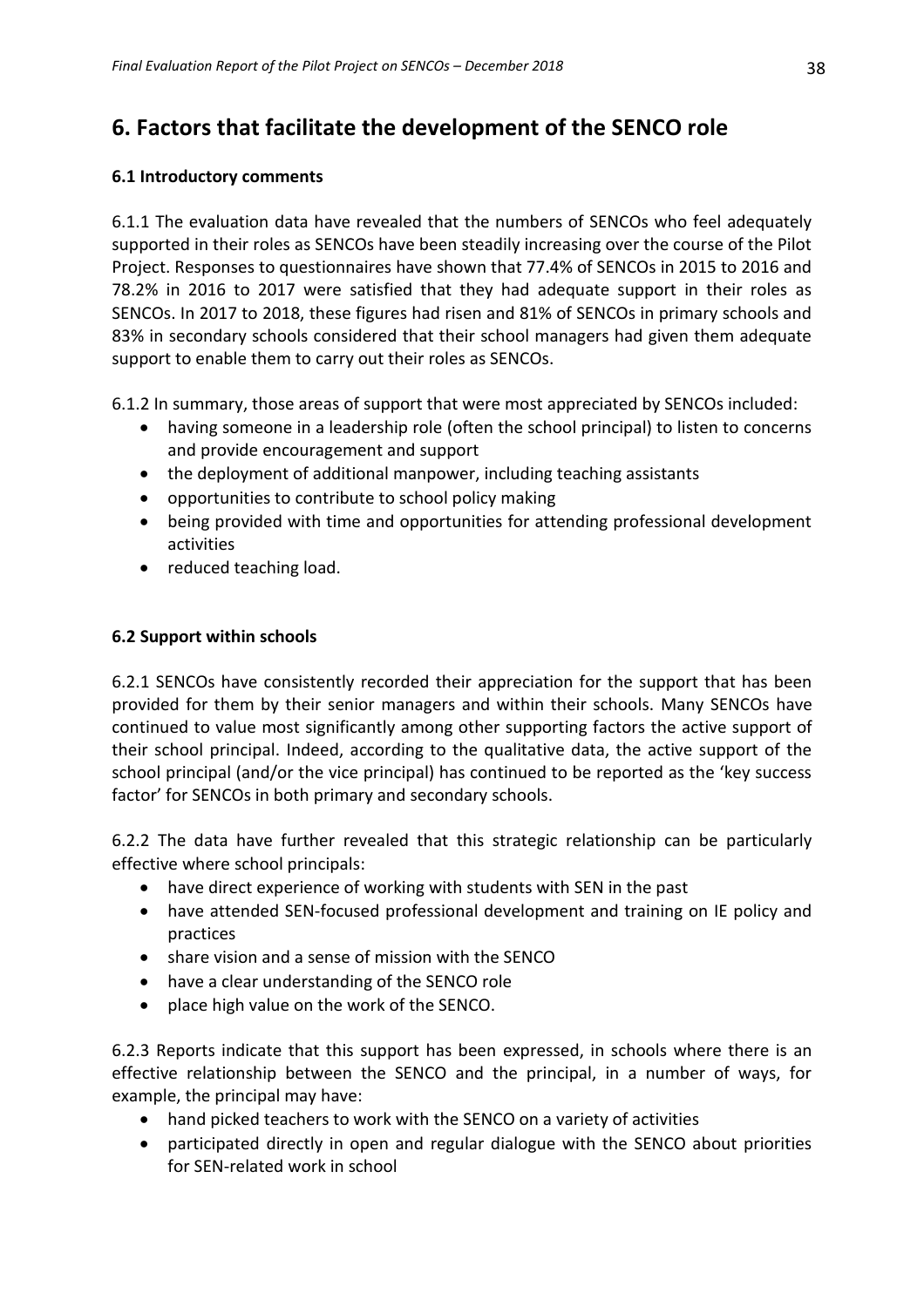# 6. Factors that facilitate the development of the SENCO role

### 6.1 Introductory comments

6.1.1 The evaluation data have revealed that the numbers of SENCOs who feel adequately supported in their roles as SENCOs have been steadily increasing over the course of the Pilot Project. Responses to questionnaires have shown that 77.4% of SENCOs in 2015 to 2016 and 78.2% in 2016 to 2017 were satisfied that they had adequate support in their roles as SENCOs. In 2017 to 2018, these figures had risen and 81% of SENCOs in primary schools and 83% in secondary schools considered that their school managers had given them adequate support to enable them to carry out their roles as SENCOs.

6.1.2 In summary, those areas of support that were most appreciated by SENCOs included:

- having someone in a leadership role (often the school principal) to listen to concerns and provide encouragement and support
- the deployment of additional manpower, including teaching assistants
- opportunities to contribute to school policy making
- being provided with time and opportunities for attending professional development activities
- reduced teaching load.

### 6.2 Support within schools

6.2.1 SENCOs have consistently recorded their appreciation for the support that has been provided for them by their senior managers and within their schools. Many SENCOs have continued to value most significantly among other supporting factors the active support of their school principal. Indeed, according to the qualitative data, the active support of the school principal (and/or the vice principal) has continued to be reported as the 'key success factor' for SENCOs in both primary and secondary schools.

6.2.2 The data have further revealed that this strategic relationship can be particularly effective where school principals:

- have direct experience of working with students with SEN in the past
- have attended SEN-focused professional development and training on IE policy and practices
- share vision and a sense of mission with the SENCO
- have a clear understanding of the SENCO role
- place high value on the work of the SENCO.

6.2.3 Reports indicate that this support has been expressed, in schools where there is an effective relationship between the SENCO and the principal, in a number of ways, for example, the principal may have:

- hand picked teachers to work with the SENCO on a variety of activities
- participated directly in open and regular dialogue with the SENCO about priorities for SEN-related work in school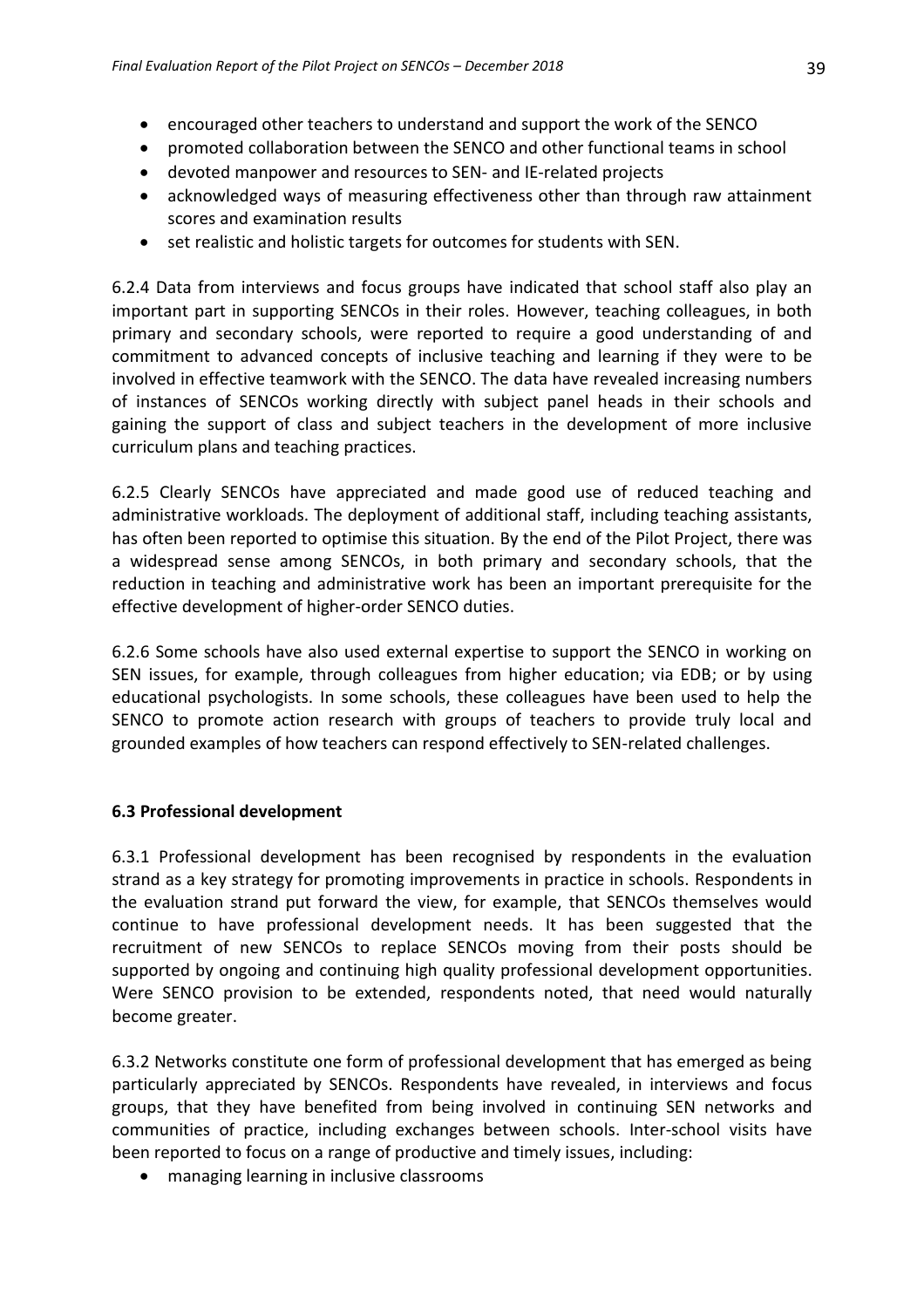- encouraged other teachers to understand and support the work of the SENCO
- promoted collaboration between the SENCO and other functional teams in school
- devoted manpower and resources to SEN- and IE-related projects
- acknowledged ways of measuring effectiveness other than through raw attainment scores and examination results
- set realistic and holistic targets for outcomes for students with SEN.

6.2.4 Data from interviews and focus groups have indicated that school staff also play an important part in supporting SENCOs in their roles. However, teaching colleagues, in both primary and secondary schools, were reported to require a good understanding of and commitment to advanced concepts of inclusive teaching and learning if they were to be involved in effective teamwork with the SENCO. The data have revealed increasing numbers of instances of SENCOs working directly with subject panel heads in their schools and gaining the support of class and subject teachers in the development of more inclusive curriculum plans and teaching practices.

6.2.5 Clearly SENCOs have appreciated and made good use of reduced teaching and administrative workloads. The deployment of additional staff, including teaching assistants, has often been reported to optimise this situation. By the end of the Pilot Project, there was a widespread sense among SENCOs, in both primary and secondary schools, that the reduction in teaching and administrative work has been an important prerequisite for the effective development of higher-order SENCO duties.

6.2.6 Some schools have also used external expertise to support the SENCO in working on SEN issues, for example, through colleagues from higher education; via EDB; or by using educational psychologists. In some schools, these colleagues have been used to help the SENCO to promote action research with groups of teachers to provide truly local and grounded examples of how teachers can respond effectively to SEN-related challenges.

### 6.3 Professional development

6.3.1 Professional development has been recognised by respondents in the evaluation strand as a key strategy for promoting improvements in practice in schools. Respondents in the evaluation strand put forward the view, for example, that SENCOs themselves would continue to have professional development needs. It has been suggested that the recruitment of new SENCOs to replace SENCOs moving from their posts should be supported by ongoing and continuing high quality professional development opportunities. Were SENCO provision to be extended, respondents noted, that need would naturally become greater.

6.3.2 Networks constitute one form of professional development that has emerged as being particularly appreciated by SENCOs. Respondents have revealed, in interviews and focus groups, that they have benefited from being involved in continuing SEN networks and communities of practice, including exchanges between schools. Inter-school visits have been reported to focus on a range of productive and timely issues, including:

- managing learning in inclusive classrooms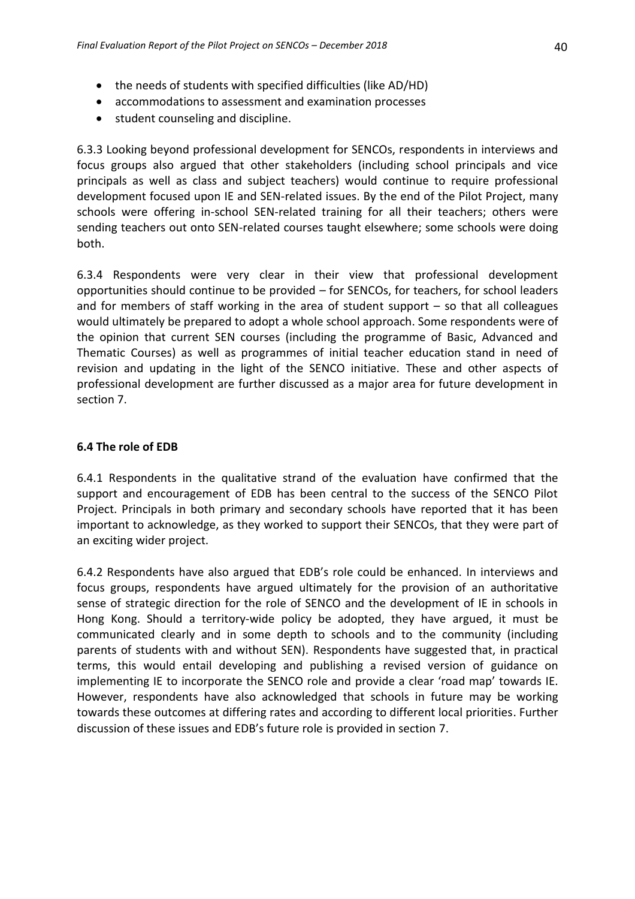- the needs of students with specified difficulties (like AD/HD)
- accommodations to assessment and examination processes
- student counseling and discipline.

6.3.3 Looking beyond professional development for SENCOs, respondents in interviews and focus groups also argued that other stakeholders (including school principals and vice principals as well as class and subject teachers) would continue to require professional development focused upon IE and SEN-related issues. By the end of the Pilot Project, many schools were offering in-school SEN-related training for all their teachers; others were sending teachers out onto SEN-related courses taught elsewhere; some schools were doing both.

6.3.4 Respondents were very clear in their view that professional development opportunities should continue to be provided – for SENCOs, for teachers, for school leaders and for members of staff working in the area of student support – so that all colleagues would ultimately be prepared to adopt a whole school approach. Some respondents were of the opinion that current SEN courses (including the programme of Basic, Advanced and Thematic Courses) as well as programmes of initial teacher education stand in need of revision and updating in the light of the SENCO initiative. These and other aspects of professional development are further discussed as a major area for future development in section 7.

### 6.4 The role of EDB

6.4.1 Respondents in the qualitative strand of the evaluation have confirmed that the support and encouragement of EDB has been central to the success of the SENCO Pilot Project. Principals in both primary and secondary schools have reported that it has been important to acknowledge, as they worked to support their SENCOs, that they were part of an exciting wider project.

6.4.2 Respondents have also argued that EDB's role could be enhanced. In interviews and focus groups, respondents have argued ultimately for the provision of an authoritative sense of strategic direction for the role of SENCO and the development of IE in schools in Hong Kong. Should a territory-wide policy be adopted, they have argued, it must be communicated clearly and in some depth to schools and to the community (including parents of students with and without SEN). Respondents have suggested that, in practical terms, this would entail developing and publishing a revised version of guidance on implementing IE to incorporate the SENCO role and provide a clear 'road map' towards IE. However, respondents have also acknowledged that schools in future may be working towards these outcomes at differing rates and according to different local priorities. Further discussion of these issues and EDB's future role is provided in section 7.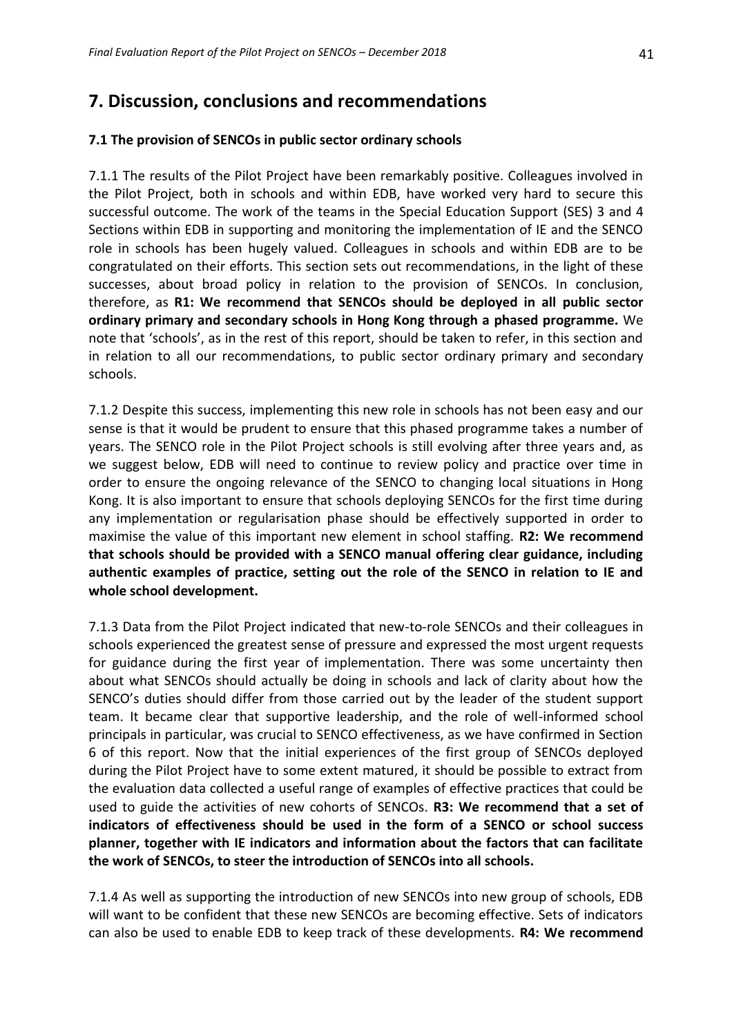# 7. Discussion, conclusions and recommendations

### 7.1 The provision of SENCOs in public sector ordinary schools

7.1.1 The results of the Pilot Project have been remarkably positive. Colleagues involved in the Pilot Project, both in schools and within EDB, have worked very hard to secure this successful outcome. The work of the teams in the Special Education Support (SES) 3 and 4 Sections within EDB in supporting and monitoring the implementation of IE and the SENCO role in schools has been hugely valued. Colleagues in schools and within EDB are to be congratulated on their efforts. This section sets out recommendations, in the light of these successes, about broad policy in relation to the provision of SENCOs. In conclusion, therefore, as **R1: We recommend that SENCOs should be deployed in all public sector ordinary primary and secondary schools in Hong Kong through a phased programme.** We note that 'schools', as in the rest of this report, should be taken to refer, in this section and in relation to all our recommendations, to public sector ordinary primary and secondary schools.

7.1.2 Despite this success, implementing this new role in schools has not been easy and our sense is that it would be prudent to ensure that this phased programme takes a number of years. The SENCO role in the Pilot Project schools is still evolving after three years and, as we suggest below, EDB will need to continue to review policy and practice over time in order to ensure the ongoing relevance of the SENCO to changing local situations in Hong Kong. It is also important to ensure that schools deploying SENCOs for the first time during any implementation or regularisation phase should be effectively supported in order to maximise the value of this important new element in school staffing. **R2: We recommend that schools should be provided with a SENCO manual offering clear guidance, including authentic examples of practice, setting out the role of the SENCO in relation to IE and whole school development.**

7.1.3 Data from the Pilot Project indicated that new-to-role SENCOs and their colleagues in schools experienced the greatest sense of pressure and expressed the most urgent requests for guidance during the first year of implementation. There was some uncertainty then about what SENCOs should actually be doing in schools and lack of clarity about how the SENCO's duties should differ from those carried out by the leader of the student support team. It became clear that supportive leadership, and the role of well-informed school principals in particular, was crucial to SENCO effectiveness, as we have confirmed in Section 6 of this report. Now that the initial experiences of the first group of SENCOs deployed during the Pilot Project have to some extent matured, it should be possible to extract from the evaluation data collected a useful range of examples of effective practices that could be used to guide the activities of new cohorts of SENCOs. **R3: We recommend that a set of indicators of effectiveness should be used in the form of a SENCO or school success planner, together with IE indicators and information about the factors that can facilitate the work of SENCOs, to steer the introduction of SENCOs into all schools.**

7.1.4 As well as supporting the introduction of new SENCOs into new group of schools, EDB will want to be confident that these new SENCOs are becoming effective. Sets of indicators can also be used to enable EDB to keep track of these developments. **R4: We recommend**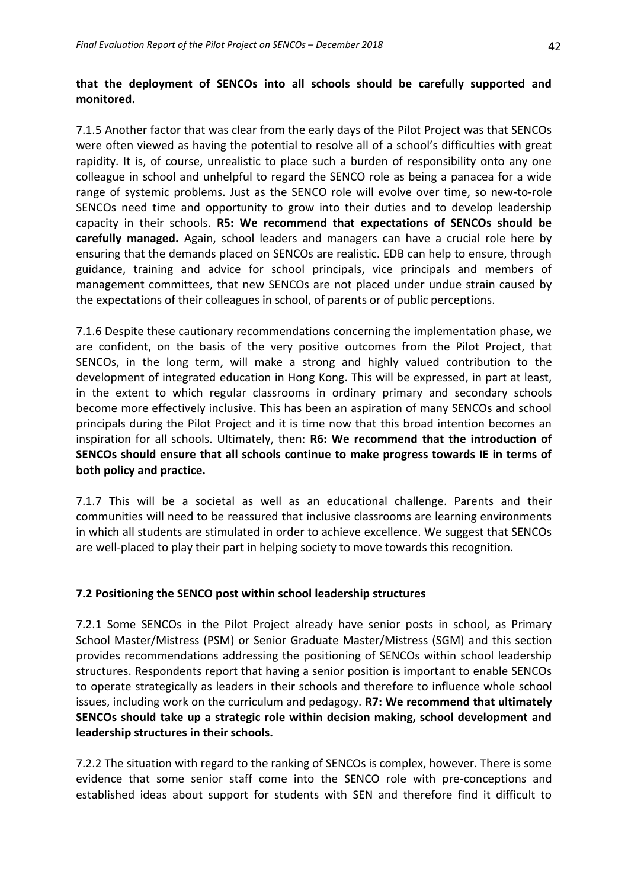**that the deployment of SENCOs into all schools should be carefully supported and monitored.**

7.1.5 Another factor that was clear from the early days of the Pilot Project was that SENCOs were often viewed as having the potential to resolve all of a school's difficulties with great rapidity. It is, of course, unrealistic to place such a burden of responsibility onto any one colleague in school and unhelpful to regard the SENCO role as being a panacea for a wide range of systemic problems. Just as the SENCO role will evolve over time, so new-to-role SENCOs need time and opportunity to grow into their duties and to develop leadership capacity in their schools. **R5: We recommend that expectations of SENCOs should be carefully managed.** Again, school leaders and managers can have a crucial role here by ensuring that the demands placed on SENCOs are realistic. EDB can help to ensure, through guidance, training and advice for school principals, vice principals and members of management committees, that new SENCOs are not placed under undue strain caused by the expectations of their colleagues in school, of parents or of public perceptions.

7.1.6 Despite these cautionary recommendations concerning the implementation phase, we are confident, on the basis of the very positive outcomes from the Pilot Project, that SENCOs, in the long term, will make a strong and highly valued contribution to the development of integrated education in Hong Kong. This will be expressed, in part at least, in the extent to which regular classrooms in ordinary primary and secondary schools become more effectively inclusive. This has been an aspiration of many SENCOs and school principals during the Pilot Project and it is time now that this broad intention becomes an inspiration for all schools. Ultimately, then: **R6: We recommend that the introduction of SENCOs should ensure that all schools continue to make progress towards IE in terms of both policy and practice.**

7.1.7 This will be a societal as well as an educational challenge. Parents and their communities will need to be reassured that inclusive classrooms are learning environments in which all students are stimulated in order to achieve excellence. We suggest that SENCOs are well-placed to play their part in helping society to move towards this recognition.

### 7.2 Positioning the SENCO post within school leadership structures

7.2.1 Some SENCOs in the Pilot Project already have senior posts in school, as Primary School Master/Mistress (PSM) or Senior Graduate Master/Mistress (SGM) and this section provides recommendations addressing the positioning of SENCOs within school leadership structures. Respondents report that having a senior position is important to enable SENCOs to operate strategically as leaders in their schools and therefore to influence whole school issues, including work on the curriculum and pedagogy. **R7: We recommend that ultimately SENCOs should take up a strategic role within decision making, school development and leadership structures in their schools.**

7.2.2 The situation with regard to the ranking of SENCOs is complex, however. There is some evidence that some senior staff come into the SENCO role with pre-conceptions and established ideas about support for students with SEN and therefore find it difficult to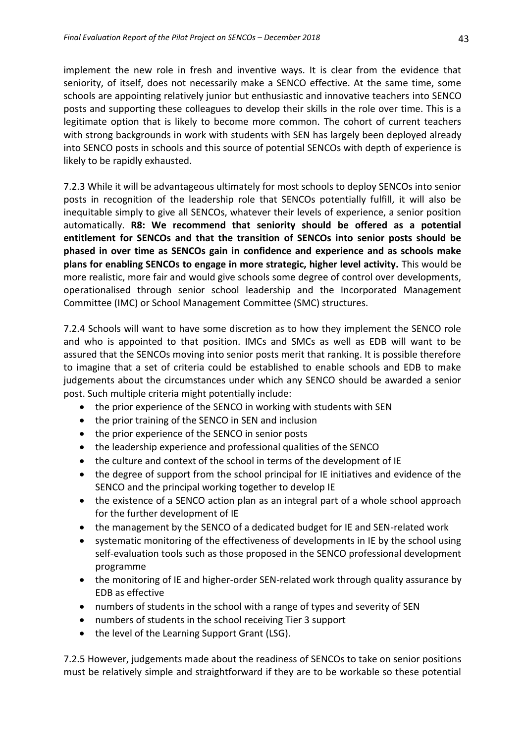implement the new role in fresh and inventive ways. It is clear from the evidence that seniority, of itself, does not necessarily make a SENCO effective. At the same time, some schools are appointing relatively junior but enthusiastic and innovative teachers into SENCO posts and supporting these colleagues to develop their skills in the role over time. This is a legitimate option that is likely to become more common. The cohort of current teachers with strong backgrounds in work with students with SEN has largely been deployed already into SENCO posts in schools and this source of potential SENCOs with depth of experience is likely to be rapidly exhausted.

7.2.3 While it will be advantageous ultimately for most schools to deploy SENCOs into senior posts in recognition of the leadership role that SENCOs potentially fulfill, it will also be inequitable simply to give all SENCOs, whatever their levels of experience, a senior position automatically. **R8: We recommend that seniority should be offered as a potential entitlement for SENCOs and that the transition of SENCOs into senior posts should be phased in over time as SENCOs gain in confidence and experience and as schools make plans for enabling SENCOs to engage in more strategic, higher level activity.** This would be more realistic, more fair and would give schools some degree of control over developments, operationalised through senior school leadership and the Incorporated Management Committee (IMC) or School Management Committee (SMC) structures.

7.2.4 Schools will want to have some discretion as to how they implement the SENCO role and who is appointed to that position. IMCs and SMCs as well as EDB will want to be assured that the SENCOs moving into senior posts merit that ranking. It is possible therefore to imagine that a set of criteria could be established to enable schools and EDB to make judgements about the circumstances under which any SENCO should be awarded a senior post. Such multiple criteria might potentially include:

- the prior experience of the SENCO in working with students with SEN
- the prior training of the SENCO in SEN and inclusion
- the prior experience of the SENCO in senior posts
- the leadership experience and professional qualities of the SENCO
- the culture and context of the school in terms of the development of IE
- the degree of support from the school principal for IE initiatives and evidence of the SENCO and the principal working together to develop IE
- the existence of a SENCO action plan as an integral part of a whole school approach for the further development of IE
- the management by the SENCO of a dedicated budget for IE and SEN-related work
- systematic monitoring of the effectiveness of developments in IE by the school using self-evaluation tools such as those proposed in the SENCO professional development programme
- the monitoring of IE and higher-order SEN-related work through quality assurance by EDB as effective
- numbers of students in the school with a range of types and severity of SEN
- numbers of students in the school receiving Tier 3 support
- the level of the Learning Support Grant (LSG).

7.2.5 However, judgements made about the readiness of SENCOs to take on senior positions must be relatively simple and straightforward if they are to be workable so these potential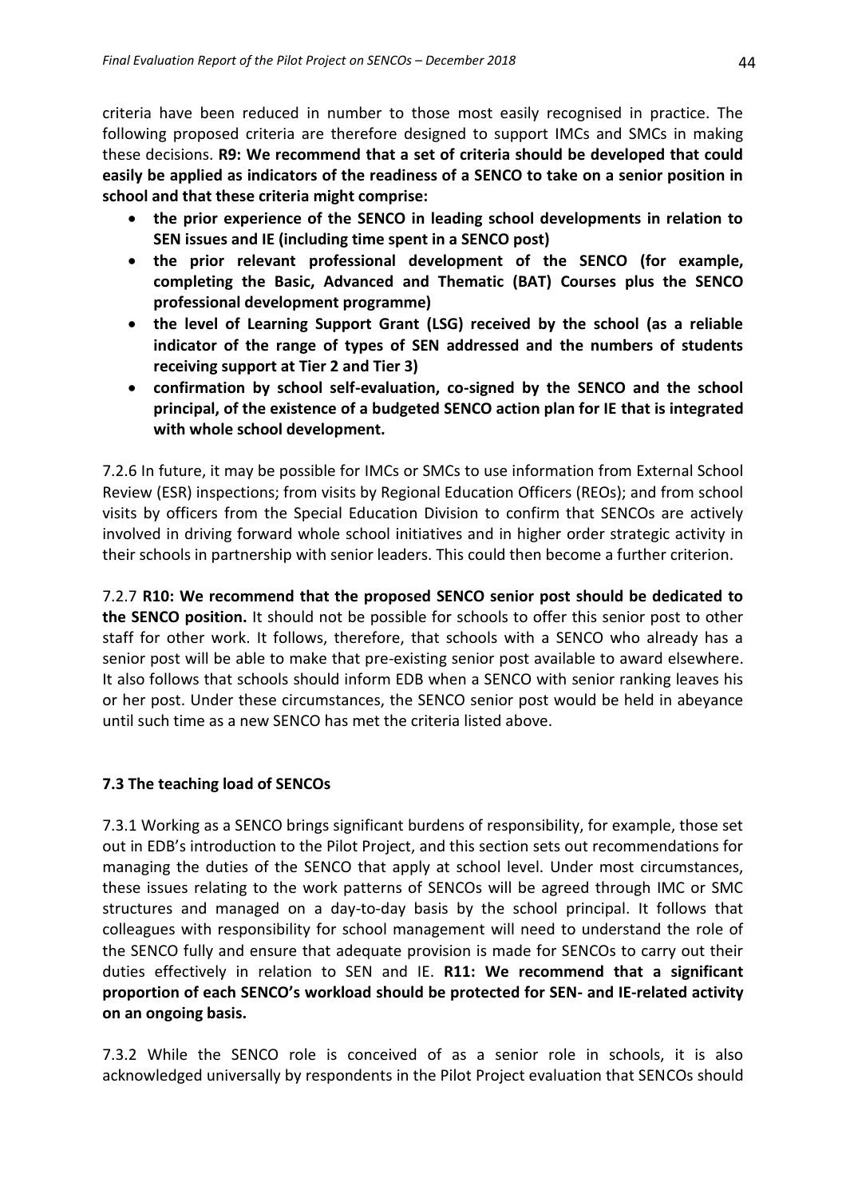criteria have been reduced in number to those most easily recognised in practice. The following proposed criteria are therefore designed to support IMCs and SMCs in making these decisions. **R9: We recommend that a set of criteria should be developed that could easily be applied as indicators of the readiness of a SENCO to take on a senior position in school and that these criteria might comprise:**

- **the prior experience of the SENCO in leading school developments in relation to SEN issues and IE (including time spent in a SENCO post)**
- **the prior relevant professional development of the SENCO (for example, completing the Basic, Advanced and Thematic (BAT) Courses plus the SENCO professional development programme)**
- **the level of Learning Support Grant (LSG) received by the school (as a reliable indicator of the range of types of SEN addressed and the numbers of students receiving support at Tier 2 and Tier 3)**
- **confirmation by school self-evaluation, co-signed by the SENCO and the school principal, of the existence of a budgeted SENCO action plan for IE that is integrated with whole school development.**

7.2.6 In future, it may be possible for IMCs or SMCs to use information from External School Review (ESR) inspections; from visits by Regional Education Officers (REOs); and from school visits by officers from the Special Education Division to confirm that SENCOs are actively involved in driving forward whole school initiatives and in higher order strategic activity in their schools in partnership with senior leaders. This could then become a further criterion.

7.2.7 **R10: We recommend that the proposed SENCO senior post should be dedicated to the SENCO position.** It should not be possible for schools to offer this senior post to other staff for other work. It follows, therefore, that schools with a SENCO who already has a senior post will be able to make that pre-existing senior post available to award elsewhere. It also follows that schools should inform EDB when a SENCO with senior ranking leaves his or her post. Under these circumstances, the SENCO senior post would be held in abeyance until such time as a new SENCO has met the criteria listed above.

### 7.3 The teaching load of SENCOs

7.3.1 Working as a SENCO brings significant burdens of responsibility, for example, those set out in EDB's introduction to the Pilot Project, and this section sets out recommendations for managing the duties of the SENCO that apply at school level. Under most circumstances, these issues relating to the work patterns of SENCOs will be agreed through IMC or SMC structures and managed on a day-to-day basis by the school principal. It follows that colleagues with responsibility for school management will need to understand the role of the SENCO fully and ensure that adequate provision is made for SENCOs to carry out their duties effectively in relation to SEN and IE. **R11: We recommend that a significant proportion of each SENCO's workload should be protected for SEN- and IE-related activity on an ongoing basis.**

7.3.2 While the SENCO role is conceived of as a senior role in schools, it is also acknowledged universally by respondents in the Pilot Project evaluation that SENCOs should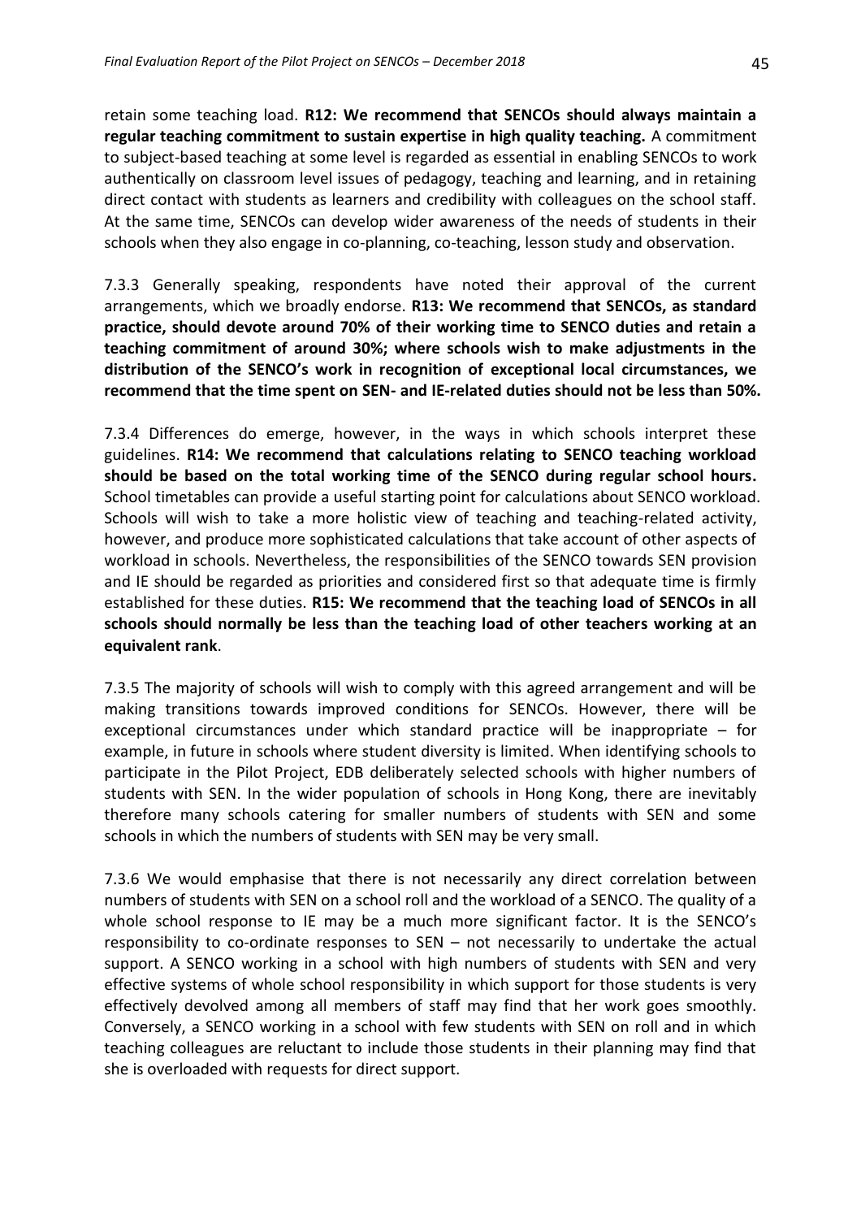retain some teaching load. **R12: We recommend that SENCOs should always maintain a regular teaching commitment to sustain expertise in high quality teaching.** A commitment to subject-based teaching at some level is regarded as essential in enabling SENCOs to work authentically on classroom level issues of pedagogy, teaching and learning, and in retaining direct contact with students as learners and credibility with colleagues on the school staff. At the same time, SENCOs can develop wider awareness of the needs of students in their schools when they also engage in co-planning, co-teaching, lesson study and observation.

7.3.3 Generally speaking, respondents have noted their approval of the current arrangements, which we broadly endorse. **R13: We recommend that SENCOs, as standard practice, should devote around 70% of their working time to SENCO duties and retain a teaching commitment of around 30%; where schools wish to make adjustments in the distribution of the SENCO's work in recognition of exceptional local circumstances, we recommend that the time spent on SEN- and IE-related duties should not be less than 50%.**

7.3.4 Differences do emerge, however, in the ways in which schools interpret these guidelines. **R14: We recommend that calculations relating to SENCO teaching workload should be based on the total working time of the SENCO during regular school hours.** School timetables can provide a useful starting point for calculations about SENCO workload. Schools will wish to take a more holistic view of teaching and teaching-related activity, however, and produce more sophisticated calculations that take account of other aspects of workload in schools. Nevertheless, the responsibilities of the SENCO towards SEN provision and IE should be regarded as priorities and considered first so that adequate time is firmly established for these duties. **R15: We recommend that the teaching load of SENCOs in all schools should normally be less than the teaching load of other teachers working at an equivalent rank**.

7.3.5 The majority of schools will wish to comply with this agreed arrangement and will be making transitions towards improved conditions for SENCOs. However, there will be exceptional circumstances under which standard practice will be inappropriate – for example, in future in schools where student diversity is limited. When identifying schools to participate in the Pilot Project, EDB deliberately selected schools with higher numbers of students with SEN. In the wider population of schools in Hong Kong, there are inevitably therefore many schools catering for smaller numbers of students with SEN and some schools in which the numbers of students with SEN may be very small.

7.3.6 We would emphasise that there is not necessarily any direct correlation between numbers of students with SEN on a school roll and the workload of a SENCO. The quality of a whole school response to IE may be a much more significant factor. It is the SENCO's responsibility to co-ordinate responses to SEN – not necessarily to undertake the actual support. A SENCO working in a school with high numbers of students with SEN and very effective systems of whole school responsibility in which support for those students is very effectively devolved among all members of staff may find that her work goes smoothly. Conversely, a SENCO working in a school with few students with SEN on roll and in which teaching colleagues are reluctant to include those students in their planning may find that she is overloaded with requests for direct support.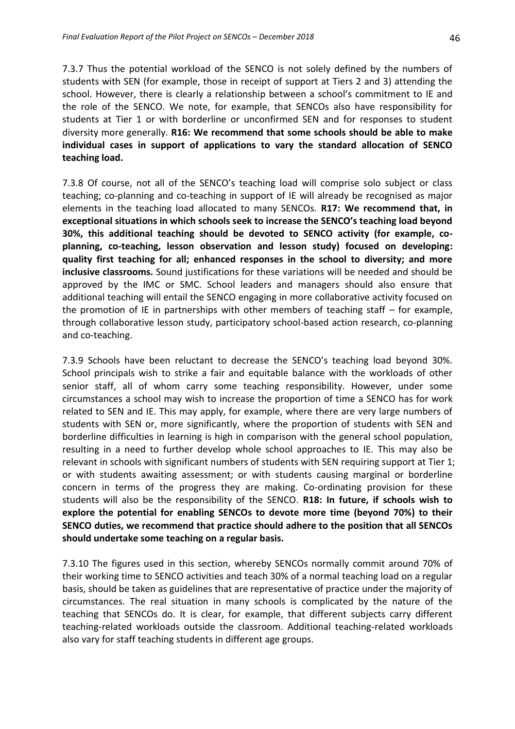7.3.7 Thus the potential workload of the SENCO is not solely defined by the numbers of students with SEN (for example, those in receipt of support at Tiers 2 and 3) attending the school. However, there is clearly a relationship between a school's commitment to IE and the role of the SENCO. We note, for example, that SENCOs also have responsibility for students at Tier 1 or with borderline or unconfirmed SEN and for responses to student diversity more generally. **R16: We recommend that some schools should be able to make individual cases in support of applications to vary the standard allocation of SENCO teaching load.**

7.3.8 Of course, not all of the SENCO's teaching load will comprise solo subject or class teaching; co-planning and co-teaching in support of IE will already be recognised as major elements in the teaching load allocated to many SENCOs. **R17: We recommend that, in exceptional situations in which schools seek to increase the SENCO's teaching load beyond 30%, this additional teaching should be devoted to SENCO activity (for example, co-planning, co-teaching, lesson observation and lesson study) focused on developing: quality first teaching for all; enhanced responses in the school to diversity; and more inclusive classrooms.** Sound justifications for these variations will be needed and should be approved by the IMC or SMC. School leaders and managers should also ensure that additional teaching will entail the SENCO engaging in more collaborative activity focused on the promotion of IE in partnerships with other members of teaching staff – for example, through collaborative lesson study, participatory school-based action research, co-planning and co-teaching.

7.3.9 Schools have been reluctant to decrease the SENCO's teaching load beyond 30%. School principals wish to strike a fair and equitable balance with the workloads of other senior staff, all of whom carry some teaching responsibility. However, under some circumstances a school may wish to increase the proportion of time a SENCO has for work related to SEN and IE. This may apply, for example, where there are very large numbers of students with SEN or, more significantly, where the proportion of students with SEN and borderline difficulties in learning is high in comparison with the general school population, resulting in a need to further develop whole school approaches to IE. This may also be relevant in schools with significant numbers of students with SEN requiring support at Tier 1; or with students awaiting assessment; or with students causing marginal or borderline concern in terms of the progress they are making. Co-ordinating provision for these students will also be the responsibility of the SENCO. **R18: In future, if schools wish to explore the potential for enabling SENCOs to devote more time (beyond 70%) to their SENCO duties, we recommend that practice should adhere to the position that all SENCOs should undertake some teaching on a regular basis.**

7.3.10 The figures used in this section, whereby SENCOs normally commit around 70% of their working time to SENCO activities and teach 30% of a normal teaching load on a regular basis, should be taken as guidelines that are representative of practice under the majority of circumstances. The real situation in many schools is complicated by the nature of the teaching that SENCOs do. It is clear, for example, that different subjects carry different teaching-related workloads outside the classroom. Additional teaching-related workloads also vary for staff teaching students in different age groups.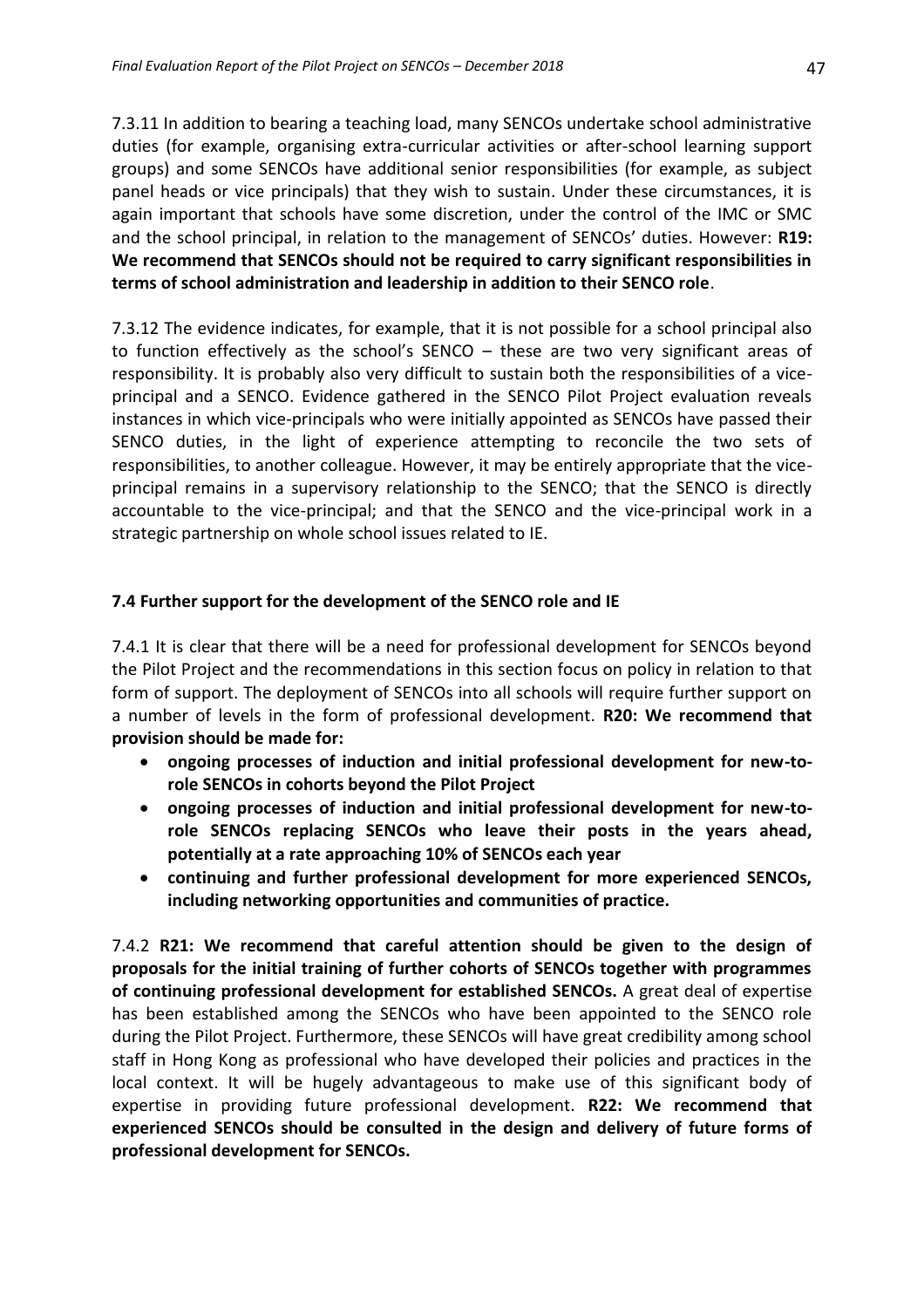7.3.11 In addition to bearing a teaching load, many SENCOs undertake school administrative duties (for example, organising extra-curricular activities or after-school learning support groups) and some SENCOs have additional senior responsibilities (for example, as subject panel heads or vice principals) that they wish to sustain. Under these circumstances, it is again important that schools have some discretion, under the control of the IMC or SMC and the school principal, in relation to the management of SENCOs' duties. However: **R19: We recommend that SENCOs should not be required to carry significant responsibilities in terms of school administration and leadership in addition to their SENCO role**.

7.3.12 The evidence indicates, for example, that it is not possible for a school principal also to function effectively as the school's SENCO – these are two very significant areas of responsibility. It is probably also very difficult to sustain both the responsibilities of a vice-principal and a SENCO. Evidence gathered in the SENCO Pilot Project evaluation reveals instances in which vice-principals who were initially appointed as SENCOs have passed their SENCO duties, in the light of experience attempting to reconcile the two sets of responsibilities, to another colleague. However, it may be entirely appropriate that the vice-principal remains in a supervisory relationship to the SENCO; that the SENCO is directly accountable to the vice-principal; and that the SENCO and the vice-principal work in a strategic partnership on whole school issues related to IE.

### 7.4 Further support for the development of the SENCO role and IE

7.4.1 It is clear that there will be a need for professional development for SENCOs beyond the Pilot Project and the recommendations in this section focus on policy in relation to that form of support. The deployment of SENCOs into all schools will require further support on a number of levels in the form of professional development. **R20: We recommend that provision should be made for:**

- **ongoing processes of induction and initial professional development for new-to-role SENCOs in cohorts beyond the Pilot Project**
- **ongoing processes of induction and initial professional development for new-to-role SENCOs replacing SENCOs who leave their posts in the years ahead, potentially at a rate approaching 10% of SENCOs each year**
- **continuing and further professional development for more experienced SENCOs, including networking opportunities and communities of practice.**

7.4.2 **R21: We recommend that careful attention should be given to the design of proposals for the initial training of further cohorts of SENCOs together with programmes of continuing professional development for established SENCOs.** A great deal of expertise has been established among the SENCOs who have been appointed to the SENCO role during the Pilot Project. Furthermore, these SENCOs will have great credibility among school staff in Hong Kong as professional who have developed their policies and practices in the local context. It will be hugely advantageous to make use of this significant body of expertise in providing future professional development. **R22: We recommend that experienced SENCOs should be consulted in the design and delivery of future forms of professional development for SENCOs.**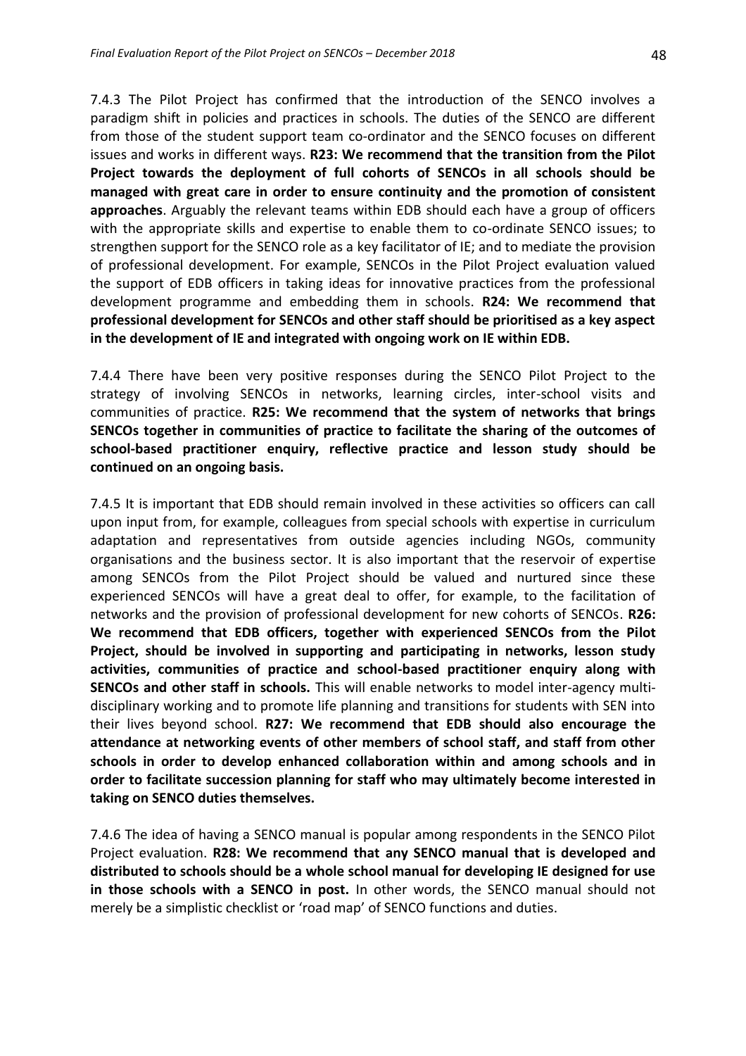7.4.3 The Pilot Project has confirmed that the introduction of the SENCO involves a paradigm shift in policies and practices in schools. The duties of the SENCO are different from those of the student support team co-ordinator and the SENCO focuses on different issues and works in different ways. **R23: We recommend that the transition from the Pilot Project towards the deployment of full cohorts of SENCOs in all schools should be managed with great care in order to ensure continuity and the promotion of consistent approaches**. Arguably the relevant teams within EDB should each have a group of officers with the appropriate skills and expertise to enable them to co-ordinate SENCO issues; to strengthen support for the SENCO role as a key facilitator of IE; and to mediate the provision of professional development. For example, SENCOs in the Pilot Project evaluation valued the support of EDB officers in taking ideas for innovative practices from the professional development programme and embedding them in schools. **R24: We recommend that professional development for SENCOs and other staff should be prioritised as a key aspect in the development of IE and integrated with ongoing work on IE within EDB.**

7.4.4 There have been very positive responses during the SENCO Pilot Project to the strategy of involving SENCOs in networks, learning circles, inter-school visits and communities of practice. **R25: We recommend that the system of networks that brings SENCOs together in communities of practice to facilitate the sharing of the outcomes of school-based practitioner enquiry, reflective practice and lesson study should be continued on an ongoing basis.**

7.4.5 It is important that EDB should remain involved in these activities so officers can call upon input from, for example, colleagues from special schools with expertise in curriculum adaptation and representatives from outside agencies including NGOs, community organisations and the business sector. It is also important that the reservoir of expertise among SENCOs from the Pilot Project should be valued and nurtured since these experienced SENCOs will have a great deal to offer, for example, to the facilitation of networks and the provision of professional development for new cohorts of SENCOs. **R26: We recommend that EDB officers, together with experienced SENCOs from the Pilot Project, should be involved in supporting and participating in networks, lesson study activities, communities of practice and school-based practitioner enquiry along with SENCOs and other staff in schools.** This will enable networks to model inter-agency multi-disciplinary working and to promote life planning and transitions for students with SEN into their lives beyond school. **R27: We recommend that EDB should also encourage the attendance at networking events of other members of school staff, and staff from other schools in order to develop enhanced collaboration within and among schools and in order to facilitate succession planning for staff who may ultimately become interested in taking on SENCO duties themselves.**

7.4.6 The idea of having a SENCO manual is popular among respondents in the SENCO Pilot Project evaluation. **R28: We recommend that any SENCO manual that is developed and distributed to schools should be a whole school manual for developing IE designed for use in those schools with a SENCO in post.** In other words, the SENCO manual should not merely be a simplistic checklist or 'road map' of SENCO functions and duties.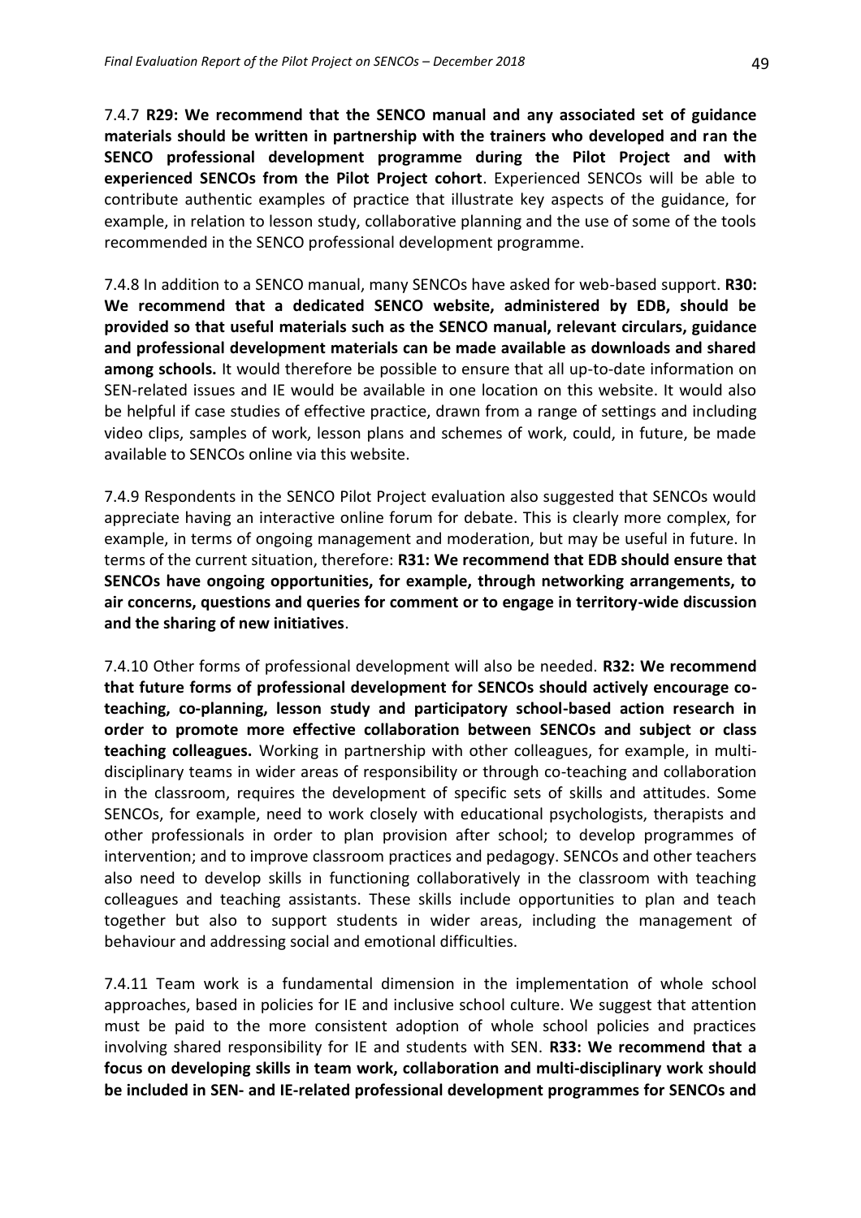7.4.7 **R29: We recommend that the SENCO manual and any associated set of guidance materials should be written in partnership with the trainers who developed and ran the SENCO professional development programme during the Pilot Project and with experienced SENCOs from the Pilot Project cohort**. Experienced SENCOs will be able to contribute authentic examples of practice that illustrate key aspects of the guidance, for example, in relation to lesson study, collaborative planning and the use of some of the tools recommended in the SENCO professional development programme.

7.4.8 In addition to a SENCO manual, many SENCOs have asked for web-based support. **R30: We recommend that a dedicated SENCO website, administered by EDB, should be provided so that useful materials such as the SENCO manual, relevant circulars, guidance and professional development materials can be made available as downloads and shared among schools.** It would therefore be possible to ensure that all up-to-date information on SEN-related issues and IE would be available in one location on this website. It would also be helpful if case studies of effective practice, drawn from a range of settings and including video clips, samples of work, lesson plans and schemes of work, could, in future, be made available to SENCOs online via this website.

7.4.9 Respondents in the SENCO Pilot Project evaluation also suggested that SENCOs would appreciate having an interactive online forum for debate. This is clearly more complex, for example, in terms of ongoing management and moderation, but may be useful in future. In terms of the current situation, therefore: **R31: We recommend that EDB should ensure that SENCOs have ongoing opportunities, for example, through networking arrangements, to air concerns, questions and queries for comment or to engage in territory-wide discussion and the sharing of new initiatives**.

7.4.10 Other forms of professional development will also be needed. **R32: We recommend that future forms of professional development for SENCOs should actively encourage co-teaching, co-planning, lesson study and participatory school-based action research in order to promote more effective collaboration between SENCOs and subject or class teaching colleagues.** Working in partnership with other colleagues, for example, in multi-disciplinary teams in wider areas of responsibility or through co-teaching and collaboration in the classroom, requires the development of specific sets of skills and attitudes. Some SENCOs, for example, need to work closely with educational psychologists, therapists and other professionals in order to plan provision after school; to develop programmes of intervention; and to improve classroom practices and pedagogy. SENCOs and other teachers also need to develop skills in functioning collaboratively in the classroom with teaching colleagues and teaching assistants. These skills include opportunities to plan and teach together but also to support students in wider areas, including the management of behaviour and addressing social and emotional difficulties.

7.4.11 Team work is a fundamental dimension in the implementation of whole school approaches, based in policies for IE and inclusive school culture. We suggest that attention must be paid to the more consistent adoption of whole school policies and practices involving shared responsibility for IE and students with SEN. **R33: We recommend that a focus on developing skills in team work, collaboration and multi-disciplinary work should be included in SEN- and IE-related professional development programmes for SENCOs and**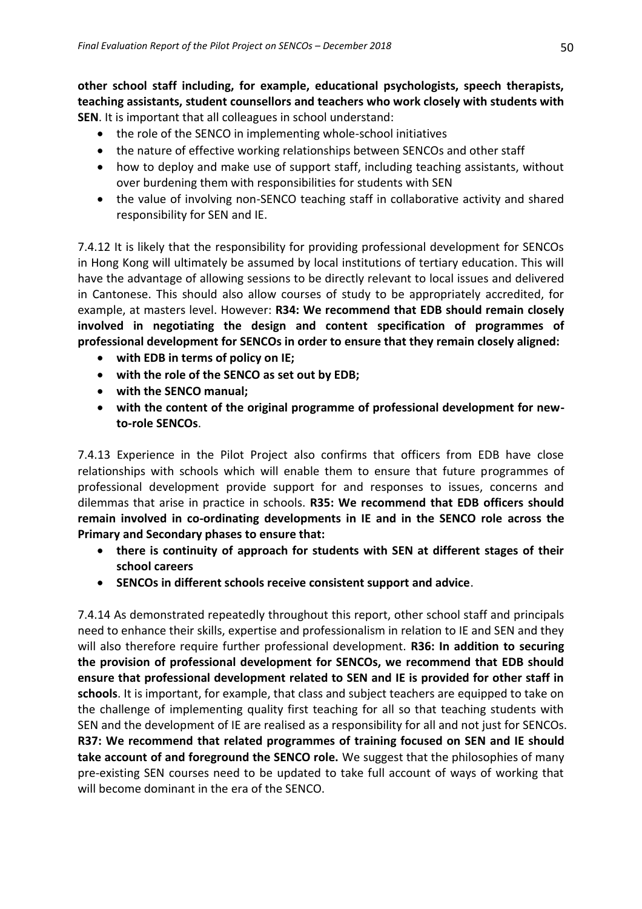**other school staff including, for example, educational psychologists, speech therapists, teaching assistants, student counsellors and teachers who work closely with students with SEN**. It is important that all colleagues in school understand:

- the role of the SENCO in implementing whole-school initiatives
- the nature of effective working relationships between SENCOs and other staff
- how to deploy and make use of support staff, including teaching assistants, without over burdening them with responsibilities for students with SEN
- the value of involving non-SENCO teaching staff in collaborative activity and shared responsibility for SEN and IE.

7.4.12 It is likely that the responsibility for providing professional development for SENCOs in Hong Kong will ultimately be assumed by local institutions of tertiary education. This will have the advantage of allowing sessions to be directly relevant to local issues and delivered in Cantonese. This should also allow courses of study to be appropriately accredited, for example, at masters level. However: **R34: We recommend that EDB should remain closely involved in negotiating the design and content specification of programmes of professional development for SENCOs in order to ensure that they remain closely aligned:**

- **with EDB in terms of policy on IE;**
- **with the role of the SENCO as set out by EDB;**
- **with the SENCO manual;**
- **with the content of the original programme of professional development for new-to-role SENCOs**.

7.4.13 Experience in the Pilot Project also confirms that officers from EDB have close relationships with schools which will enable them to ensure that future programmes of professional development provide support for and responses to issues, concerns and dilemmas that arise in practice in schools. **R35: We recommend that EDB officers should remain involved in co-ordinating developments in IE and in the SENCO role across the Primary and Secondary phases to ensure that:**

- **there is continuity of approach for students with SEN at different stages of their school careers**
- **SENCOs in different schools receive consistent support and advice**.

7.4.14 As demonstrated repeatedly throughout this report, other school staff and principals need to enhance their skills, expertise and professionalism in relation to IE and SEN and they will also therefore require further professional development. **R36: In addition to securing the provision of professional development for SENCOs, we recommend that EDB should ensure that professional development related to SEN and IE is provided for other staff in schools**. It is important, for example, that class and subject teachers are equipped to take on the challenge of implementing quality first teaching for all so that teaching students with SEN and the development of IE are realised as a responsibility for all and not just for SENCOs. **R37: We recommend that related programmes of training focused on SEN and IE should take account of and foreground the SENCO role.** We suggest that the philosophies of many pre-existing SEN courses need to be updated to take full account of ways of working that will become dominant in the era of the SENCO.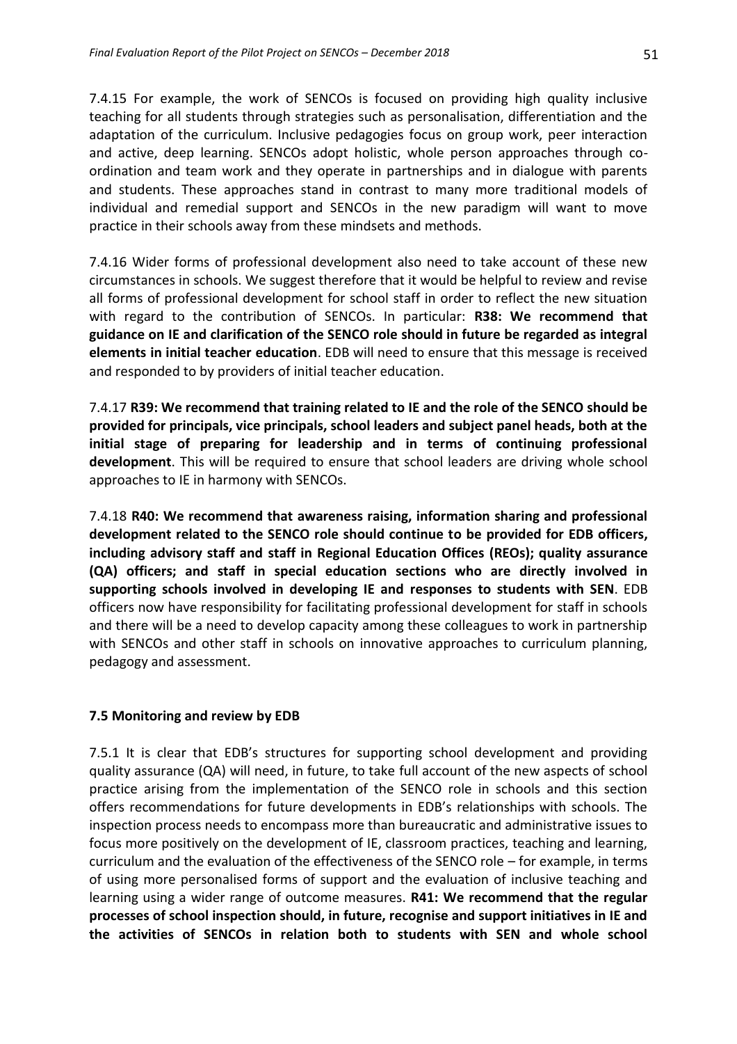7.4.15 For example, the work of SENCOs is focused on providing high quality inclusive teaching for all students through strategies such as personalisation, differentiation and the adaptation of the curriculum. Inclusive pedagogies focus on group work, peer interaction and active, deep learning. SENCOs adopt holistic, whole person approaches through co-ordination and team work and they operate in partnerships and in dialogue with parents and students. These approaches stand in contrast to many more traditional models of individual and remedial support and SENCOs in the new paradigm will want to move practice in their schools away from these mindsets and methods.

7.4.16 Wider forms of professional development also need to take account of these new circumstances in schools. We suggest therefore that it would be helpful to review and revise all forms of professional development for school staff in order to reflect the new situation with regard to the contribution of SENCOs. In particular: **R38: We recommend that guidance on IE and clarification of the SENCO role should in future be regarded as integral elements in initial teacher education**. EDB will need to ensure that this message is received and responded to by providers of initial teacher education.

7.4.17 **R39: We recommend that training related to IE and the role of the SENCO should be provided for principals, vice principals, school leaders and subject panel heads, both at the initial stage of preparing for leadership and in terms of continuing professional development**. This will be required to ensure that school leaders are driving whole school approaches to IE in harmony with SENCOs.

7.4.18 **R40: We recommend that awareness raising, information sharing and professional development related to the SENCO role should continue to be provided for EDB officers, including advisory staff and staff in Regional Education Offices (REOs); quality assurance (QA) officers; and staff in special education sections who are directly involved in supporting schools involved in developing IE and responses to students with SEN**. EDB officers now have responsibility for facilitating professional development for staff in schools and there will be a need to develop capacity among these colleagues to work in partnership with SENCOs and other staff in schools on innovative approaches to curriculum planning, pedagogy and assessment.

### 7.5 Monitoring and review by EDB

7.5.1 It is clear that EDB's structures for supporting school development and providing quality assurance (QA) will need, in future, to take full account of the new aspects of school practice arising from the implementation of the SENCO role in schools and this section offers recommendations for future developments in EDB's relationships with schools. The inspection process needs to encompass more than bureaucratic and administrative issues to focus more positively on the development of IE, classroom practices, teaching and learning, curriculum and the evaluation of the effectiveness of the SENCO role – for example, in terms of using more personalised forms of support and the evaluation of inclusive teaching and learning using a wider range of outcome measures. **R41: We recommend that the regular processes of school inspection should, in future, recognise and support initiatives in IE and the activities of SENCOs in relation both to students with SEN and whole school**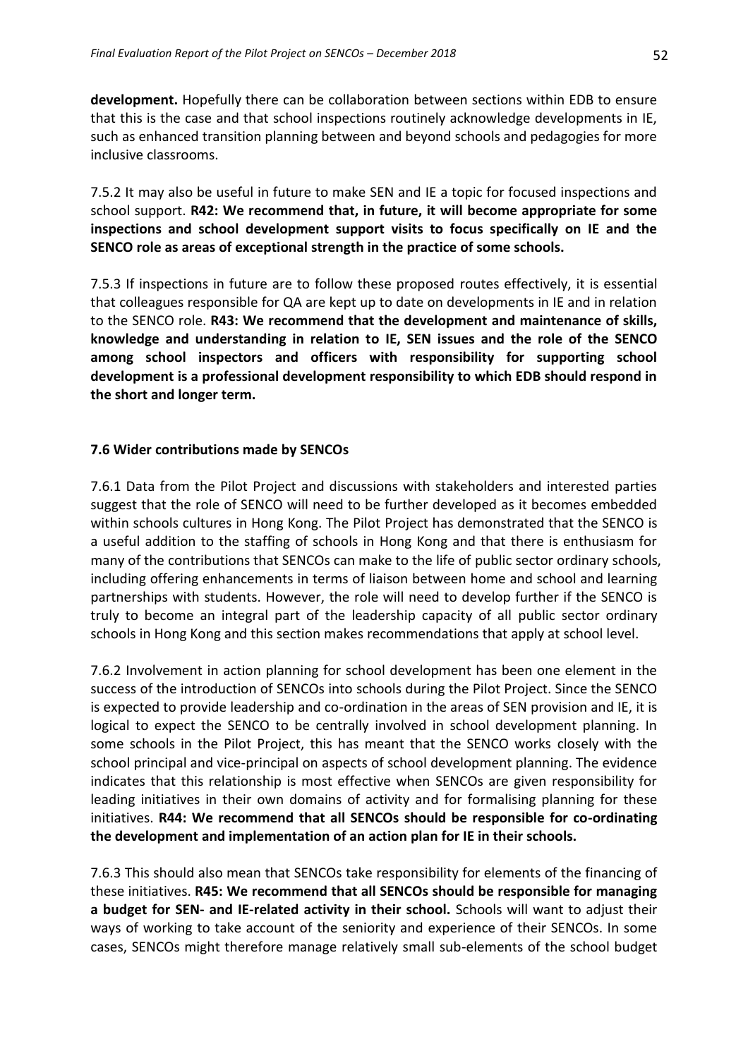**development.** Hopefully there can be collaboration between sections within EDB to ensure that this is the case and that school inspections routinely acknowledge developments in IE, such as enhanced transition planning between and beyond schools and pedagogies for more inclusive classrooms.

7.5.2 It may also be useful in future to make SEN and IE a topic for focused inspections and school support. **R42: We recommend that, in future, it will become appropriate for some inspections and school development support visits to focus specifically on IE and the SENCO role as areas of exceptional strength in the practice of some schools.**

7.5.3 If inspections in future are to follow these proposed routes effectively, it is essential that colleagues responsible for QA are kept up to date on developments in IE and in relation to the SENCO role. **R43: We recommend that the development and maintenance of skills, knowledge and understanding in relation to IE, SEN issues and the role of the SENCO among school inspectors and officers with responsibility for supporting school development is a professional development responsibility to which EDB should respond in the short and longer term.**

### 7.6 Wider contributions made by SENCOs

7.6.1 Data from the Pilot Project and discussions with stakeholders and interested parties suggest that the role of SENCO will need to be further developed as it becomes embedded within schools cultures in Hong Kong. The Pilot Project has demonstrated that the SENCO is a useful addition to the staffing of schools in Hong Kong and that there is enthusiasm for many of the contributions that SENCOs can make to the life of public sector ordinary schools, including offering enhancements in terms of liaison between home and school and learning partnerships with students. However, the role will need to develop further if the SENCO is truly to become an integral part of the leadership capacity of all public sector ordinary schools in Hong Kong and this section makes recommendations that apply at school level.

7.6.2 Involvement in action planning for school development has been one element in the success of the introduction of SENCOs into schools during the Pilot Project. Since the SENCO is expected to provide leadership and co-ordination in the areas of SEN provision and IE, it is logical to expect the SENCO to be centrally involved in school development planning. In some schools in the Pilot Project, this has meant that the SENCO works closely with the school principal and vice-principal on aspects of school development planning. The evidence indicates that this relationship is most effective when SENCOs are given responsibility for leading initiatives in their own domains of activity and for formalising planning for these initiatives. **R44: We recommend that all SENCOs should be responsible for co-ordinating the development and implementation of an action plan for IE in their schools.**

7.6.3 This should also mean that SENCOs take responsibility for elements of the financing of these initiatives. **R45: We recommend that all SENCOs should be responsible for managing a budget for SEN- and IE-related activity in their school.** Schools will want to adjust their ways of working to take account of the seniority and experience of their SENCOs. In some cases, SENCOs might therefore manage relatively small sub-elements of the school budget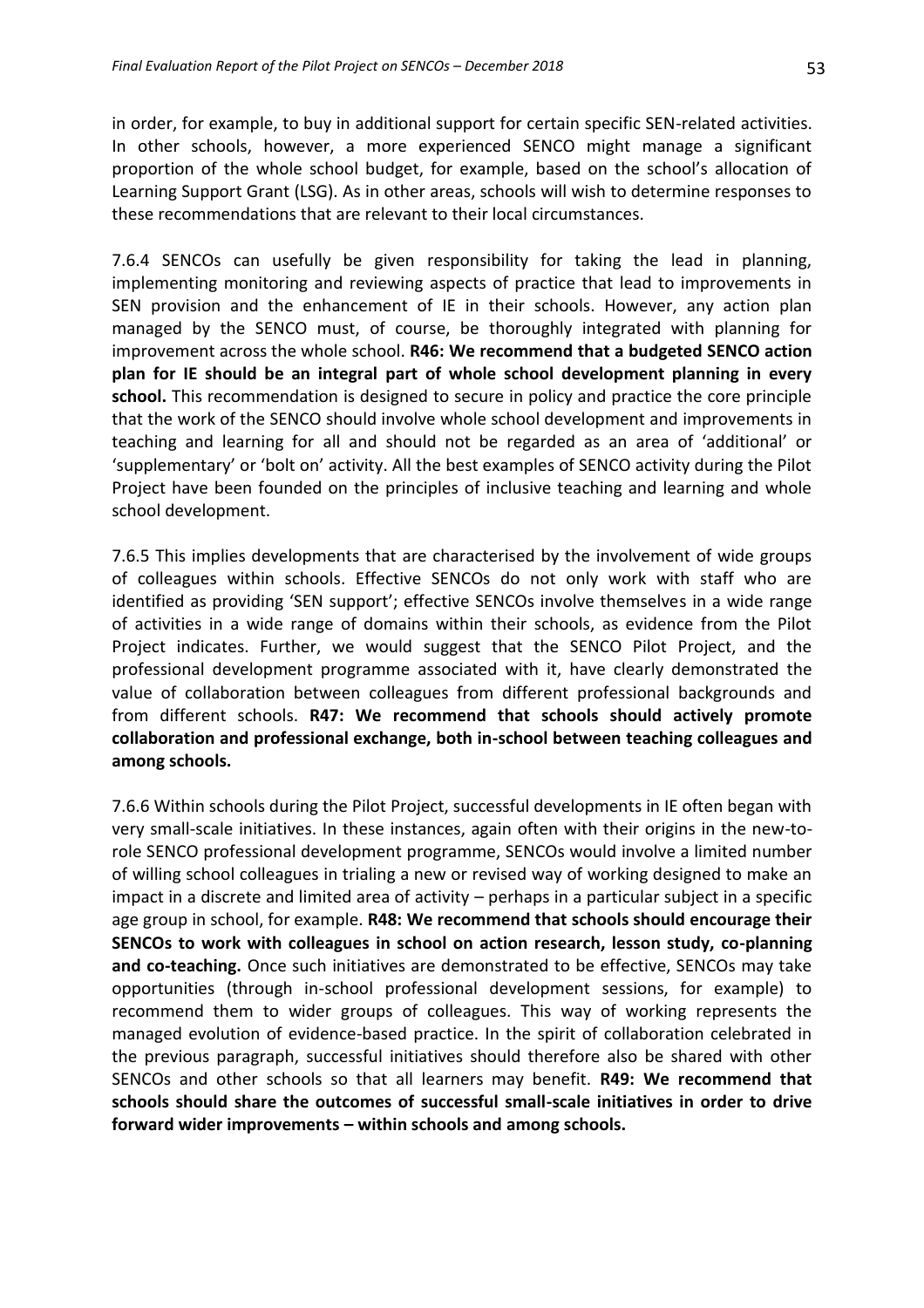in order, for example, to buy in additional support for certain specific SEN-related activities. In other schools, however, a more experienced SENCO might manage a significant proportion of the whole school budget, for example, based on the school's allocation of Learning Support Grant (LSG). As in other areas, schools will wish to determine responses to these recommendations that are relevant to their local circumstances.

7.6.4 SENCOs can usefully be given responsibility for taking the lead in planning, implementing monitoring and reviewing aspects of practice that lead to improvements in SEN provision and the enhancement of IE in their schools. However, any action plan managed by the SENCO must, of course, be thoroughly integrated with planning for improvement across the whole school. **R46: We recommend that a budgeted SENCO action plan for IE should be an integral part of whole school development planning in every school.** This recommendation is designed to secure in policy and practice the core principle that the work of the SENCO should involve whole school development and improvements in teaching and learning for all and should not be regarded as an area of 'additional' or 'supplementary' or 'bolt on' activity. All the best examples of SENCO activity during the Pilot Project have been founded on the principles of inclusive teaching and learning and whole school development.

7.6.5 This implies developments that are characterised by the involvement of wide groups of colleagues within schools. Effective SENCOs do not only work with staff who are identified as providing 'SEN support'; effective SENCOs involve themselves in a wide range of activities in a wide range of domains within their schools, as evidence from the Pilot Project indicates. Further, we would suggest that the SENCO Pilot Project, and the professional development programme associated with it, have clearly demonstrated the value of collaboration between colleagues from different professional backgrounds and from different schools. **R47: We recommend that schools should actively promote collaboration and professional exchange, both in-school between teaching colleagues and among schools.**

7.6.6 Within schools during the Pilot Project, successful developments in IE often began with very small-scale initiatives. In these instances, again often with their origins in the new-to-role SENCO professional development programme, SENCOs would involve a limited number of willing school colleagues in trialing a new or revised way of working designed to make an impact in a discrete and limited area of activity – perhaps in a particular subject in a specific age group in school, for example. **R48: We recommend that schools should encourage their SENCOs to work with colleagues in school on action research, lesson study, co-planning and co-teaching.** Once such initiatives are demonstrated to be effective, SENCOs may take opportunities (through in-school professional development sessions, for example) to recommend them to wider groups of colleagues. This way of working represents the managed evolution of evidence-based practice. In the spirit of collaboration celebrated in the previous paragraph, successful initiatives should therefore also be shared with other SENCOs and other schools so that all learners may benefit. **R49: We recommend that schools should share the outcomes of successful small-scale initiatives in order to drive forward wider improvements – within schools and among schools.**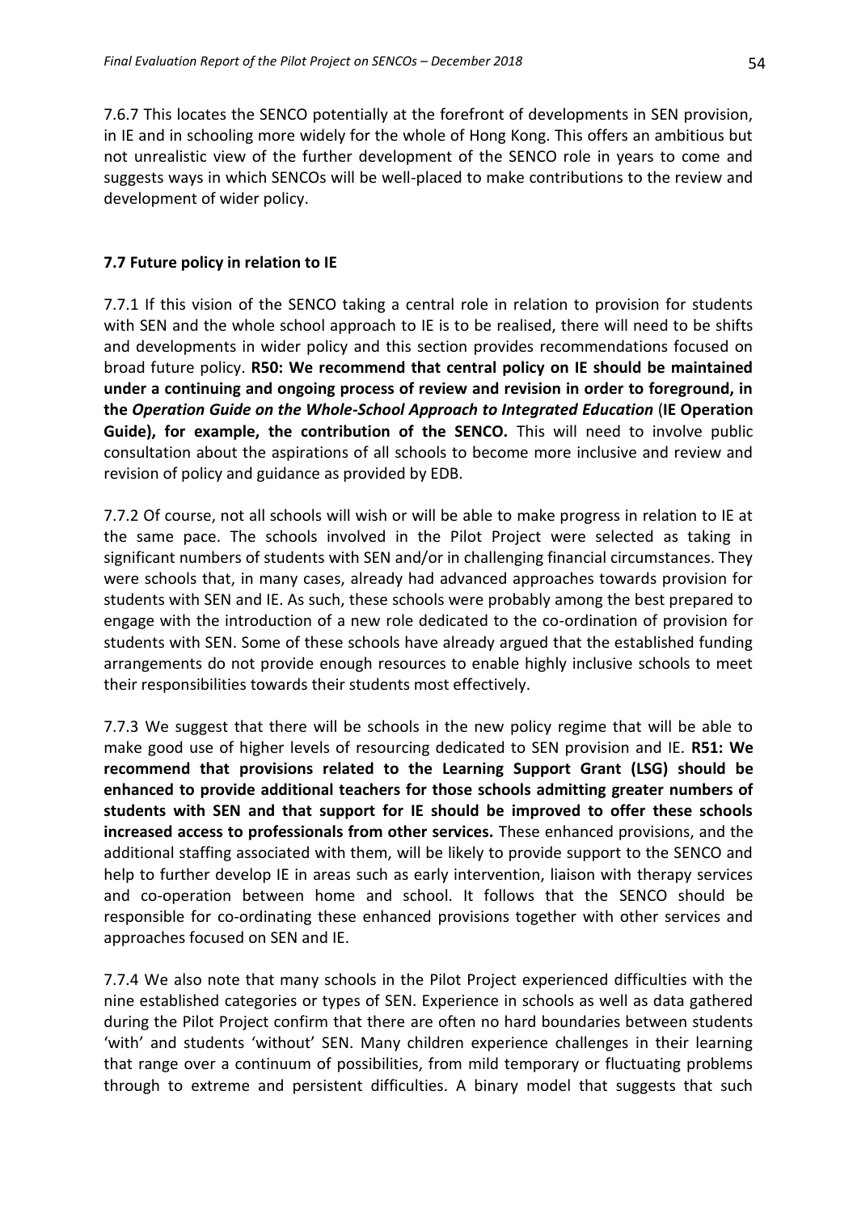7.6.7 This locates the SENCO potentially at the forefront of developments in SEN provision, in IE and in schooling more widely for the whole of Hong Kong. This offers an ambitious but not unrealistic view of the further development of the SENCO role in years to come and suggests ways in which SENCOs will be well-placed to make contributions to the review and development of wider policy.

### 7.7 Future policy in relation to IE

7.7.1 If this vision of the SENCO taking a central role in relation to provision for students with SEN and the whole school approach to IE is to be realised, there will need to be shifts and developments in wider policy and this section provides recommendations focused on broad future policy. **R50: We recommend that central policy on IE should be maintained under a continuing and ongoing process of review and revision in order to foreground, in the *Operation Guide on the Whole-School Approach to Integrated Education* (IE Operation Guide), for example, the contribution of the SENCO.** This will need to involve public consultation about the aspirations of all schools to become more inclusive and review and revision of policy and guidance as provided by EDB.

7.7.2 Of course, not all schools will wish or will be able to make progress in relation to IE at the same pace. The schools involved in the Pilot Project were selected as taking in significant numbers of students with SEN and/or in challenging financial circumstances. They were schools that, in many cases, already had advanced approaches towards provision for students with SEN and IE. As such, these schools were probably among the best prepared to engage with the introduction of a new role dedicated to the co-ordination of provision for students with SEN. Some of these schools have already argued that the established funding arrangements do not provide enough resources to enable highly inclusive schools to meet their responsibilities towards their students most effectively.

7.7.3 We suggest that there will be schools in the new policy regime that will be able to make good use of higher levels of resourcing dedicated to SEN provision and IE. **R51: We recommend that provisions related to the Learning Support Grant (LSG) should be enhanced to provide additional teachers for those schools admitting greater numbers of students with SEN and that support for IE should be improved to offer these schools increased access to professionals from other services.** These enhanced provisions, and the additional staffing associated with them, will be likely to provide support to the SENCO and help to further develop IE in areas such as early intervention, liaison with therapy services and co-operation between home and school. It follows that the SENCO should be responsible for co-ordinating these enhanced provisions together with other services and approaches focused on SEN and IE.

7.7.4 We also note that many schools in the Pilot Project experienced difficulties with the nine established categories or types of SEN. Experience in schools as well as data gathered during the Pilot Project confirm that there are often no hard boundaries between students 'with' and students 'without' SEN. Many children experience challenges in their learning that range over a continuum of possibilities, from mild temporary or fluctuating problems through to extreme and persistent difficulties. A binary model that suggests that such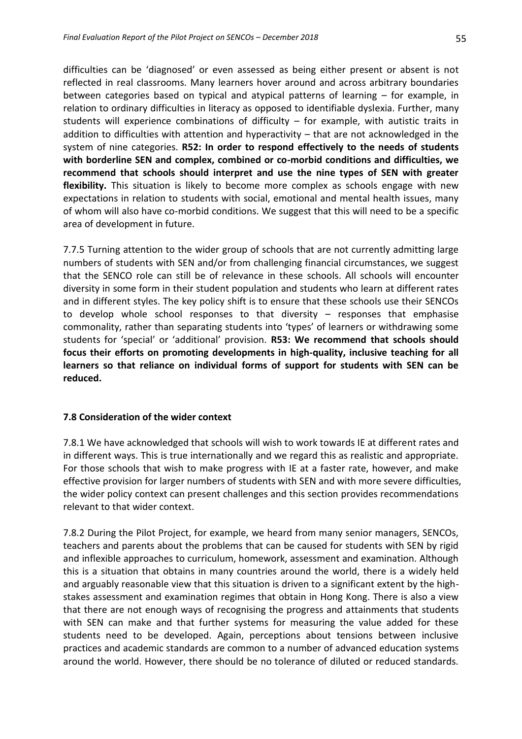difficulties can be 'diagnosed' or even assessed as being either present or absent is not reflected in real classrooms. Many learners hover around and across arbitrary boundaries between categories based on typical and atypical patterns of learning – for example, in relation to ordinary difficulties in literacy as opposed to identifiable dyslexia. Further, many students will experience combinations of difficulty – for example, with autistic traits in addition to difficulties with attention and hyperactivity – that are not acknowledged in the system of nine categories. **R52: In order to respond effectively to the needs of students with borderline SEN and complex, combined or co-morbid conditions and difficulties, we recommend that schools should interpret and use the nine types of SEN with greater flexibility.** This situation is likely to become more complex as schools engage with new expectations in relation to students with social, emotional and mental health issues, many of whom will also have co-morbid conditions. We suggest that this will need to be a specific area of development in future.

7.7.5 Turning attention to the wider group of schools that are not currently admitting large numbers of students with SEN and/or from challenging financial circumstances, we suggest that the SENCO role can still be of relevance in these schools. All schools will encounter diversity in some form in their student population and students who learn at different rates and in different styles. The key policy shift is to ensure that these schools use their SENCOs to develop whole school responses to that diversity – responses that emphasise commonality, rather than separating students into 'types' of learners or withdrawing some students for 'special' or 'additional' provision. **R53: We recommend that schools should focus their efforts on promoting developments in high-quality, inclusive teaching for all learners so that reliance on individual forms of support for students with SEN can be reduced.**

### 7.8 Consideration of the wider context

7.8.1 We have acknowledged that schools will wish to work towards IE at different rates and in different ways. This is true internationally and we regard this as realistic and appropriate. For those schools that wish to make progress with IE at a faster rate, however, and make effective provision for larger numbers of students with SEN and with more severe difficulties, the wider policy context can present challenges and this section provides recommendations relevant to that wider context.

7.8.2 During the Pilot Project, for example, we heard from many senior managers, SENCOs, teachers and parents about the problems that can be caused for students with SEN by rigid and inflexible approaches to curriculum, homework, assessment and examination. Although this is a situation that obtains in many countries around the world, there is a widely held and arguably reasonable view that this situation is driven to a significant extent by the high-stakes assessment and examination regimes that obtain in Hong Kong. There is also a view that there are not enough ways of recognising the progress and attainments that students with SEN can make and that further systems for measuring the value added for these students need to be developed. Again, perceptions about tensions between inclusive practices and academic standards are common to a number of advanced education systems around the world. However, there should be no tolerance of diluted or reduced standards.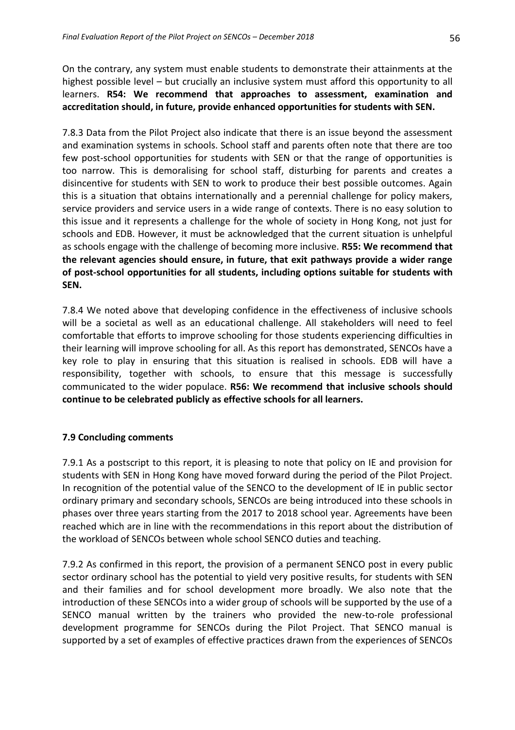On the contrary, any system must enable students to demonstrate their attainments at the highest possible level – but crucially an inclusive system must afford this opportunity to all learners. **R54: We recommend that approaches to assessment, examination and accreditation should, in future, provide enhanced opportunities for students with SEN.**

7.8.3 Data from the Pilot Project also indicate that there is an issue beyond the assessment and examination systems in schools. School staff and parents often note that there are too few post-school opportunities for students with SEN or that the range of opportunities is too narrow. This is demoralising for school staff, disturbing for parents and creates a disincentive for students with SEN to work to produce their best possible outcomes. Again this is a situation that obtains internationally and a perennial challenge for policy makers, service providers and service users in a wide range of contexts. There is no easy solution to this issue and it represents a challenge for the whole of society in Hong Kong, not just for schools and EDB. However, it must be acknowledged that the current situation is unhelpful as schools engage with the challenge of becoming more inclusive. **R55: We recommend that the relevant agencies should ensure, in future, that exit pathways provide a wider range of post-school opportunities for all students, including options suitable for students with SEN.**

7.8.4 We noted above that developing confidence in the effectiveness of inclusive schools will be a societal as well as an educational challenge. All stakeholders will need to feel comfortable that efforts to improve schooling for those students experiencing difficulties in their learning will improve schooling for all. As this report has demonstrated, SENCOs have a key role to play in ensuring that this situation is realised in schools. EDB will have a responsibility, together with schools, to ensure that this message is successfully communicated to the wider populace. **R56: We recommend that inclusive schools should continue to be celebrated publicly as effective schools for all learners.**

### 7.9 Concluding comments

7.9.1 As a postscript to this report, it is pleasing to note that policy on IE and provision for students with SEN in Hong Kong have moved forward during the period of the Pilot Project. In recognition of the potential value of the SENCO to the development of IE in public sector ordinary primary and secondary schools, SENCOs are being introduced into these schools in phases over three years starting from the 2017 to 2018 school year. Agreements have been reached which are in line with the recommendations in this report about the distribution of the workload of SENCOs between whole school SENCO duties and teaching.

7.9.2 As confirmed in this report, the provision of a permanent SENCO post in every public sector ordinary school has the potential to yield very positive results, for students with SEN and their families and for school development more broadly. We also note that the introduction of these SENCOs into a wider group of schools will be supported by the use of a SENCO manual written by the trainers who provided the new-to-role professional development programme for SENCOs during the Pilot Project. That SENCO manual is supported by a set of examples of effective practices drawn from the experiences of SENCOs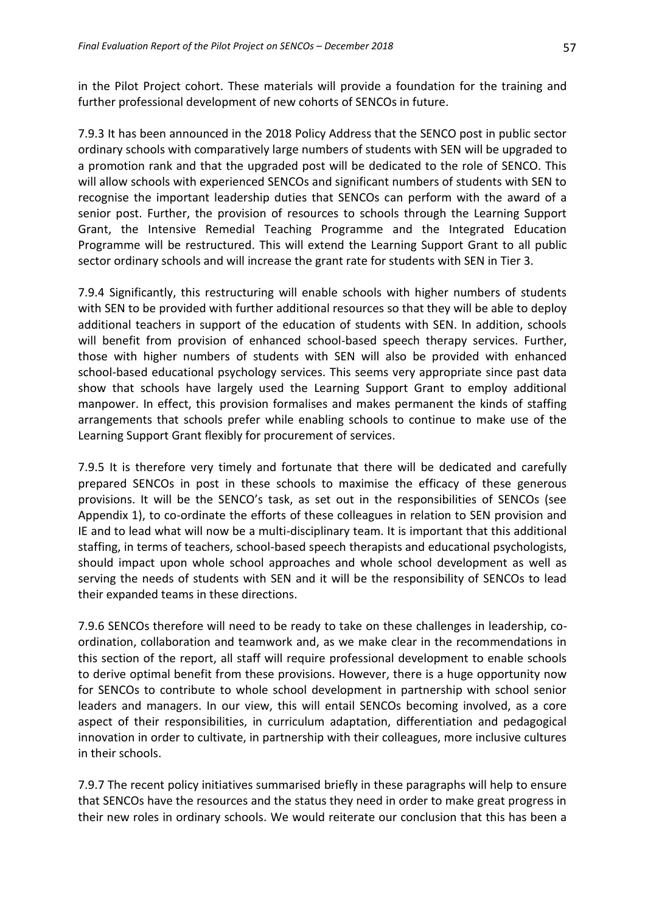in the Pilot Project cohort. These materials will provide a foundation for the training and further professional development of new cohorts of SENCOs in future.

7.9.3 It has been announced in the 2018 Policy Address that the SENCO post in public sector ordinary schools with comparatively large numbers of students with SEN will be upgraded to a promotion rank and that the upgraded post will be dedicated to the role of SENCO. This will allow schools with experienced SENCOs and significant numbers of students with SEN to recognise the important leadership duties that SENCOs can perform with the award of a senior post. Further, the provision of resources to schools through the Learning Support Grant, the Intensive Remedial Teaching Programme and the Integrated Education Programme will be restructured. This will extend the Learning Support Grant to all public sector ordinary schools and will increase the grant rate for students with SEN in Tier 3.

7.9.4 Significantly, this restructuring will enable schools with higher numbers of students with SEN to be provided with further additional resources so that they will be able to deploy additional teachers in support of the education of students with SEN. In addition, schools will benefit from provision of enhanced school-based speech therapy services. Further, those with higher numbers of students with SEN will also be provided with enhanced school-based educational psychology services. This seems very appropriate since past data show that schools have largely used the Learning Support Grant to employ additional manpower. In effect, this provision formalises and makes permanent the kinds of staffing arrangements that schools prefer while enabling schools to continue to make use of the Learning Support Grant flexibly for procurement of services.

7.9.5 It is therefore very timely and fortunate that there will be dedicated and carefully prepared SENCOs in post in these schools to maximise the efficacy of these generous provisions. It will be the SENCO's task, as set out in the responsibilities of SENCOs (see Appendix 1), to co-ordinate the efforts of these colleagues in relation to SEN provision and IE and to lead what will now be a multi-disciplinary team. It is important that this additional staffing, in terms of teachers, school-based speech therapists and educational psychologists, should impact upon whole school approaches and whole school development as well as serving the needs of students with SEN and it will be the responsibility of SENCOs to lead their expanded teams in these directions.

7.9.6 SENCOs therefore will need to be ready to take on these challenges in leadership, co-ordination, collaboration and teamwork and, as we make clear in the recommendations in this section of the report, all staff will require professional development to enable schools to derive optimal benefit from these provisions. However, there is a huge opportunity now for SENCOs to contribute to whole school development in partnership with school senior leaders and managers. In our view, this will entail SENCOs becoming involved, as a core aspect of their responsibilities, in curriculum adaptation, differentiation and pedagogical innovation in order to cultivate, in partnership with their colleagues, more inclusive cultures in their schools.

7.9.7 The recent policy initiatives summarised briefly in these paragraphs will help to ensure that SENCOs have the resources and the status they need in order to make great progress in their new roles in ordinary schools. We would reiterate our conclusion that this has been a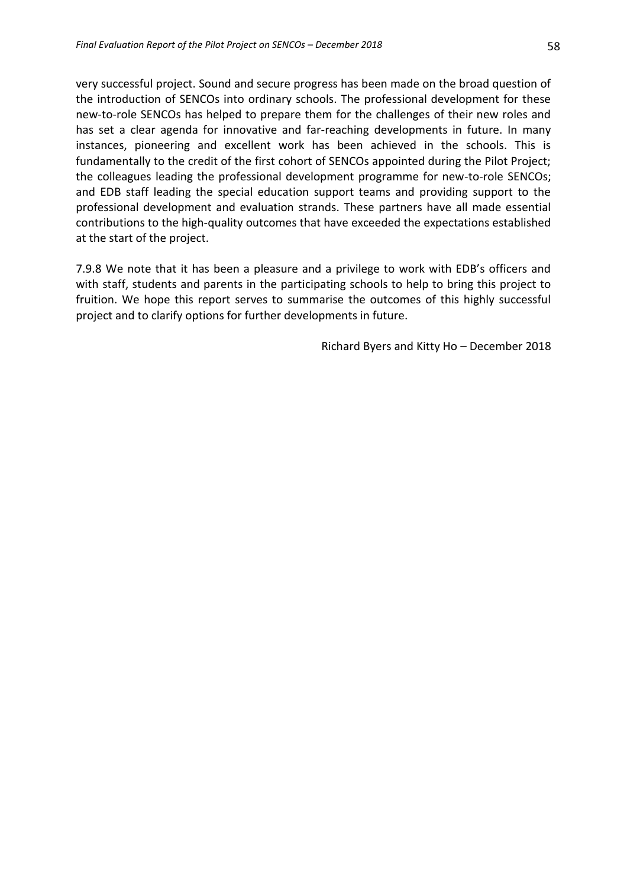very successful project. Sound and secure progress has been made on the broad question of the introduction of SENCOs into ordinary schools. The professional development for these new-to-role SENCOs has helped to prepare them for the challenges of their new roles and has set a clear agenda for innovative and far-reaching developments in future. In many instances, pioneering and excellent work has been achieved in the schools. This is fundamentally to the credit of the first cohort of SENCOs appointed during the Pilot Project; the colleagues leading the professional development programme for new-to-role SENCOs; and EDB staff leading the special education support teams and providing support to the professional development and evaluation strands. These partners have all made essential contributions to the high-quality outcomes that have exceeded the expectations established at the start of the project.

7.9.8 We note that it has been a pleasure and a privilege to work with EDB's officers and with staff, students and parents in the participating schools to help to bring this project to fruition. We hope this report serves to summarise the outcomes of this highly successful project and to clarify options for further developments in future.

Richard Byers and Kitty Ho – December 2018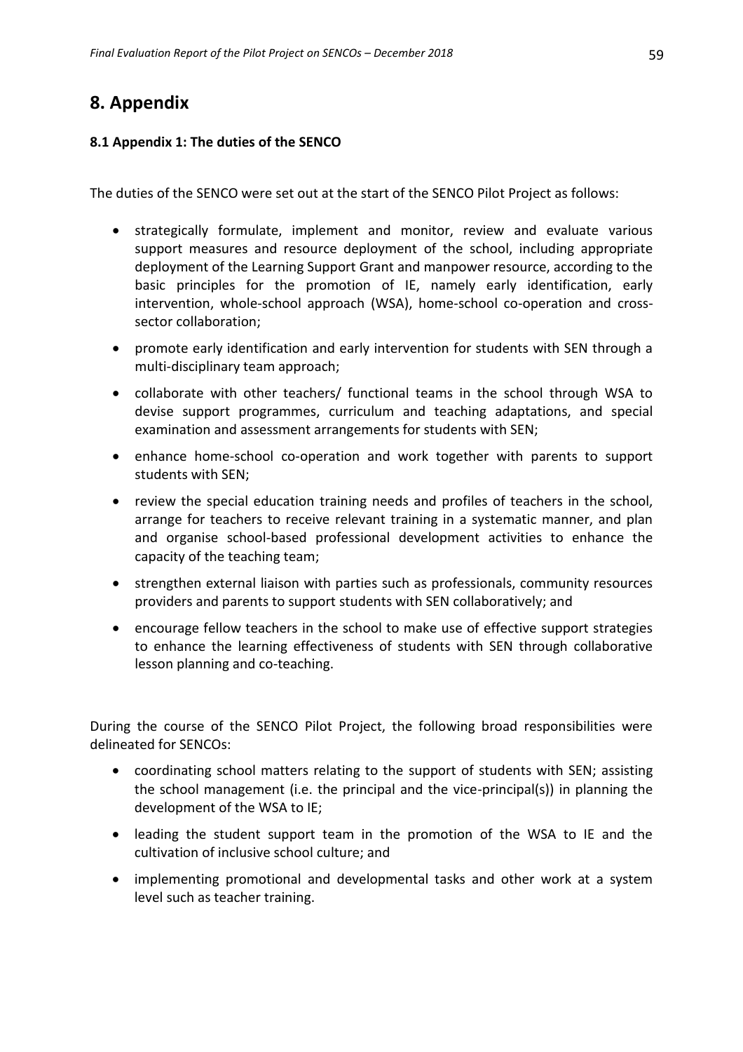# 8. Appendix

### 8.1 Appendix 1: The duties of the SENCO

The duties of the SENCO were set out at the start of the SENCO Pilot Project as follows:

- strategically formulate, implement and monitor, review and evaluate various support measures and resource deployment of the school, including appropriate deployment of the Learning Support Grant and manpower resource, according to the basic principles for the promotion of IE, namely early identification, early intervention, whole-school approach (WSA), home-school co-operation and cross-sector collaboration;
- promote early identification and early intervention for students with SEN through a multi-disciplinary team approach;
- collaborate with other teachers/ functional teams in the school through WSA to devise support programmes, curriculum and teaching adaptations, and special examination and assessment arrangements for students with SEN;
- enhance home-school co-operation and work together with parents to support students with SEN;
- review the special education training needs and profiles of teachers in the school, arrange for teachers to receive relevant training in a systematic manner, and plan and organise school-based professional development activities to enhance the capacity of the teaching team;
- strengthen external liaison with parties such as professionals, community resources providers and parents to support students with SEN collaboratively; and
- encourage fellow teachers in the school to make use of effective support strategies to enhance the learning effectiveness of students with SEN through collaborative lesson planning and co-teaching.

During the course of the SENCO Pilot Project, the following broad responsibilities were delineated for SENCOs:

- coordinating school matters relating to the support of students with SEN; assisting the school management (i.e. the principal and the vice-principal(s)) in planning the development of the WSA to IE;
- leading the student support team in the promotion of the WSA to IE and the cultivation of inclusive school culture; and
- implementing promotional and developmental tasks and other work at a system level such as teacher training.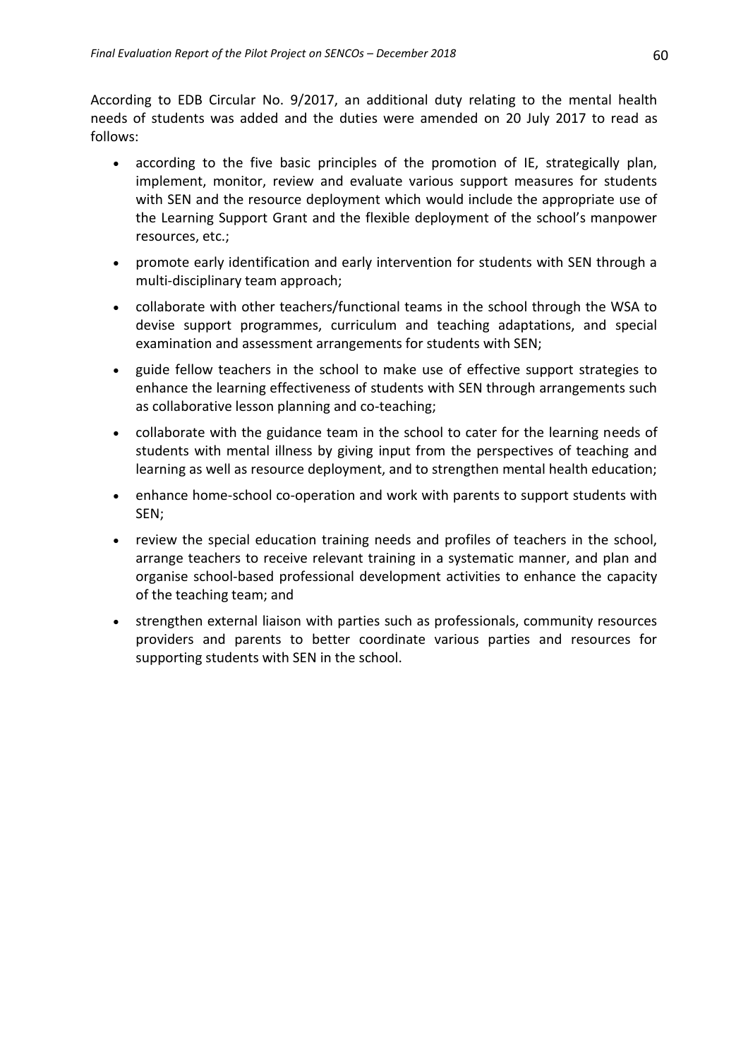According to EDB Circular No. 9/2017, an additional duty relating to the mental health needs of students was added and the duties were amended on 20 July 2017 to read as follows:

- according to the five basic principles of the promotion of IE, strategically plan, implement, monitor, review and evaluate various support measures for students with SEN and the resource deployment which would include the appropriate use of the Learning Support Grant and the flexible deployment of the school's manpower resources, etc.;
- promote early identification and early intervention for students with SEN through a multi-disciplinary team approach;
- collaborate with other teachers/functional teams in the school through the WSA to devise support programmes, curriculum and teaching adaptations, and special examination and assessment arrangements for students with SEN;
- guide fellow teachers in the school to make use of effective support strategies to enhance the learning effectiveness of students with SEN through arrangements such as collaborative lesson planning and co-teaching;
- collaborate with the guidance team in the school to cater for the learning needs of students with mental illness by giving input from the perspectives of teaching and learning as well as resource deployment, and to strengthen mental health education;
- enhance home-school co-operation and work with parents to support students with SEN;
- review the special education training needs and profiles of teachers in the school, arrange teachers to receive relevant training in a systematic manner, and plan and organise school-based professional development activities to enhance the capacity of the teaching team; and
- strengthen external liaison with parties such as professionals, community resources providers and parents to better coordinate various parties and resources for supporting students with SEN in the school.